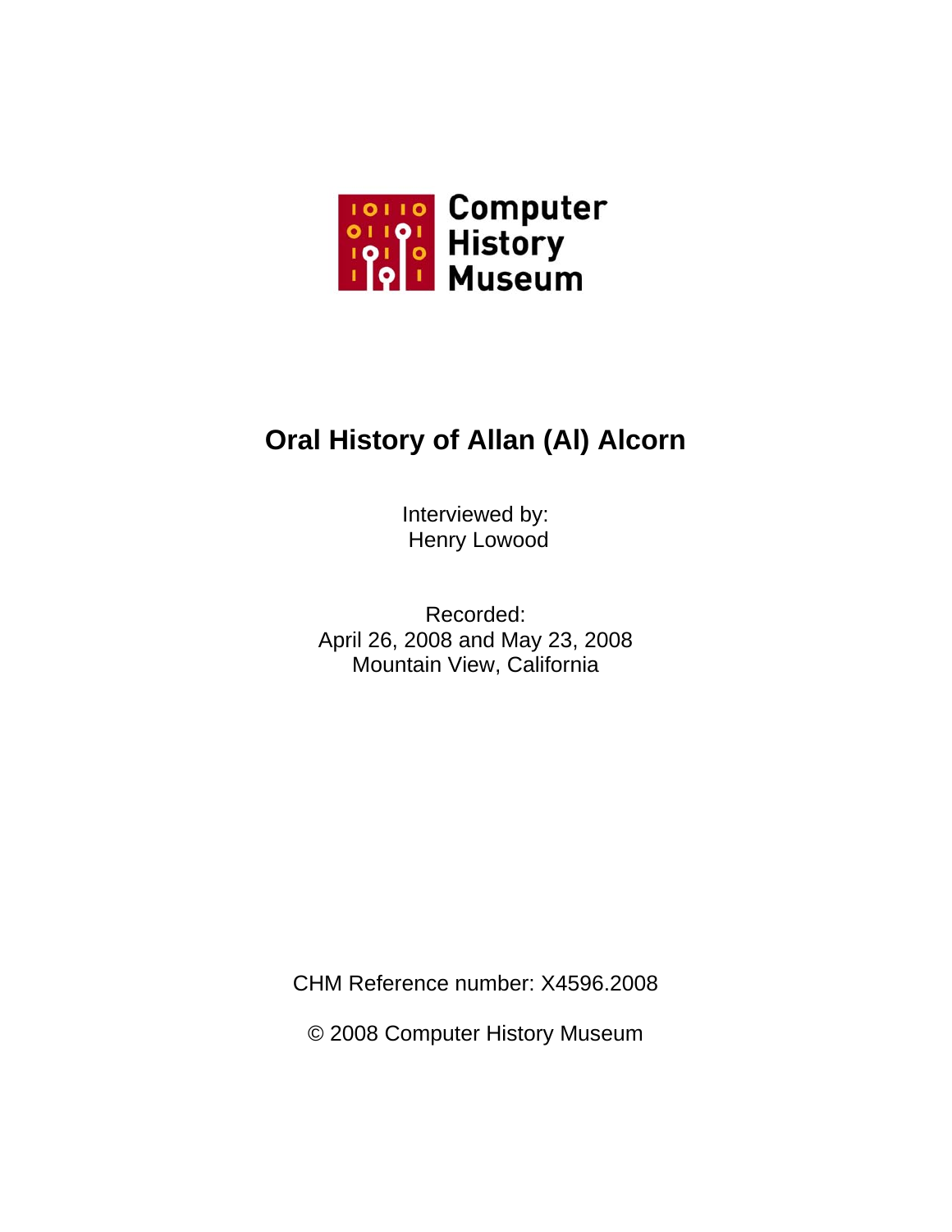Computer History Museum

# Oral History of Allan (Al) Alcorn

Interviewed by:
Henry Lowood

Recorded:
April 26, 2008 and May 23, 2008
Mountain View, California

CHM Reference number: X4596.2008

© 2008 Computer History Museum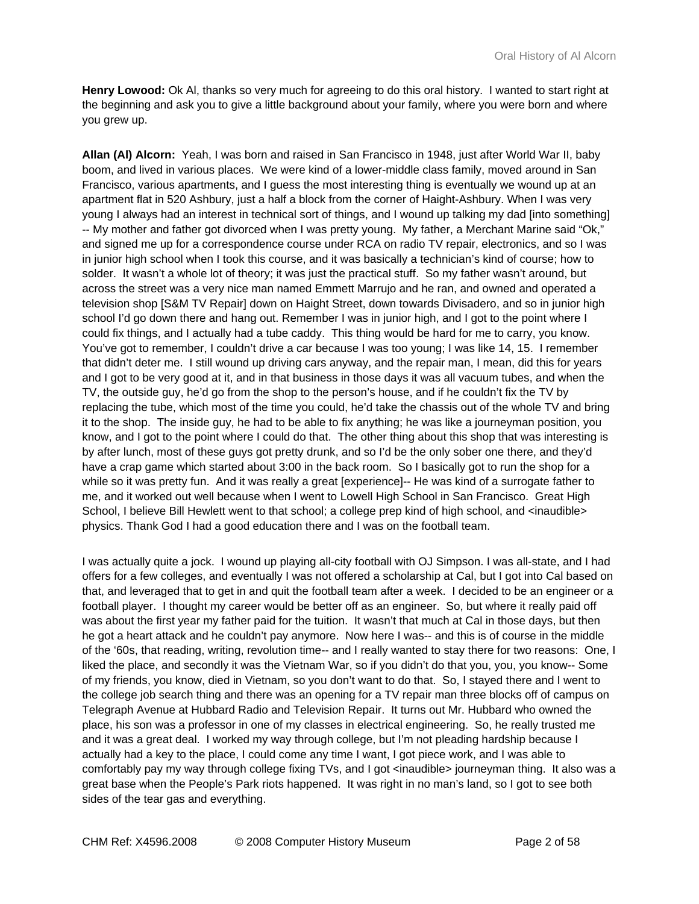**Henry Lowood:** Ok Al, thanks so very much for agreeing to do this oral history. I wanted to start right at the beginning and ask you to give a little background about your family, where you were born and where you grew up.

**Allan (Al) Alcorn:** Yeah, I was born and raised in San Francisco in 1948, just after World War II, baby boom, and lived in various places. We were kind of a lower-middle class family, moved around in San Francisco, various apartments, and I guess the most interesting thing is eventually we wound up at an apartment flat in 520 Ashbury, just a half a block from the corner of Haight-Ashbury. When I was very young I always had an interest in technical sort of things, and I wound up talking my dad [into something] -- My mother and father got divorced when I was pretty young. My father, a Merchant Marine said "Ok," and signed me up for a correspondence course under RCA on radio TV repair, electronics, and so I was in junior high school when I took this course, and it was basically a technician's kind of course; how to solder. It wasn't a whole lot of theory; it was just the practical stuff. So my father wasn't around, but across the street was a very nice man named Emmett Marrujo and he ran, and owned and operated a television shop [S&M TV Repair] down on Haight Street, down towards Divisadero, and so in junior high school I'd go down there and hang out. Remember I was in junior high, and I got to the point where I could fix things, and I actually had a tube caddy. This thing would be hard for me to carry, you know. You've got to remember, I couldn't drive a car because I was too young; I was like 14, 15. I remember that didn't deter me. I still wound up driving cars anyway, and the repair man, I mean, did this for years and I got to be very good at it, and in that business in those days it was all vacuum tubes, and when the TV, the outside guy, he'd go from the shop to the person's house, and if he couldn't fix the TV by replacing the tube, which most of the time you could, he'd take the chassis out of the whole TV and bring it to the shop. The inside guy, he had to be able to fix anything; he was like a journeyman position, you know, and I got to the point where I could do that. The other thing about this shop that was interesting is by after lunch, most of these guys got pretty drunk, and so I'd be the only sober one there, and they'd have a crap game which started about 3:00 in the back room. So I basically got to run the shop for a while so it was pretty fun. And it was really a great [experience]-- He was kind of a surrogate father to me, and it worked out well because when I went to Lowell High School in San Francisco. Great High School, I believe Bill Hewlett went to that school; a college prep kind of high school, and <inaudible> physics. Thank God I had a good education there and I was on the football team.

I was actually quite a jock. I wound up playing all-city football with OJ Simpson. I was all-state, and I had offers for a few colleges, and eventually I was not offered a scholarship at Cal, but I got into Cal based on that, and leveraged that to get in and quit the football team after a week. I decided to be an engineer or a football player. I thought my career would be better off as an engineer. So, but where it really paid off was about the first year my father paid for the tuition. It wasn't that much at Cal in those days, but then he got a heart attack and he couldn't pay anymore. Now here I was-- and this is of course in the middle of the '60s, that reading, writing, revolution time-- and I really wanted to stay there for two reasons: One, I liked the place, and secondly it was the Vietnam War, so if you didn't do that you, you, you know-- Some of my friends, you know, died in Vietnam, so you don't want to do that. So, I stayed there and I went to the college job search thing and there was an opening for a TV repair man three blocks off of campus on Telegraph Avenue at Hubbard Radio and Television Repair. It turns out Mr. Hubbard who owned the place, his son was a professor in one of my classes in electrical engineering. So, he really trusted me and it was a great deal. I worked my way through college, but I'm not pleading hardship because I actually had a key to the place, I could come any time I want, I got piece work, and I was able to comfortably pay my way through college fixing TVs, and I got <inaudible> journeyman thing. It also was a great base when the People's Park riots happened. It was right in no man's land, so I got to see both sides of the tear gas and everything.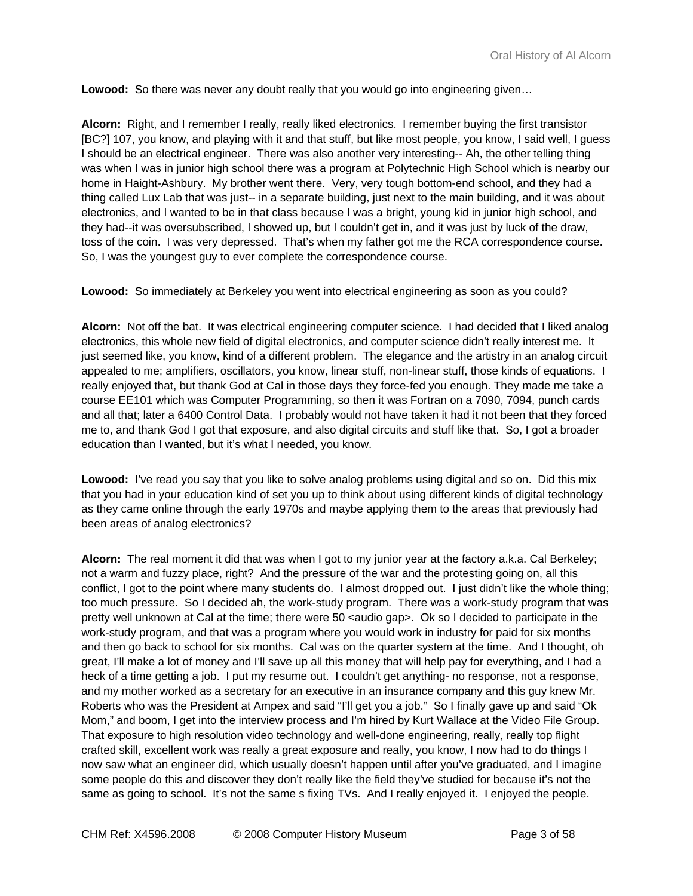**Lowood:** So there was never any doubt really that you would go into engineering given…

**Alcorn:** Right, and I remember I really, really liked electronics. I remember buying the first transistor [BC?] 107, you know, and playing with it and that stuff, but like most people, you know, I said well, I guess I should be an electrical engineer. There was also another very interesting-- Ah, the other telling thing was when I was in junior high school there was a program at Polytechnic High School which is nearby our home in Haight-Ashbury. My brother went there. Very, very tough bottom-end school, and they had a thing called Lux Lab that was just-- in a separate building, just next to the main building, and it was about electronics, and I wanted to be in that class because I was a bright, young kid in junior high school, and they had--it was oversubscribed, I showed up, but I couldn't get in, and it was just by luck of the draw, toss of the coin. I was very depressed. That's when my father got me the RCA correspondence course. So, I was the youngest guy to ever complete the correspondence course.

**Lowood:** So immediately at Berkeley you went into electrical engineering as soon as you could?

**Alcorn:** Not off the bat. It was electrical engineering computer science. I had decided that I liked analog electronics, this whole new field of digital electronics, and computer science didn't really interest me. It just seemed like, you know, kind of a different problem. The elegance and the artistry in an analog circuit appealed to me; amplifiers, oscillators, you know, linear stuff, non-linear stuff, those kinds of equations. I really enjoyed that, but thank God at Cal in those days they force-fed you enough. They made me take a course EE101 which was Computer Programming, so then it was Fortran on a 7090, 7094, punch cards and all that; later a 6400 Control Data. I probably would not have taken it had it not been that they forced me to, and thank God I got that exposure, and also digital circuits and stuff like that. So, I got a broader education than I wanted, but it's what I needed, you know.

**Lowood:** I've read you say that you like to solve analog problems using digital and so on. Did this mix that you had in your education kind of set you up to think about using different kinds of digital technology as they came online through the early 1970s and maybe applying them to the areas that previously had been areas of analog electronics?

**Alcorn:** The real moment it did that was when I got to my junior year at the factory a.k.a. Cal Berkeley; not a warm and fuzzy place, right? And the pressure of the war and the protesting going on, all this conflict, I got to the point where many students do. I almost dropped out. I just didn't like the whole thing; too much pressure. So I decided ah, the work-study program. There was a work-study program that was pretty well unknown at Cal at the time; there were 50 <audio gap>. Ok so I decided to participate in the work-study program, and that was a program where you would work in industry for paid for six months and then go back to school for six months. Cal was on the quarter system at the time. And I thought, oh great, I'll make a lot of money and I'll save up all this money that will help pay for everything, and I had a heck of a time getting a job. I put my resume out. I couldn't get anything- no response, not a response, and my mother worked as a secretary for an executive in an insurance company and this guy knew Mr. Roberts who was the President at Ampex and said "I'll get you a job." So I finally gave up and said "Ok Mom," and boom, I get into the interview process and I'm hired by Kurt Wallace at the Video File Group. That exposure to high resolution video technology and well-done engineering, really, really top flight crafted skill, excellent work was really a great exposure and really, you know, I now had to do things I now saw what an engineer did, which usually doesn't happen until after you've graduated, and I imagine some people do this and discover they don't really like the field they've studied for because it's not the same as going to school. It's not the same s fixing TVs. And I really enjoyed it. I enjoyed the people.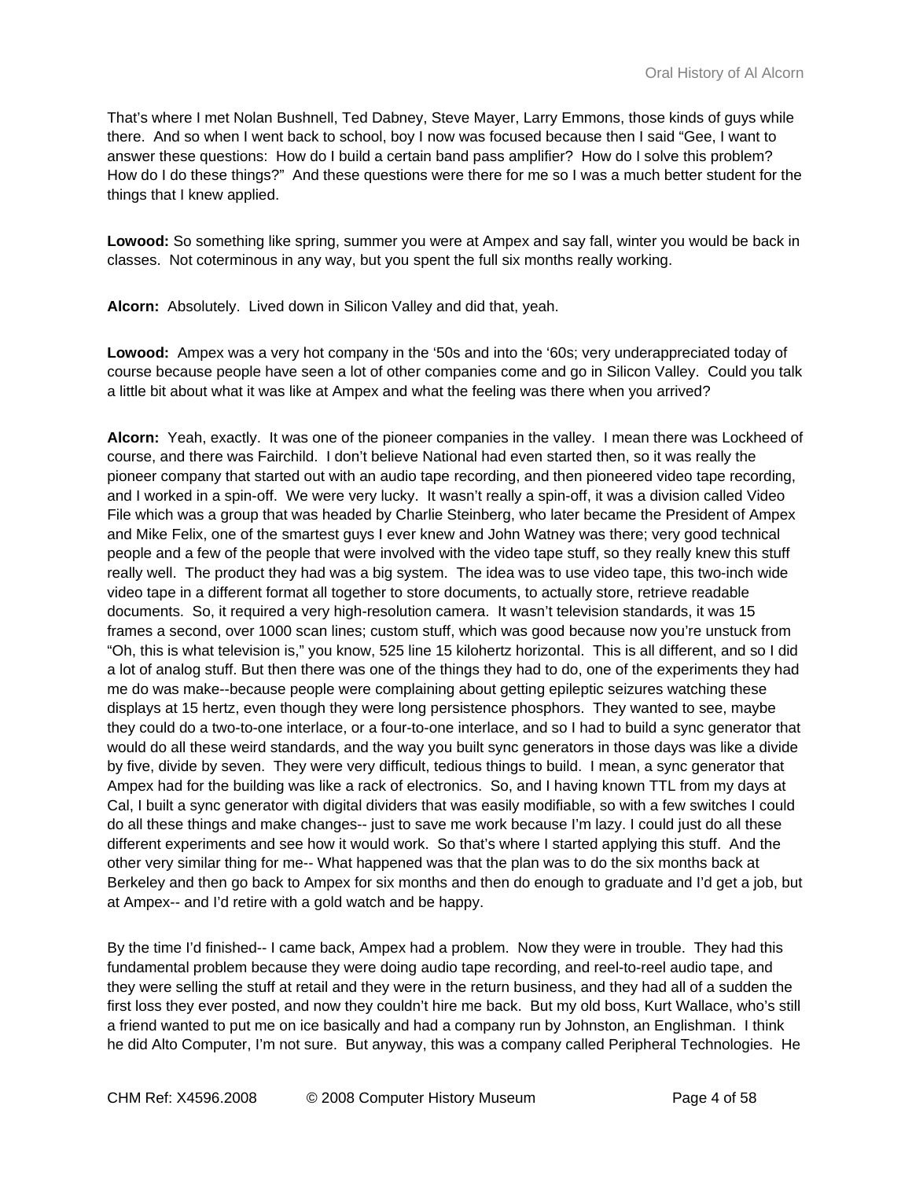That's where I met Nolan Bushnell, Ted Dabney, Steve Mayer, Larry Emmons, those kinds of guys while there. And so when I went back to school, boy I now was focused because then I said "Gee, I want to answer these questions: How do I build a certain band pass amplifier? How do I solve this problem? How do I do these things?" And these questions were there for me so I was a much better student for the things that I knew applied.

**Lowood:** So something like spring, summer you were at Ampex and say fall, winter you would be back in classes. Not coterminous in any way, but you spent the full six months really working.

**Alcorn:** Absolutely. Lived down in Silicon Valley and did that, yeah.

**Lowood:** Ampex was a very hot company in the '50s and into the '60s; very underappreciated today of course because people have seen a lot of other companies come and go in Silicon Valley. Could you talk a little bit about what it was like at Ampex and what the feeling was there when you arrived?

**Alcorn:** Yeah, exactly. It was one of the pioneer companies in the valley. I mean there was Lockheed of course, and there was Fairchild. I don't believe National had even started then, so it was really the pioneer company that started out with an audio tape recording, and then pioneered video tape recording, and I worked in a spin-off. We were very lucky. It wasn't really a spin-off, it was a division called Video File which was a group that was headed by Charlie Steinberg, who later became the President of Ampex and Mike Felix, one of the smartest guys I ever knew and John Watney was there; very good technical people and a few of the people that were involved with the video tape stuff, so they really knew this stuff really well. The product they had was a big system. The idea was to use video tape, this two-inch wide video tape in a different format all together to store documents, to actually store, retrieve readable documents. So, it required a very high-resolution camera. It wasn't television standards, it was 15 frames a second, over 1000 scan lines; custom stuff, which was good because now you're unstuck from "Oh, this is what television is," you know, 525 line 15 kilohertz horizontal. This is all different, and so I did a lot of analog stuff. But then there was one of the things they had to do, one of the experiments they had me do was make--because people were complaining about getting epileptic seizures watching these displays at 15 hertz, even though they were long persistence phosphors. They wanted to see, maybe they could do a two-to-one interlace, or a four-to-one interlace, and so I had to build a sync generator that would do all these weird standards, and the way you built sync generators in those days was like a divide by five, divide by seven. They were very difficult, tedious things to build. I mean, a sync generator that Ampex had for the building was like a rack of electronics. So, and I having known TTL from my days at Cal, I built a sync generator with digital dividers that was easily modifiable, so with a few switches I could do all these things and make changes-- just to save me work because I'm lazy. I could just do all these different experiments and see how it would work. So that's where I started applying this stuff. And the other very similar thing for me-- What happened was that the plan was to do the six months back at Berkeley and then go back to Ampex for six months and then do enough to graduate and I'd get a job, but at Ampex-- and I'd retire with a gold watch and be happy.

By the time I'd finished-- I came back, Ampex had a problem. Now they were in trouble. They had this fundamental problem because they were doing audio tape recording, and reel-to-reel audio tape, and they were selling the stuff at retail and they were in the return business, and they had all of a sudden the first loss they ever posted, and now they couldn't hire me back. But my old boss, Kurt Wallace, who's still a friend wanted to put me on ice basically and had a company run by Johnston, an Englishman. I think he did Alto Computer, I'm not sure. But anyway, this was a company called Peripheral Technologies. He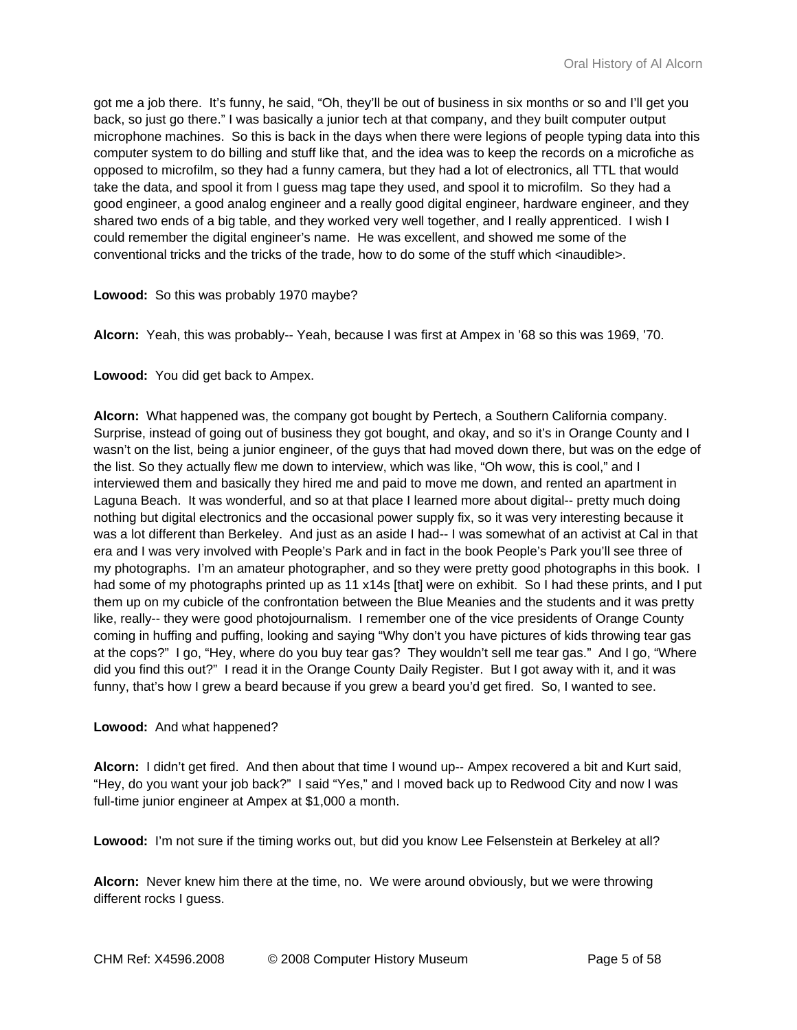got me a job there. It's funny, he said, "Oh, they'll be out of business in six months or so and I'll get you back, so just go there." I was basically a junior tech at that company, and they built computer output microphone machines. So this is back in the days when there were legions of people typing data into this computer system to do billing and stuff like that, and the idea was to keep the records on a microfiche as opposed to microfilm, so they had a funny camera, but they had a lot of electronics, all TTL that would take the data, and spool it from I guess mag tape they used, and spool it to microfilm. So they had a good engineer, a good analog engineer and a really good digital engineer, hardware engineer, and they shared two ends of a big table, and they worked very well together, and I really apprenticed. I wish I could remember the digital engineer's name. He was excellent, and showed me some of the conventional tricks and the tricks of the trade, how to do some of the stuff which <inaudible>.

**Lowood:** So this was probably 1970 maybe?

**Alcorn:** Yeah, this was probably-- Yeah, because I was first at Ampex in '68 so this was 1969, '70.

**Lowood:** You did get back to Ampex.

**Alcorn:** What happened was, the company got bought by Pertech, a Southern California company. Surprise, instead of going out of business they got bought, and okay, and so it's in Orange County and I wasn't on the list, being a junior engineer, of the guys that had moved down there, but was on the edge of the list. So they actually flew me down to interview, which was like, "Oh wow, this is cool," and I interviewed them and basically they hired me and paid to move me down, and rented an apartment in Laguna Beach. It was wonderful, and so at that place I learned more about digital-- pretty much doing nothing but digital electronics and the occasional power supply fix, so it was very interesting because it was a lot different than Berkeley. And just as an aside I had-- I was somewhat of an activist at Cal in that era and I was very involved with People's Park and in fact in the book People's Park you'll see three of my photographs. I'm an amateur photographer, and so they were pretty good photographs in this book. I had some of my photographs printed up as 11 x14s [that] were on exhibit. So I had these prints, and I put them up on my cubicle of the confrontation between the Blue Meanies and the students and it was pretty like, really-- they were good photojournalism. I remember one of the vice presidents of Orange County coming in huffing and puffing, looking and saying "Why don't you have pictures of kids throwing tear gas at the cops?" I go, "Hey, where do you buy tear gas? They wouldn't sell me tear gas." And I go, "Where did you find this out?" I read it in the Orange County Daily Register. But I got away with it, and it was funny, that's how I grew a beard because if you grew a beard you'd get fired. So, I wanted to see.

**Lowood:** And what happened?

**Alcorn:** I didn't get fired. And then about that time I wound up-- Ampex recovered a bit and Kurt said, "Hey, do you want your job back?" I said "Yes," and I moved back up to Redwood City and now I was full-time junior engineer at Ampex at $1,000 a month.

**Lowood:** I'm not sure if the timing works out, but did you know Lee Felsenstein at Berkeley at all?

**Alcorn:** Never knew him there at the time, no. We were around obviously, but we were throwing different rocks I guess.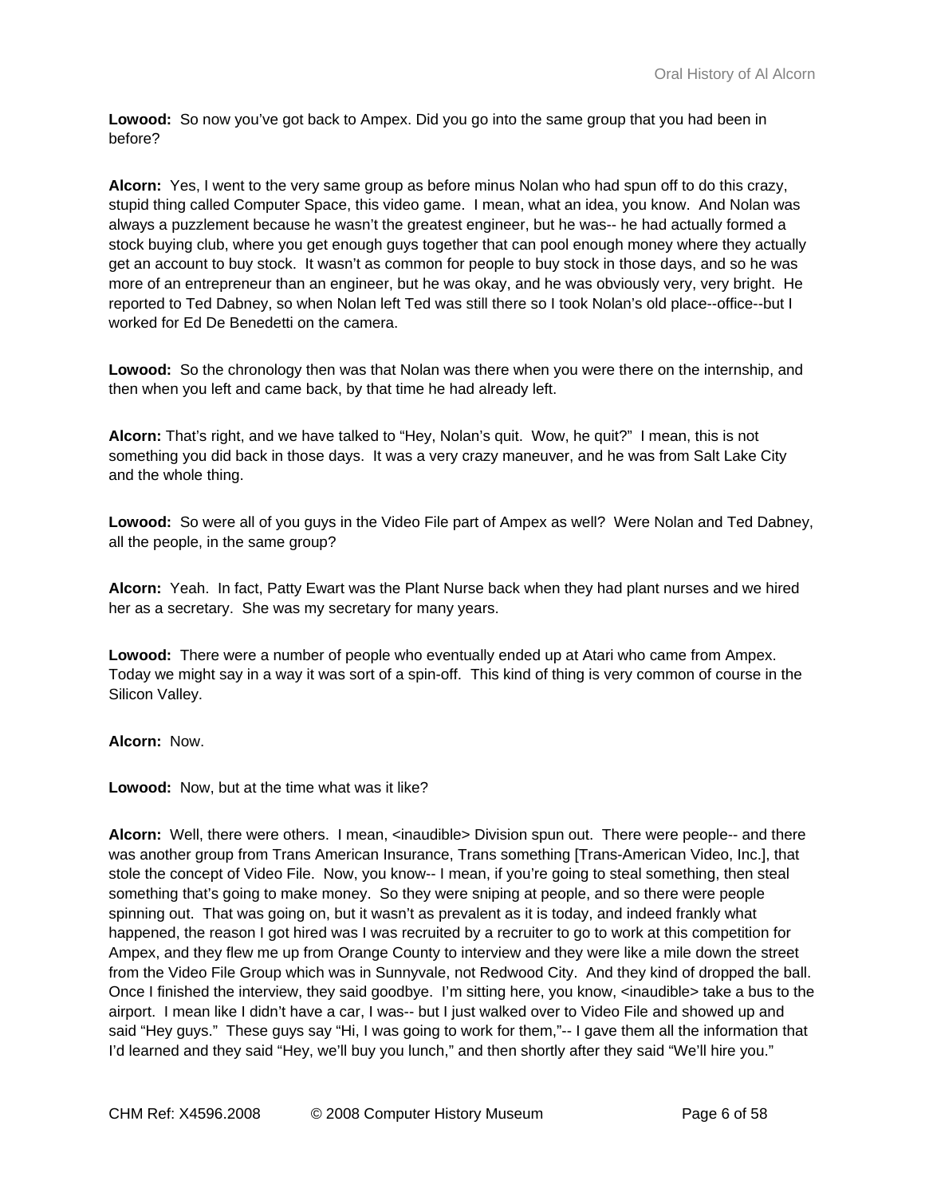**Lowood:** So now you've got back to Ampex. Did you go into the same group that you had been in before?

**Alcorn:** Yes, I went to the very same group as before minus Nolan who had spun off to do this crazy, stupid thing called Computer Space, this video game. I mean, what an idea, you know. And Nolan was always a puzzlement because he wasn't the greatest engineer, but he was-- he had actually formed a stock buying club, where you get enough guys together that can pool enough money where they actually get an account to buy stock. It wasn't as common for people to buy stock in those days, and so he was more of an entrepreneur than an engineer, but he was okay, and he was obviously very, very bright. He reported to Ted Dabney, so when Nolan left Ted was still there so I took Nolan's old place--office--but I worked for Ed De Benedetti on the camera.

**Lowood:** So the chronology then was that Nolan was there when you were there on the internship, and then when you left and came back, by that time he had already left.

**Alcorn:** That's right, and we have talked to "Hey, Nolan's quit. Wow, he quit?" I mean, this is not something you did back in those days. It was a very crazy maneuver, and he was from Salt Lake City and the whole thing.

**Lowood:** So were all of you guys in the Video File part of Ampex as well? Were Nolan and Ted Dabney, all the people, in the same group?

**Alcorn:** Yeah. In fact, Patty Ewart was the Plant Nurse back when they had plant nurses and we hired her as a secretary. She was my secretary for many years.

**Lowood:** There were a number of people who eventually ended up at Atari who came from Ampex. Today we might say in a way it was sort of a spin-off. This kind of thing is very common of course in the Silicon Valley.

**Alcorn:** Now.

**Lowood:** Now, but at the time what was it like?

**Alcorn:** Well, there were others. I mean, <inaudible> Division spun out. There were people-- and there was another group from Trans American Insurance, Trans something [Trans-American Video, Inc.], that stole the concept of Video File. Now, you know-- I mean, if you're going to steal something, then steal something that's going to make money. So they were sniping at people, and so there were people spinning out. That was going on, but it wasn't as prevalent as it is today, and indeed frankly what happened, the reason I got hired was I was recruited by a recruiter to go to work at this competition for Ampex, and they flew me up from Orange County to interview and they were like a mile down the street from the Video File Group which was in Sunnyvale, not Redwood City. And they kind of dropped the ball. Once I finished the interview, they said goodbye. I'm sitting here, you know, <inaudible> take a bus to the airport. I mean like I didn't have a car, I was-- but I just walked over to Video File and showed up and said "Hey guys." These guys say "Hi, I was going to work for them,"-- I gave them all the information that I'd learned and they said "Hey, we'll buy you lunch," and then shortly after they said "We'll hire you."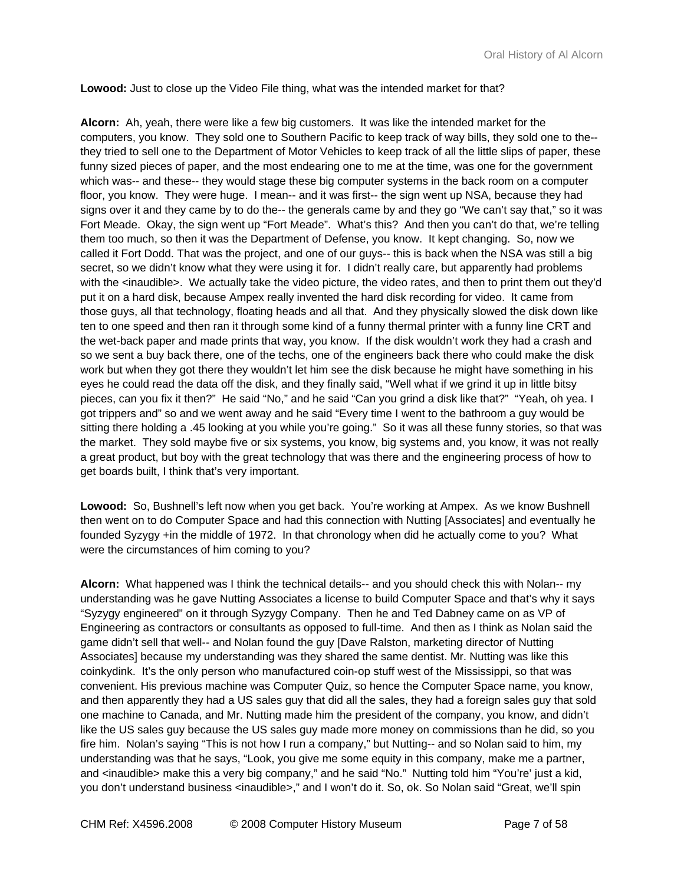**Lowood:** Just to close up the Video File thing, what was the intended market for that?

**Alcorn:** Ah, yeah, there were like a few big customers. It was like the intended market for the computers, you know. They sold one to Southern Pacific to keep track of way bills, they sold one to the-- they tried to sell one to the Department of Motor Vehicles to keep track of all the little slips of paper, these funny sized pieces of paper, and the most endearing one to me at the time, was one for the government which was-- and these-- they would stage these big computer systems in the back room on a computer floor, you know. They were huge. I mean-- and it was first-- the sign went up NSA, because they had signs over it and they came by to do the-- the generals came by and they go "We can't say that," so it was Fort Meade. Okay, the sign went up "Fort Meade". What's this? And then you can't do that, we're telling them too much, so then it was the Department of Defense, you know. It kept changing. So, now we called it Fort Dodd. That was the project, and one of our guys-- this is back when the NSA was still a big secret, so we didn't know what they were using it for. I didn't really care, but apparently had problems with the <inaudible>. We actually take the video picture, the video rates, and then to print them out they'd put it on a hard disk, because Ampex really invented the hard disk recording for video. It came from those guys, all that technology, floating heads and all that. And they physically slowed the disk down like ten to one speed and then ran it through some kind of a funny thermal printer with a funny line CRT and the wet-back paper and made prints that way, you know. If the disk wouldn't work they had a crash and so we sent a buy back there, one of the techs, one of the engineers back there who could make the disk work but when they got there they wouldn't let him see the disk because he might have something in his eyes he could read the data off the disk, and they finally said, "Well what if we grind it up in little bitsy pieces, can you fix it then?" He said "No," and he said "Can you grind a disk like that?" "Yeah, oh yea. I got trippers and" so and we went away and he said "Every time I went to the bathroom a guy would be sitting there holding a .45 looking at you while you're going." So it was all these funny stories, so that was the market. They sold maybe five or six systems, you know, big systems and, you know, it was not really a great product, but boy with the great technology that was there and the engineering process of how to get boards built, I think that's very important.

**Lowood:** So, Bushnell's left now when you get back. You're working at Ampex. As we know Bushnell then went on to do Computer Space and had this connection with Nutting [Associates] and eventually he founded Syzygy +in the middle of 1972. In that chronology when did he actually come to you? What were the circumstances of him coming to you?

**Alcorn:** What happened was I think the technical details-- and you should check this with Nolan-- my understanding was he gave Nutting Associates a license to build Computer Space and that's why it says "Syzygy engineered" on it through Syzygy Company. Then he and Ted Dabney came on as VP of Engineering as contractors or consultants as opposed to full-time. And then as I think as Nolan said the game didn't sell that well-- and Nolan found the guy [Dave Ralston, marketing director of Nutting Associates] because my understanding was they shared the same dentist. Mr. Nutting was like this coinkydink. It's the only person who manufactured coin-op stuff west of the Mississippi, so that was convenient. His previous machine was Computer Quiz, so hence the Computer Space name, you know, and then apparently they had a US sales guy that did all the sales, they had a foreign sales guy that sold one machine to Canada, and Mr. Nutting made him the president of the company, you know, and didn't like the US sales guy because the US sales guy made more money on commissions than he did, so you fire him. Nolan's saying "This is not how I run a company," but Nutting-- and so Nolan said to him, my understanding was that he says, "Look, you give me some equity in this company, make me a partner, and <inaudible> make this a very big company," and he said "No." Nutting told him "You're' just a kid, you don't understand business <inaudible>," and I won't do it. So, ok. So Nolan said "Great, we'll spin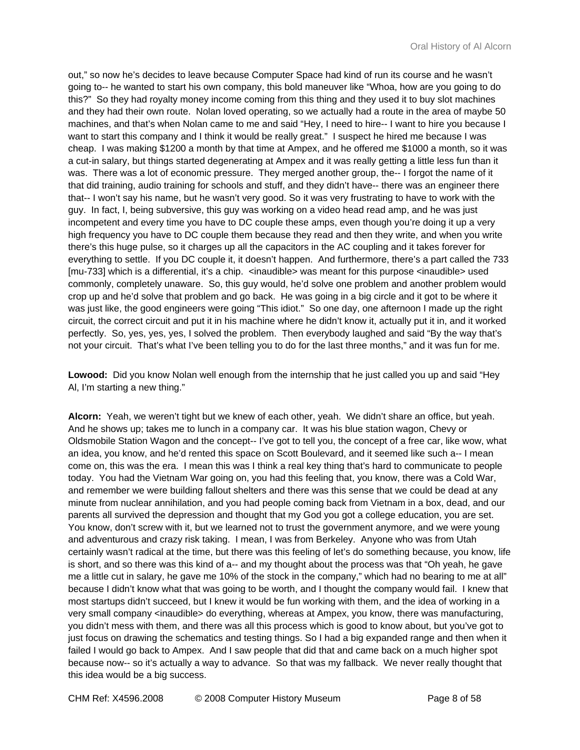out," so now he's decides to leave because Computer Space had kind of run its course and he wasn't going to-- he wanted to start his own company, this bold maneuver like "Whoa, how are you going to do this?" So they had royalty money income coming from this thing and they used it to buy slot machines and they had their own route. Nolan loved operating, so we actually had a route in the area of maybe 50 machines, and that's when Nolan came to me and said "Hey, I need to hire-- I want to hire you because I want to start this company and I think it would be really great." I suspect he hired me because I was cheap. I was making $1200 a month by that time at Ampex, and he offered me $1000 a month, so it was a cut-in salary, but things started degenerating at Ampex and it was really getting a little less fun than it was. There was a lot of economic pressure. They merged another group, the-- I forgot the name of it that did training, audio training for schools and stuff, and they didn't have-- there was an engineer there that-- I won't say his name, but he wasn't very good. So it was very frustrating to have to work with the guy. In fact, I, being subversive, this guy was working on a video head read amp, and he was just incompetent and every time you have to DC couple these amps, even though you're doing it up a very high frequency you have to DC couple them because they read and then they write, and when you write there's this huge pulse, so it charges up all the capacitors in the AC coupling and it takes forever for everything to settle. If you DC couple it, it doesn't happen. And furthermore, there's a part called the 733 [mu-733] which is a differential, it's a chip. <inaudible> was meant for this purpose <inaudible> used commonly, completely unaware. So, this guy would, he'd solve one problem and another problem would crop up and he'd solve that problem and go back. He was going in a big circle and it got to be where it was just like, the good engineers were going "This idiot." So one day, one afternoon I made up the right circuit, the correct circuit and put it in his machine where he didn't know it, actually put it in, and it worked perfectly. So, yes, yes, yes, I solved the problem. Then everybody laughed and said "By the way that's not your circuit. That's what I've been telling you to do for the last three months," and it was fun for me.

**Lowood:** Did you know Nolan well enough from the internship that he just called you up and said "Hey Al, I'm starting a new thing."

**Alcorn:** Yeah, we weren't tight but we knew of each other, yeah. We didn't share an office, but yeah. And he shows up; takes me to lunch in a company car. It was his blue station wagon, Chevy or Oldsmobile Station Wagon and the concept-- I've got to tell you, the concept of a free car, like wow, what an idea, you know, and he'd rented this space on Scott Boulevard, and it seemed like such a-- I mean come on, this was the era. I mean this was I think a real key thing that's hard to communicate to people today. You had the Vietnam War going on, you had this feeling that, you know, there was a Cold War, and remember we were building fallout shelters and there was this sense that we could be dead at any minute from nuclear annihilation, and you had people coming back from Vietnam in a box, dead, and our parents all survived the depression and thought that my God you got a college education, you are set. You know, don't screw with it, but we learned not to trust the government anymore, and we were young and adventurous and crazy risk taking. I mean, I was from Berkeley. Anyone who was from Utah certainly wasn't radical at the time, but there was this feeling of let's do something because, you know, life is short, and so there was this kind of a-- and my thought about the process was that "Oh yeah, he gave me a little cut in salary, he gave me 10% of the stock in the company," which had no bearing to me at all" because I didn't know what that was going to be worth, and I thought the company would fail. I knew that most startups didn't succeed, but I knew it would be fun working with them, and the idea of working in a very small company <inaudible> do everything, whereas at Ampex, you know, there was manufacturing, you didn't mess with them, and there was all this process which is good to know about, but you've got to just focus on drawing the schematics and testing things. So I had a big expanded range and then when it failed I would go back to Ampex. And I saw people that did that and came back on a much higher spot because now-- so it's actually a way to advance. So that was my fallback. We never really thought that this idea would be a big success.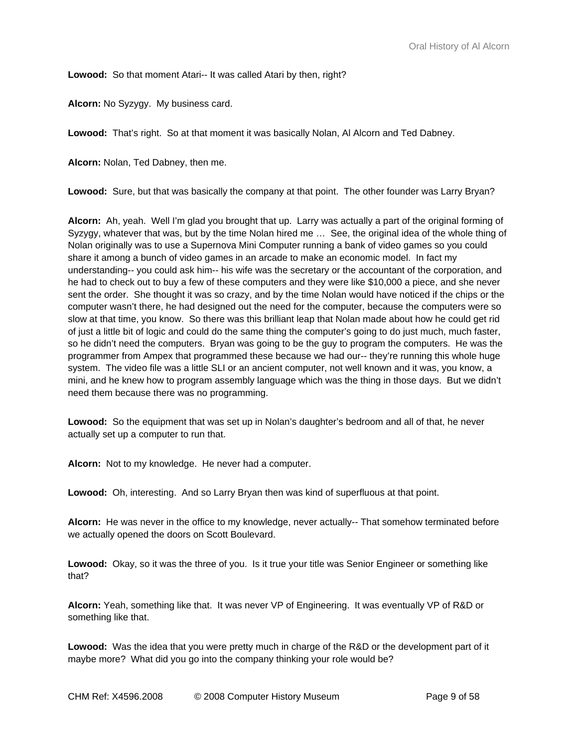**Lowood:** So that moment Atari-- It was called Atari by then, right?

**Alcorn:** No Syzygy. My business card.

**Lowood:** That's right. So at that moment it was basically Nolan, Al Alcorn and Ted Dabney.

**Alcorn:** Nolan, Ted Dabney, then me.

**Lowood:** Sure, but that was basically the company at that point. The other founder was Larry Bryan?

**Alcorn:** Ah, yeah. Well I'm glad you brought that up. Larry was actually a part of the original forming of Syzygy, whatever that was, but by the time Nolan hired me … See, the original idea of the whole thing of Nolan originally was to use a Supernova Mini Computer running a bank of video games so you could share it among a bunch of video games in an arcade to make an economic model. In fact my understanding-- you could ask him-- his wife was the secretary or the accountant of the corporation, and he had to check out to buy a few of these computers and they were like $10,000 a piece, and she never sent the order. She thought it was so crazy, and by the time Nolan would have noticed if the chips or the computer wasn't there, he had designed out the need for the computer, because the computers were so slow at that time, you know. So there was this brilliant leap that Nolan made about how he could get rid of just a little bit of logic and could do the same thing the computer's going to do just much, much faster, so he didn't need the computers. Bryan was going to be the guy to program the computers. He was the programmer from Ampex that programmed these because we had our-- they're running this whole huge system. The video file was a little SLI or an ancient computer, not well known and it was, you know, a mini, and he knew how to program assembly language which was the thing in those days. But we didn't need them because there was no programming.

**Lowood:** So the equipment that was set up in Nolan's daughter's bedroom and all of that, he never actually set up a computer to run that.

**Alcorn:** Not to my knowledge. He never had a computer.

**Lowood:** Oh, interesting. And so Larry Bryan then was kind of superfluous at that point.

**Alcorn:** He was never in the office to my knowledge, never actually-- That somehow terminated before we actually opened the doors on Scott Boulevard.

**Lowood:** Okay, so it was the three of you. Is it true your title was Senior Engineer or something like that?

**Alcorn:** Yeah, something like that. It was never VP of Engineering. It was eventually VP of R&D or something like that.

**Lowood:** Was the idea that you were pretty much in charge of the R&D or the development part of it maybe more? What did you go into the company thinking your role would be?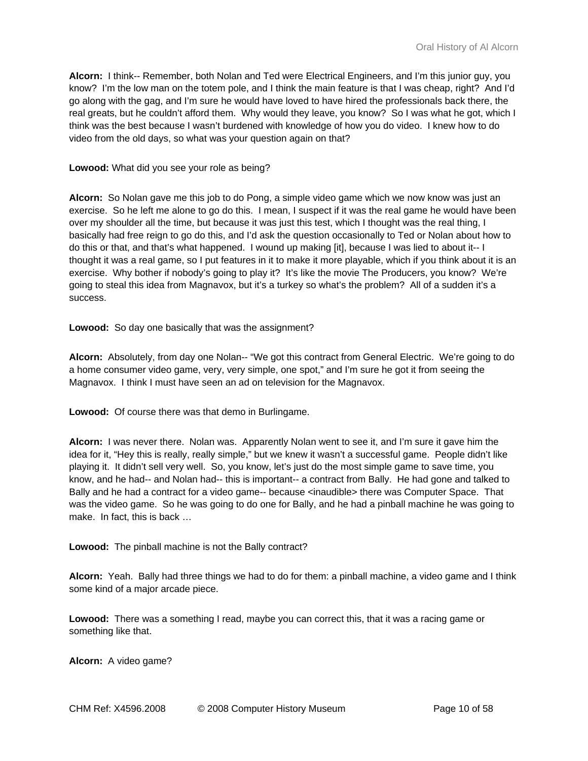**Alcorn:** I think-- Remember, both Nolan and Ted were Electrical Engineers, and I'm this junior guy, you know? I'm the low man on the totem pole, and I think the main feature is that I was cheap, right? And I'd go along with the gag, and I'm sure he would have loved to have hired the professionals back there, the real greats, but he couldn't afford them. Why would they leave, you know? So I was what he got, which I think was the best because I wasn't burdened with knowledge of how you do video. I knew how to do video from the old days, so what was your question again on that?

**Lowood:** What did you see your role as being?

**Alcorn:** So Nolan gave me this job to do Pong, a simple video game which we now know was just an exercise. So he left me alone to go do this. I mean, I suspect if it was the real game he would have been over my shoulder all the time, but because it was just this test, which I thought was the real thing, I basically had free reign to go do this, and I'd ask the question occasionally to Ted or Nolan about how to do this or that, and that's what happened. I wound up making [it], because I was lied to about it-- I thought it was a real game, so I put features in it to make it more playable, which if you think about it is an exercise. Why bother if nobody's going to play it? It's like the movie The Producers, you know? We're going to steal this idea from Magnavox, but it's a turkey so what's the problem? All of a sudden it's a success.

**Lowood:** So day one basically that was the assignment?

**Alcorn:** Absolutely, from day one Nolan-- "We got this contract from General Electric. We're going to do a home consumer video game, very, very simple, one spot," and I'm sure he got it from seeing the Magnavox. I think I must have seen an ad on television for the Magnavox.

**Lowood:** Of course there was that demo in Burlingame.

**Alcorn:** I was never there. Nolan was. Apparently Nolan went to see it, and I'm sure it gave him the idea for it, "Hey this is really, really simple," but we knew it wasn't a successful game. People didn't like playing it. It didn't sell very well. So, you know, let's just do the most simple game to save time, you know, and he had-- and Nolan had-- this is important-- a contract from Bally. He had gone and talked to Bally and he had a contract for a video game-- because <inaudible> there was Computer Space. That was the video game. So he was going to do one for Bally, and he had a pinball machine he was going to make. In fact, this is back …

**Lowood:** The pinball machine is not the Bally contract?

**Alcorn:** Yeah. Bally had three things we had to do for them: a pinball machine, a video game and I think some kind of a major arcade piece.

**Lowood:** There was a something I read, maybe you can correct this, that it was a racing game or something like that.

**Alcorn:** A video game?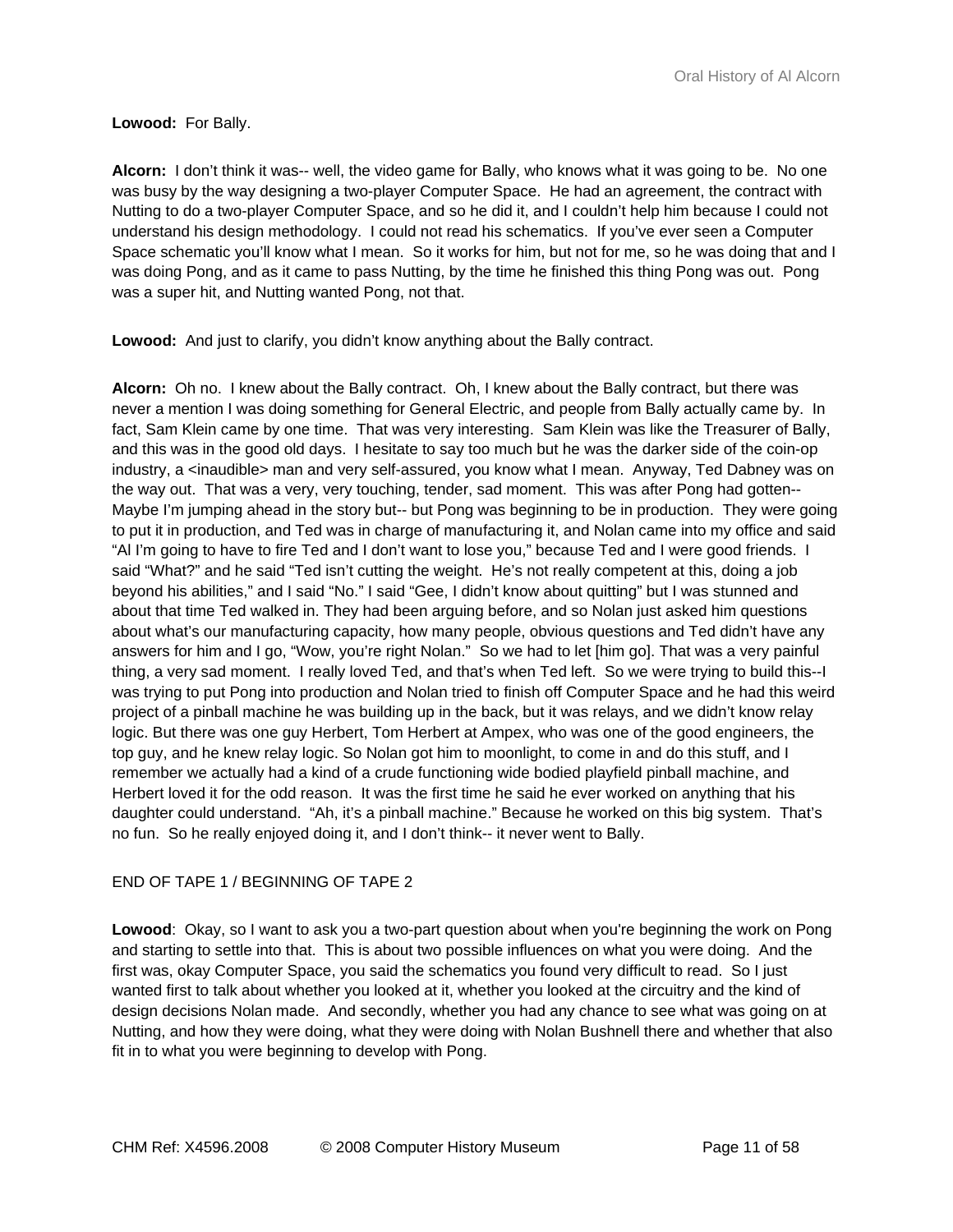**Lowood:** For Bally.

**Alcorn:** I don't think it was-- well, the video game for Bally, who knows what it was going to be. No one was busy by the way designing a two-player Computer Space. He had an agreement, the contract with Nutting to do a two-player Computer Space, and so he did it, and I couldn't help him because I could not understand his design methodology. I could not read his schematics. If you've ever seen a Computer Space schematic you'll know what I mean. So it works for him, but not for me, so he was doing that and I was doing Pong, and as it came to pass Nutting, by the time he finished this thing Pong was out. Pong was a super hit, and Nutting wanted Pong, not that.

**Lowood:** And just to clarify, you didn't know anything about the Bally contract.

**Alcorn:** Oh no. I knew about the Bally contract. Oh, I knew about the Bally contract, but there was never a mention I was doing something for General Electric, and people from Bally actually came by. In fact, Sam Klein came by one time. That was very interesting. Sam Klein was like the Treasurer of Bally, and this was in the good old days. I hesitate to say too much but he was the darker side of the coin-op industry, a <inaudible> man and very self-assured, you know what I mean. Anyway, Ted Dabney was on the way out. That was a very, very touching, tender, sad moment. This was after Pong had gotten-- Maybe I'm jumping ahead in the story but-- but Pong was beginning to be in production. They were going to put it in production, and Ted was in charge of manufacturing it, and Nolan came into my office and said "Al I'm going to have to fire Ted and I don't want to lose you," because Ted and I were good friends. I said "What?" and he said "Ted isn't cutting the weight. He's not really competent at this, doing a job beyond his abilities," and I said "No." I said "Gee, I didn't know about quitting" but I was stunned and about that time Ted walked in. They had been arguing before, and so Nolan just asked him questions about what's our manufacturing capacity, how many people, obvious questions and Ted didn't have any answers for him and I go, "Wow, you're right Nolan." So we had to let [him go]. That was a very painful thing, a very sad moment. I really loved Ted, and that's when Ted left. So we were trying to build this--I was trying to put Pong into production and Nolan tried to finish off Computer Space and he had this weird project of a pinball machine he was building up in the back, but it was relays, and we didn't know relay logic. But there was one guy Herbert, Tom Herbert at Ampex, who was one of the good engineers, the top guy, and he knew relay logic. So Nolan got him to moonlight, to come in and do this stuff, and I remember we actually had a kind of a crude functioning wide bodied playfield pinball machine, and Herbert loved it for the odd reason. It was the first time he said he ever worked on anything that his daughter could understand. "Ah, it's a pinball machine." Because he worked on this big system. That's no fun. So he really enjoyed doing it, and I don't think-- it never went to Bally.

END OF TAPE 1 / BEGINNING OF TAPE 2

**Lowood**: Okay, so I want to ask you a two-part question about when you're beginning the work on Pong and starting to settle into that. This is about two possible influences on what you were doing. And the first was, okay Computer Space, you said the schematics you found very difficult to read. So I just wanted first to talk about whether you looked at it, whether you looked at the circuitry and the kind of design decisions Nolan made. And secondly, whether you had any chance to see what was going on at Nutting, and how they were doing, what they were doing with Nolan Bushnell there and whether that also fit in to what you were beginning to develop with Pong.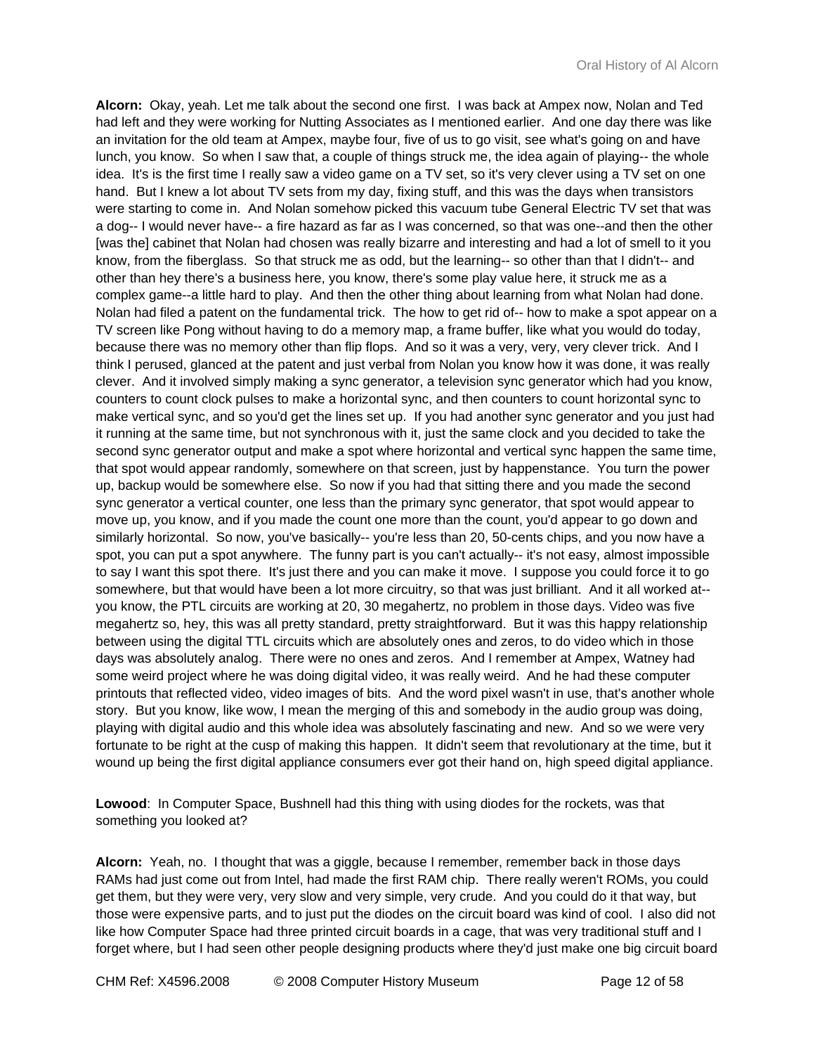**Alcorn:** Okay, yeah. Let me talk about the second one first. I was back at Ampex now, Nolan and Ted had left and they were working for Nutting Associates as I mentioned earlier. And one day there was like an invitation for the old team at Ampex, maybe four, five of us to go visit, see what's going on and have lunch, you know. So when I saw that, a couple of things struck me, the idea again of playing-- the whole idea. It's is the first time I really saw a video game on a TV set, so it's very clever using a TV set on one hand. But I knew a lot about TV sets from my day, fixing stuff, and this was the days when transistors were starting to come in. And Nolan somehow picked this vacuum tube General Electric TV set that was a dog-- I would never have-- a fire hazard as far as I was concerned, so that was one--and then the other [was the] cabinet that Nolan had chosen was really bizarre and interesting and had a lot of smell to it you know, from the fiberglass. So that struck me as odd, but the learning-- so other than that I didn't-- and other than hey there's a business here, you know, there's some play value here, it struck me as a complex game--a little hard to play. And then the other thing about learning from what Nolan had done. Nolan had filed a patent on the fundamental trick. The how to get rid of-- how to make a spot appear on a TV screen like Pong without having to do a memory map, a frame buffer, like what you would do today, because there was no memory other than flip flops. And so it was a very, very, very clever trick. And I think I perused, glanced at the patent and just verbal from Nolan you know how it was done, it was really clever. And it involved simply making a sync generator, a television sync generator which had you know, counters to count clock pulses to make a horizontal sync, and then counters to count horizontal sync to make vertical sync, and so you'd get the lines set up. If you had another sync generator and you just had it running at the same time, but not synchronous with it, just the same clock and you decided to take the second sync generator output and make a spot where horizontal and vertical sync happen the same time, that spot would appear randomly, somewhere on that screen, just by happenstance. You turn the power up, backup would be somewhere else. So now if you had that sitting there and you made the second sync generator a vertical counter, one less than the primary sync generator, that spot would appear to move up, you know, and if you made the count one more than the count, you'd appear to go down and similarly horizontal. So now, you've basically-- you're less than 20, 50-cents chips, and you now have a spot, you can put a spot anywhere. The funny part is you can't actually-- it's not easy, almost impossible to say I want this spot there. It's just there and you can make it move. I suppose you could force it to go somewhere, but that would have been a lot more circuitry, so that was just brilliant. And it all worked at-- you know, the PTL circuits are working at 20, 30 megahertz, no problem in those days. Video was five megahertz so, hey, this was all pretty standard, pretty straightforward. But it was this happy relationship between using the digital TTL circuits which are absolutely ones and zeros, to do video which in those days was absolutely analog. There were no ones and zeros. And I remember at Ampex, Watney had some weird project where he was doing digital video, it was really weird. And he had these computer printouts that reflected video, video images of bits. And the word pixel wasn't in use, that's another whole story. But you know, like wow, I mean the merging of this and somebody in the audio group was doing, playing with digital audio and this whole idea was absolutely fascinating and new. And so we were very fortunate to be right at the cusp of making this happen. It didn't seem that revolutionary at the time, but it wound up being the first digital appliance consumers ever got their hand on, high speed digital appliance.

**Lowood**: In Computer Space, Bushnell had this thing with using diodes for the rockets, was that something you looked at?

**Alcorn:** Yeah, no. I thought that was a giggle, because I remember, remember back in those days RAMs had just come out from Intel, had made the first RAM chip. There really weren't ROMs, you could get them, but they were very, very slow and very simple, very crude. And you could do it that way, but those were expensive parts, and to just put the diodes on the circuit board was kind of cool. I also did not like how Computer Space had three printed circuit boards in a cage, that was very traditional stuff and I forget where, but I had seen other people designing products where they'd just make one big circuit board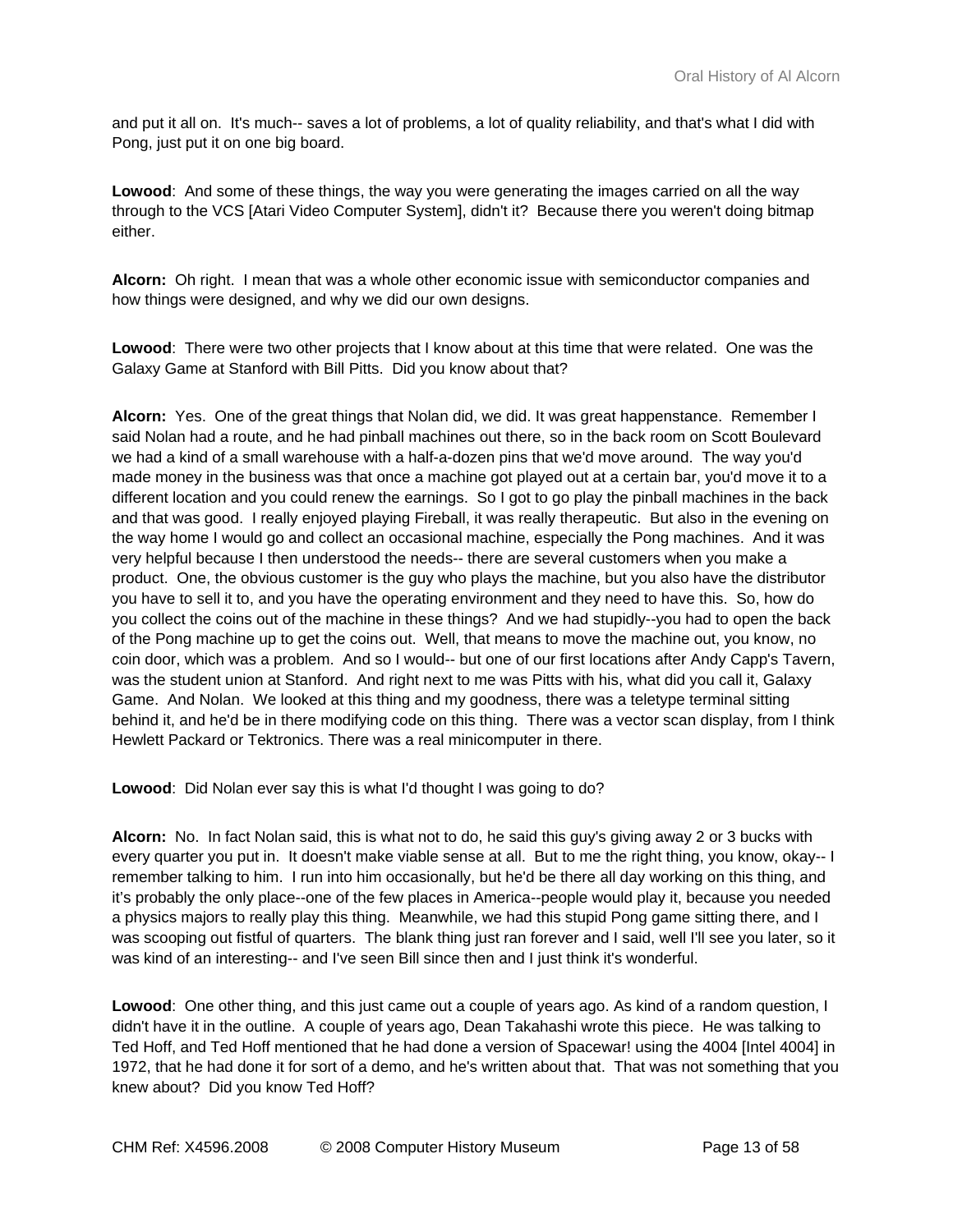and put it all on. It's much-- saves a lot of problems, a lot of quality reliability, and that's what I did with Pong, just put it on one big board.

**Lowood**: And some of these things, the way you were generating the images carried on all the way through to the VCS [Atari Video Computer System], didn't it? Because there you weren't doing bitmap either.

**Alcorn:** Oh right. I mean that was a whole other economic issue with semiconductor companies and how things were designed, and why we did our own designs.

**Lowood**: There were two other projects that I know about at this time that were related. One was the Galaxy Game at Stanford with Bill Pitts. Did you know about that?

**Alcorn:** Yes. One of the great things that Nolan did, we did. It was great happenstance. Remember I said Nolan had a route, and he had pinball machines out there, so in the back room on Scott Boulevard we had a kind of a small warehouse with a half-a-dozen pins that we'd move around. The way you'd made money in the business was that once a machine got played out at a certain bar, you'd move it to a different location and you could renew the earnings. So I got to go play the pinball machines in the back and that was good. I really enjoyed playing Fireball, it was really therapeutic. But also in the evening on the way home I would go and collect an occasional machine, especially the Pong machines. And it was very helpful because I then understood the needs-- there are several customers when you make a product. One, the obvious customer is the guy who plays the machine, but you also have the distributor you have to sell it to, and you have the operating environment and they need to have this. So, how do you collect the coins out of the machine in these things? And we had stupidly--you had to open the back of the Pong machine up to get the coins out. Well, that means to move the machine out, you know, no coin door, which was a problem. And so I would-- but one of our first locations after Andy Capp's Tavern, was the student union at Stanford. And right next to me was Pitts with his, what did you call it, Galaxy Game. And Nolan. We looked at this thing and my goodness, there was a teletype terminal sitting behind it, and he'd be in there modifying code on this thing. There was a vector scan display, from I think Hewlett Packard or Tektronics. There was a real minicomputer in there.

**Lowood**: Did Nolan ever say this is what I'd thought I was going to do?

**Alcorn:** No. In fact Nolan said, this is what not to do, he said this guy's giving away 2 or 3 bucks with every quarter you put in. It doesn't make viable sense at all. But to me the right thing, you know, okay-- I remember talking to him. I run into him occasionally, but he'd be there all day working on this thing, and it's probably the only place--one of the few places in America--people would play it, because you needed a physics majors to really play this thing. Meanwhile, we had this stupid Pong game sitting there, and I was scooping out fistful of quarters. The blank thing just ran forever and I said, well I'll see you later, so it was kind of an interesting-- and I've seen Bill since then and I just think it's wonderful.

**Lowood**: One other thing, and this just came out a couple of years ago. As kind of a random question, I didn't have it in the outline. A couple of years ago, Dean Takahashi wrote this piece. He was talking to Ted Hoff, and Ted Hoff mentioned that he had done a version of Spacewar! using the 4004 [Intel 4004] in 1972, that he had done it for sort of a demo, and he's written about that. That was not something that you knew about? Did you know Ted Hoff?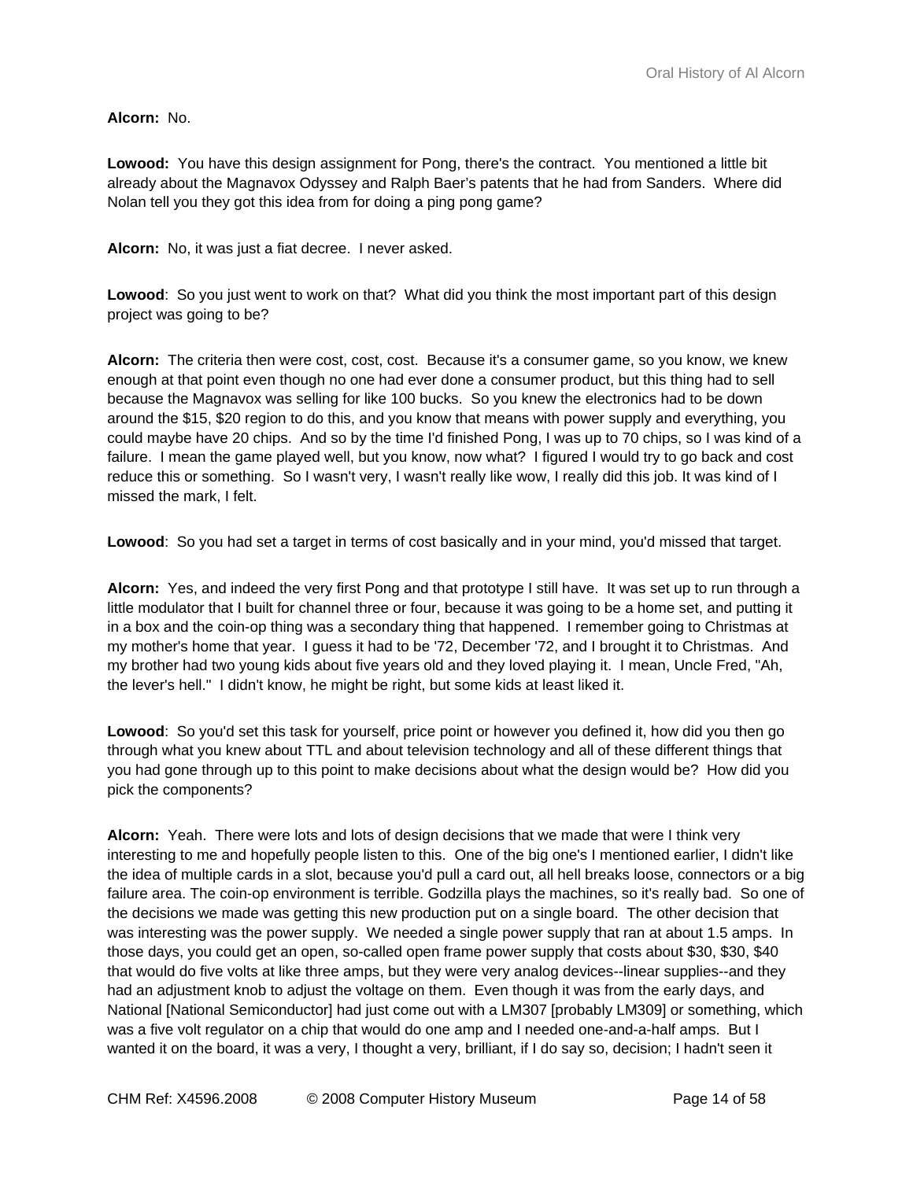**Alcorn:** No.

**Lowood:** You have this design assignment for Pong, there's the contract. You mentioned a little bit already about the Magnavox Odyssey and Ralph Baer's patents that he had from Sanders. Where did Nolan tell you they got this idea from for doing a ping pong game?

**Alcorn:** No, it was just a fiat decree. I never asked.

**Lowood**: So you just went to work on that? What did you think the most important part of this design project was going to be?

**Alcorn:** The criteria then were cost, cost, cost. Because it's a consumer game, so you know, we knew enough at that point even though no one had ever done a consumer product, but this thing had to sell because the Magnavox was selling for like 100 bucks. So you knew the electronics had to be down around the $15, $20 region to do this, and you know that means with power supply and everything, you could maybe have 20 chips. And so by the time I'd finished Pong, I was up to 70 chips, so I was kind of a failure. I mean the game played well, but you know, now what? I figured I would try to go back and cost reduce this or something. So I wasn't very, I wasn't really like wow, I really did this job. It was kind of I missed the mark, I felt.

**Lowood**: So you had set a target in terms of cost basically and in your mind, you'd missed that target.

**Alcorn:** Yes, and indeed the very first Pong and that prototype I still have. It was set up to run through a little modulator that I built for channel three or four, because it was going to be a home set, and putting it in a box and the coin-op thing was a secondary thing that happened. I remember going to Christmas at my mother's home that year. I guess it had to be '72, December '72, and I brought it to Christmas. And my brother had two young kids about five years old and they loved playing it. I mean, Uncle Fred, "Ah, the lever's hell." I didn't know, he might be right, but some kids at least liked it.

**Lowood**: So you'd set this task for yourself, price point or however you defined it, how did you then go through what you knew about TTL and about television technology and all of these different things that you had gone through up to this point to make decisions about what the design would be? How did you pick the components?

**Alcorn:** Yeah. There were lots and lots of design decisions that we made that were I think very interesting to me and hopefully people listen to this. One of the big one's I mentioned earlier, I didn't like the idea of multiple cards in a slot, because you'd pull a card out, all hell breaks loose, connectors or a big failure area. The coin-op environment is terrible. Godzilla plays the machines, so it's really bad. So one of the decisions we made was getting this new production put on a single board. The other decision that was interesting was the power supply. We needed a single power supply that ran at about 1.5 amps. In those days, you could get an open, so-called open frame power supply that costs about $30, $30, $40 that would do five volts at like three amps, but they were very analog devices--linear supplies--and they had an adjustment knob to adjust the voltage on them. Even though it was from the early days, and National [National Semiconductor] had just come out with a LM307 [probably LM309] or something, which was a five volt regulator on a chip that would do one amp and I needed one-and-a-half amps. But I wanted it on the board, it was a very, I thought a very, brilliant, if I do say so, decision; I hadn't seen it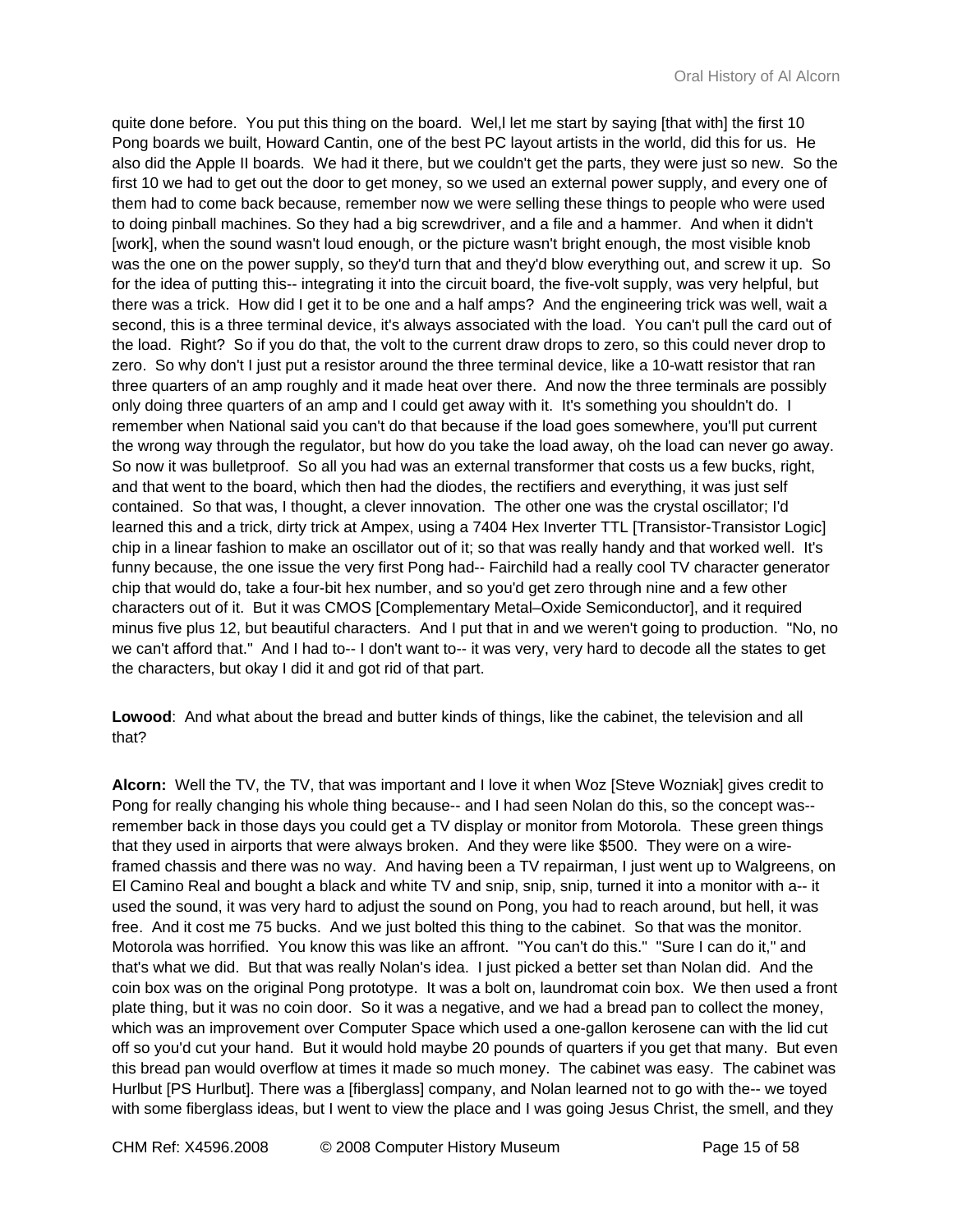quite done before. You put this thing on the board. Wel,l let me start by saying [that with] the first 10 Pong boards we built, Howard Cantin, one of the best PC layout artists in the world, did this for us. He also did the Apple II boards. We had it there, but we couldn't get the parts, they were just so new. So the first 10 we had to get out the door to get money, so we used an external power supply, and every one of them had to come back because, remember now we were selling these things to people who were used to doing pinball machines. So they had a big screwdriver, and a file and a hammer. And when it didn't [work], when the sound wasn't loud enough, or the picture wasn't bright enough, the most visible knob was the one on the power supply, so they'd turn that and they'd blow everything out, and screw it up. So for the idea of putting this-- integrating it into the circuit board, the five-volt supply, was very helpful, but there was a trick. How did I get it to be one and a half amps? And the engineering trick was well, wait a second, this is a three terminal device, it's always associated with the load. You can't pull the card out of the load. Right? So if you do that, the volt to the current draw drops to zero, so this could never drop to zero. So why don't I just put a resistor around the three terminal device, like a 10-watt resistor that ran three quarters of an amp roughly and it made heat over there. And now the three terminals are possibly only doing three quarters of an amp and I could get away with it. It's something you shouldn't do. I remember when National said you can't do that because if the load goes somewhere, you'll put current the wrong way through the regulator, but how do you take the load away, oh the load can never go away. So now it was bulletproof. So all you had was an external transformer that costs us a few bucks, right, and that went to the board, which then had the diodes, the rectifiers and everything, it was just self contained. So that was, I thought, a clever innovation. The other one was the crystal oscillator; I'd learned this and a trick, dirty trick at Ampex, using a 7404 Hex Inverter TTL [Transistor-Transistor Logic] chip in a linear fashion to make an oscillator out of it; so that was really handy and that worked well. It's funny because, the one issue the very first Pong had-- Fairchild had a really cool TV character generator chip that would do, take a four-bit hex number, and so you'd get zero through nine and a few other characters out of it. But it was CMOS [Complementary Metal–Oxide Semiconductor], and it required minus five plus 12, but beautiful characters. And I put that in and we weren't going to production. "No, no we can't afford that." And I had to-- I don't want to-- it was very, very hard to decode all the states to get the characters, but okay I did it and got rid of that part.

**Lowood**: And what about the bread and butter kinds of things, like the cabinet, the television and all that?

**Alcorn:** Well the TV, the TV, that was important and I love it when Woz [Steve Wozniak] gives credit to Pong for really changing his whole thing because-- and I had seen Nolan do this, so the concept was-- remember back in those days you could get a TV display or monitor from Motorola. These green things that they used in airports that were always broken. And they were like $500. They were on a wire-framed chassis and there was no way. And having been a TV repairman, I just went up to Walgreens, on El Camino Real and bought a black and white TV and snip, snip, snip, turned it into a monitor with a-- it used the sound, it was very hard to adjust the sound on Pong, you had to reach around, but hell, it was free. And it cost me 75 bucks. And we just bolted this thing to the cabinet. So that was the monitor. Motorola was horrified. You know this was like an affront. "You can't do this." "Sure I can do it," and that's what we did. But that was really Nolan's idea. I just picked a better set than Nolan did. And the coin box was on the original Pong prototype. It was a bolt on, laundromat coin box. We then used a front plate thing, but it was no coin door. So it was a negative, and we had a bread pan to collect the money, which was an improvement over Computer Space which used a one-gallon kerosene can with the lid cut off so you'd cut your hand. But it would hold maybe 20 pounds of quarters if you get that many. But even this bread pan would overflow at times it made so much money. The cabinet was easy. The cabinet was Hurlbut [PS Hurlbut]. There was a [fiberglass] company, and Nolan learned not to go with the-- we toyed with some fiberglass ideas, but I went to view the place and I was going Jesus Christ, the smell, and they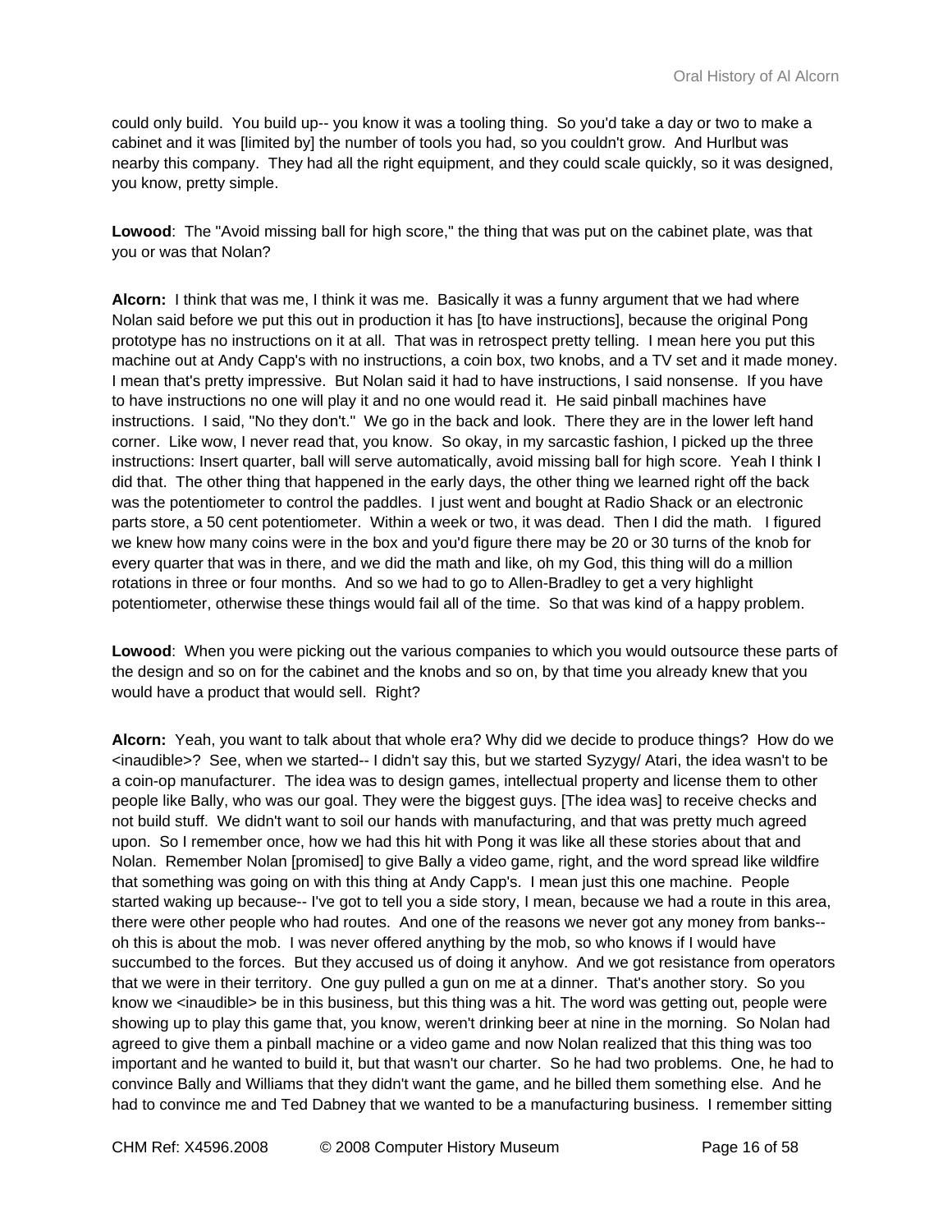could only build. You build up-- you know it was a tooling thing. So you'd take a day or two to make a cabinet and it was [limited by] the number of tools you had, so you couldn't grow. And Hurlbut was nearby this company. They had all the right equipment, and they could scale quickly, so it was designed, you know, pretty simple.

**Lowood**: The "Avoid missing ball for high score," the thing that was put on the cabinet plate, was that you or was that Nolan?

**Alcorn:** I think that was me, I think it was me. Basically it was a funny argument that we had where Nolan said before we put this out in production it has [to have instructions], because the original Pong prototype has no instructions on it at all. That was in retrospect pretty telling. I mean here you put this machine out at Andy Capp's with no instructions, a coin box, two knobs, and a TV set and it made money. I mean that's pretty impressive. But Nolan said it had to have instructions, I said nonsense. If you have to have instructions no one will play it and no one would read it. He said pinball machines have instructions. I said, "No they don't." We go in the back and look. There they are in the lower left hand corner. Like wow, I never read that, you know. So okay, in my sarcastic fashion, I picked up the three instructions: Insert quarter, ball will serve automatically, avoid missing ball for high score. Yeah I think I did that. The other thing that happened in the early days, the other thing we learned right off the back was the potentiometer to control the paddles. I just went and bought at Radio Shack or an electronic parts store, a 50 cent potentiometer. Within a week or two, it was dead. Then I did the math. I figured we knew how many coins were in the box and you'd figure there may be 20 or 30 turns of the knob for every quarter that was in there, and we did the math and like, oh my God, this thing will do a million rotations in three or four months. And so we had to go to Allen-Bradley to get a very highlight potentiometer, otherwise these things would fail all of the time. So that was kind of a happy problem.

**Lowood**: When you were picking out the various companies to which you would outsource these parts of the design and so on for the cabinet and the knobs and so on, by that time you already knew that you would have a product that would sell. Right?

**Alcorn:** Yeah, you want to talk about that whole era? Why did we decide to produce things? How do we <inaudible>? See, when we started-- I didn't say this, but we started Syzygy/ Atari, the idea wasn't to be a coin-op manufacturer. The idea was to design games, intellectual property and license them to other people like Bally, who was our goal. They were the biggest guys. [The idea was] to receive checks and not build stuff. We didn't want to soil our hands with manufacturing, and that was pretty much agreed upon. So I remember once, how we had this hit with Pong it was like all these stories about that and Nolan. Remember Nolan [promised] to give Bally a video game, right, and the word spread like wildfire that something was going on with this thing at Andy Capp's. I mean just this one machine. People started waking up because-- I've got to tell you a side story, I mean, because we had a route in this area, there were other people who had routes. And one of the reasons we never got any money from banks-- oh this is about the mob. I was never offered anything by the mob, so who knows if I would have succumbed to the forces. But they accused us of doing it anyhow. And we got resistance from operators that we were in their territory. One guy pulled a gun on me at a dinner. That's another story. So you know we <inaudible> be in this business, but this thing was a hit. The word was getting out, people were showing up to play this game that, you know, weren't drinking beer at nine in the morning. So Nolan had agreed to give them a pinball machine or a video game and now Nolan realized that this thing was too important and he wanted to build it, but that wasn't our charter. So he had two problems. One, he had to convince Bally and Williams that they didn't want the game, and he billed them something else. And he had to convince me and Ted Dabney that we wanted to be a manufacturing business. I remember sitting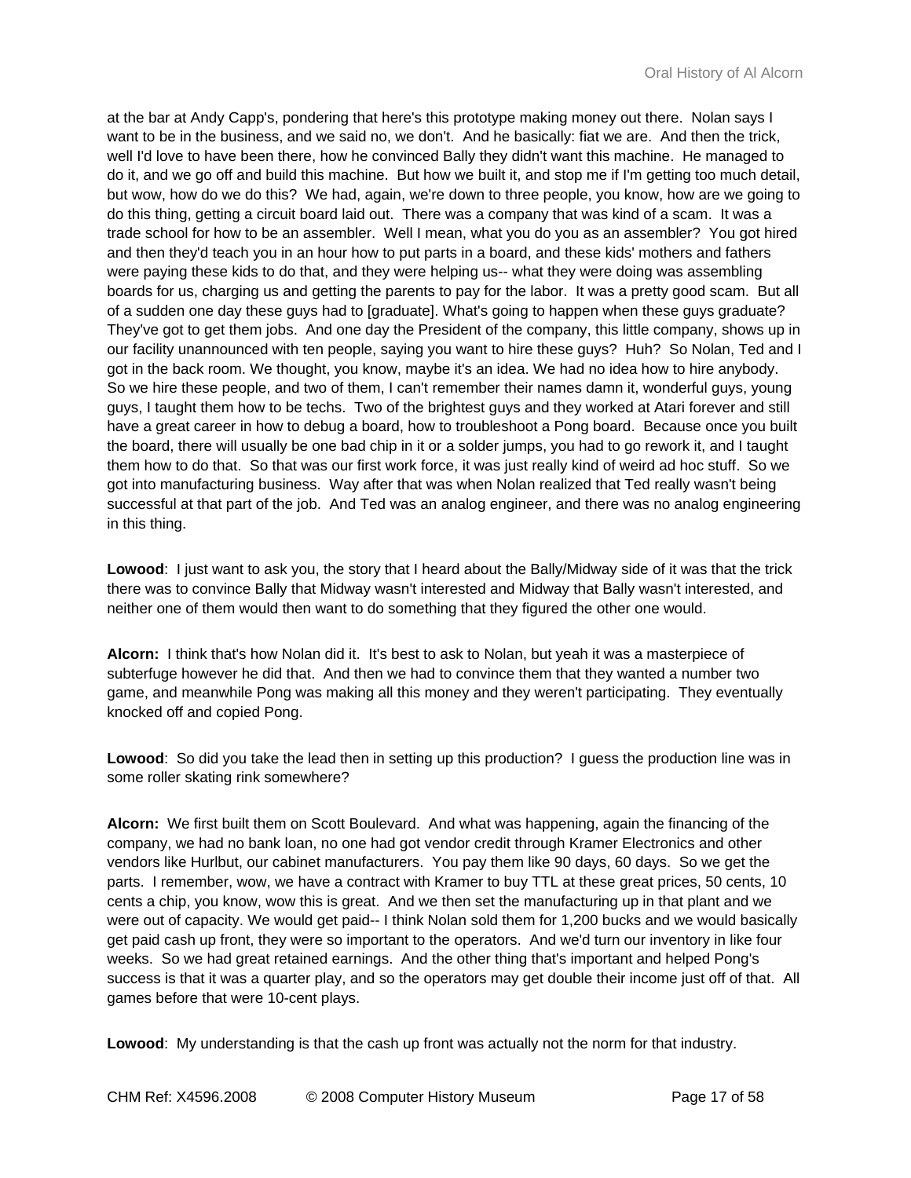at the bar at Andy Capp's, pondering that here's this prototype making money out there. Nolan says I want to be in the business, and we said no, we don't. And he basically: fiat we are. And then the trick, well I'd love to have been there, how he convinced Bally they didn't want this machine. He managed to do it, and we go off and build this machine. But how we built it, and stop me if I'm getting too much detail, but wow, how do we do this? We had, again, we're down to three people, you know, how are we going to do this thing, getting a circuit board laid out. There was a company that was kind of a scam. It was a trade school for how to be an assembler. Well I mean, what you do you as an assembler? You got hired and then they'd teach you in an hour how to put parts in a board, and these kids' mothers and fathers were paying these kids to do that, and they were helping us-- what they were doing was assembling boards for us, charging us and getting the parents to pay for the labor. It was a pretty good scam. But all of a sudden one day these guys had to [graduate]. What's going to happen when these guys graduate? They've got to get them jobs. And one day the President of the company, this little company, shows up in our facility unannounced with ten people, saying you want to hire these guys? Huh? So Nolan, Ted and I got in the back room. We thought, you know, maybe it's an idea. We had no idea how to hire anybody. So we hire these people, and two of them, I can't remember their names damn it, wonderful guys, young guys, I taught them how to be techs. Two of the brightest guys and they worked at Atari forever and still have a great career in how to debug a board, how to troubleshoot a Pong board. Because once you built the board, there will usually be one bad chip in it or a solder jumps, you had to go rework it, and I taught them how to do that. So that was our first work force, it was just really kind of weird ad hoc stuff. So we got into manufacturing business. Way after that was when Nolan realized that Ted really wasn't being successful at that part of the job. And Ted was an analog engineer, and there was no analog engineering in this thing.

**Lowood**: I just want to ask you, the story that I heard about the Bally/Midway side of it was that the trick there was to convince Bally that Midway wasn't interested and Midway that Bally wasn't interested, and neither one of them would then want to do something that they figured the other one would.

**Alcorn:** I think that's how Nolan did it. It's best to ask to Nolan, but yeah it was a masterpiece of subterfuge however he did that. And then we had to convince them that they wanted a number two game, and meanwhile Pong was making all this money and they weren't participating. They eventually knocked off and copied Pong.

**Lowood**: So did you take the lead then in setting up this production? I guess the production line was in some roller skating rink somewhere?

**Alcorn:** We first built them on Scott Boulevard. And what was happening, again the financing of the company, we had no bank loan, no one had got vendor credit through Kramer Electronics and other vendors like Hurlbut, our cabinet manufacturers. You pay them like 90 days, 60 days. So we get the parts. I remember, wow, we have a contract with Kramer to buy TTL at these great prices, 50 cents, 10 cents a chip, you know, wow this is great. And we then set the manufacturing up in that plant and we were out of capacity. We would get paid-- I think Nolan sold them for 1,200 bucks and we would basically get paid cash up front, they were so important to the operators. And we'd turn our inventory in like four weeks. So we had great retained earnings. And the other thing that's important and helped Pong's success is that it was a quarter play, and so the operators may get double their income just off of that. All games before that were 10-cent plays.

**Lowood**: My understanding is that the cash up front was actually not the norm for that industry.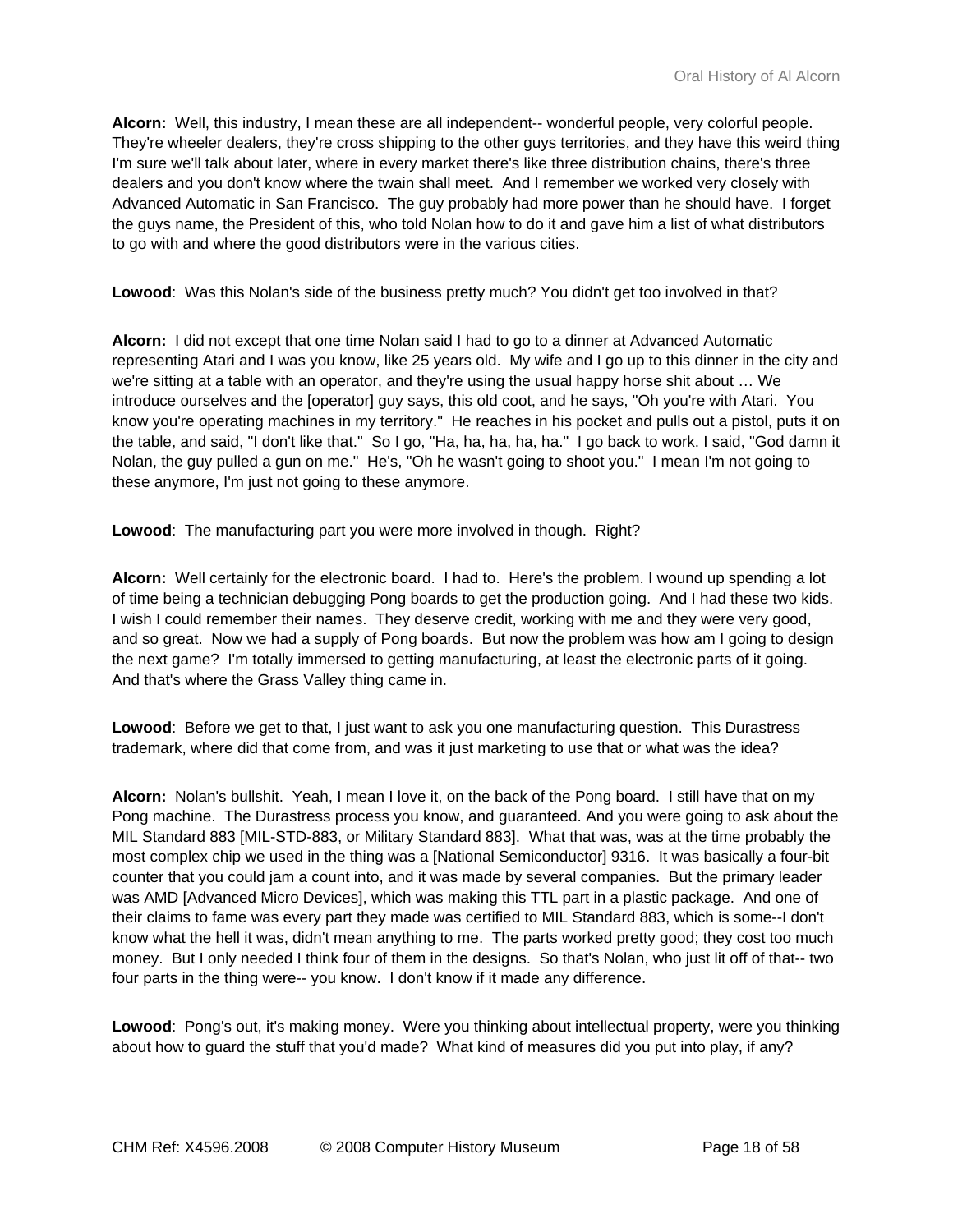**Alcorn:** Well, this industry, I mean these are all independent-- wonderful people, very colorful people. They're wheeler dealers, they're cross shipping to the other guys territories, and they have this weird thing I'm sure we'll talk about later, where in every market there's like three distribution chains, there's three dealers and you don't know where the twain shall meet. And I remember we worked very closely with Advanced Automatic in San Francisco. The guy probably had more power than he should have. I forget the guys name, the President of this, who told Nolan how to do it and gave him a list of what distributors to go with and where the good distributors were in the various cities.

**Lowood**: Was this Nolan's side of the business pretty much? You didn't get too involved in that?

**Alcorn:** I did not except that one time Nolan said I had to go to a dinner at Advanced Automatic representing Atari and I was you know, like 25 years old. My wife and I go up to this dinner in the city and we're sitting at a table with an operator, and they're using the usual happy horse shit about … We introduce ourselves and the [operator] guy says, this old coot, and he says, "Oh you're with Atari. You know you're operating machines in my territory." He reaches in his pocket and pulls out a pistol, puts it on the table, and said, "I don't like that." So I go, "Ha, ha, ha, ha, ha." I go back to work. I said, "God damn it Nolan, the guy pulled a gun on me." He's, "Oh he wasn't going to shoot you." I mean I'm not going to these anymore, I'm just not going to these anymore.

**Lowood**: The manufacturing part you were more involved in though. Right?

**Alcorn:** Well certainly for the electronic board. I had to. Here's the problem. I wound up spending a lot of time being a technician debugging Pong boards to get the production going. And I had these two kids. I wish I could remember their names. They deserve credit, working with me and they were very good, and so great. Now we had a supply of Pong boards. But now the problem was how am I going to design the next game? I'm totally immersed to getting manufacturing, at least the electronic parts of it going. And that's where the Grass Valley thing came in.

**Lowood**: Before we get to that, I just want to ask you one manufacturing question. This Durastress trademark, where did that come from, and was it just marketing to use that or what was the idea?

**Alcorn:** Nolan's bullshit. Yeah, I mean I love it, on the back of the Pong board. I still have that on my Pong machine. The Durastress process you know, and guaranteed. And you were going to ask about the MIL Standard 883 [MIL-STD-883, or Military Standard 883]. What that was, was at the time probably the most complex chip we used in the thing was a [National Semiconductor] 9316. It was basically a four-bit counter that you could jam a count into, and it was made by several companies. But the primary leader was AMD [Advanced Micro Devices], which was making this TTL part in a plastic package. And one of their claims to fame was every part they made was certified to MIL Standard 883, which is some--I don't know what the hell it was, didn't mean anything to me. The parts worked pretty good; they cost too much money. But I only needed I think four of them in the designs. So that's Nolan, who just lit off of that-- two four parts in the thing were-- you know. I don't know if it made any difference.

**Lowood**: Pong's out, it's making money. Were you thinking about intellectual property, were you thinking about how to guard the stuff that you'd made? What kind of measures did you put into play, if any?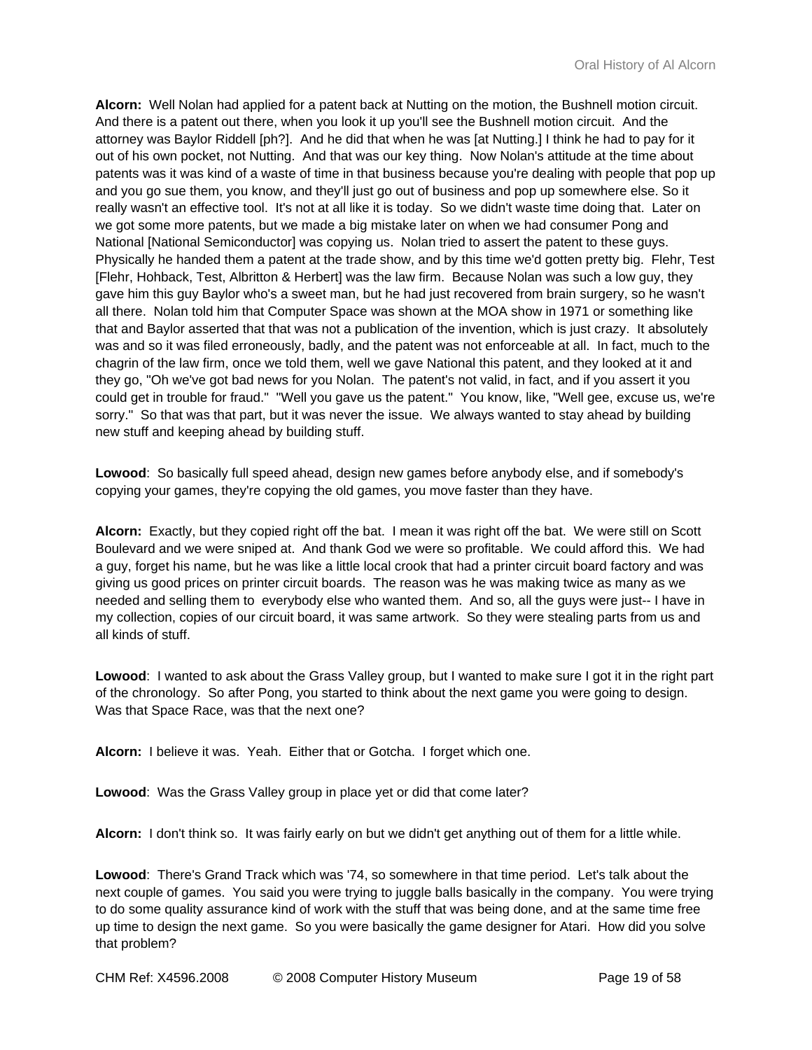**Alcorn:** Well Nolan had applied for a patent back at Nutting on the motion, the Bushnell motion circuit. And there is a patent out there, when you look it up you'll see the Bushnell motion circuit. And the attorney was Baylor Riddell [ph?]. And he did that when he was [at Nutting.] I think he had to pay for it out of his own pocket, not Nutting. And that was our key thing. Now Nolan's attitude at the time about patents was it was kind of a waste of time in that business because you're dealing with people that pop up and you go sue them, you know, and they'll just go out of business and pop up somewhere else. So it really wasn't an effective tool. It's not at all like it is today. So we didn't waste time doing that. Later on we got some more patents, but we made a big mistake later on when we had consumer Pong and National [National Semiconductor] was copying us. Nolan tried to assert the patent to these guys. Physically he handed them a patent at the trade show, and by this time we'd gotten pretty big. Flehr, Test [Flehr, Hohback, Test, Albritton & Herbert] was the law firm. Because Nolan was such a low guy, they gave him this guy Baylor who's a sweet man, but he had just recovered from brain surgery, so he wasn't all there. Nolan told him that Computer Space was shown at the MOA show in 1971 or something like that and Baylor asserted that that was not a publication of the invention, which is just crazy. It absolutely was and so it was filed erroneously, badly, and the patent was not enforceable at all. In fact, much to the chagrin of the law firm, once we told them, well we gave National this patent, and they looked at it and they go, "Oh we've got bad news for you Nolan. The patent's not valid, in fact, and if you assert it you could get in trouble for fraud." "Well you gave us the patent." You know, like, "Well gee, excuse us, we're sorry." So that was that part, but it was never the issue. We always wanted to stay ahead by building new stuff and keeping ahead by building stuff.

**Lowood**: So basically full speed ahead, design new games before anybody else, and if somebody's copying your games, they're copying the old games, you move faster than they have.

**Alcorn:** Exactly, but they copied right off the bat. I mean it was right off the bat. We were still on Scott Boulevard and we were sniped at. And thank God we were so profitable. We could afford this. We had a guy, forget his name, but he was like a little local crook that had a printer circuit board factory and was giving us good prices on printer circuit boards. The reason was he was making twice as many as we needed and selling them to everybody else who wanted them. And so, all the guys were just-- I have in my collection, copies of our circuit board, it was same artwork. So they were stealing parts from us and all kinds of stuff.

**Lowood**: I wanted to ask about the Grass Valley group, but I wanted to make sure I got it in the right part of the chronology. So after Pong, you started to think about the next game you were going to design. Was that Space Race, was that the next one?

**Alcorn:** I believe it was. Yeah. Either that or Gotcha. I forget which one.

**Lowood**: Was the Grass Valley group in place yet or did that come later?

**Alcorn:** I don't think so. It was fairly early on but we didn't get anything out of them for a little while.

**Lowood**: There's Grand Track which was '74, so somewhere in that time period. Let's talk about the next couple of games. You said you were trying to juggle balls basically in the company. You were trying to do some quality assurance kind of work with the stuff that was being done, and at the same time free up time to design the next game. So you were basically the game designer for Atari. How did you solve that problem?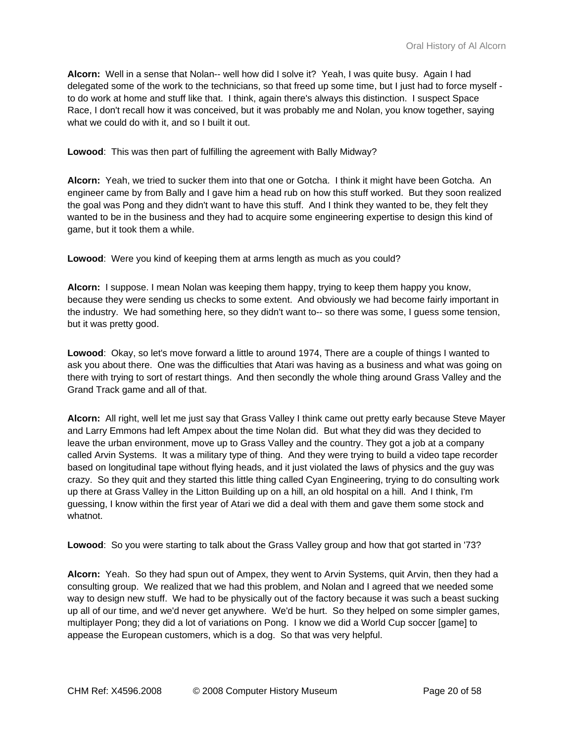**Alcorn:** Well in a sense that Nolan-- well how did I solve it? Yeah, I was quite busy. Again I had delegated some of the work to the technicians, so that freed up some time, but I just had to force myself - to do work at home and stuff like that. I think, again there's always this distinction. I suspect Space Race, I don't recall how it was conceived, but it was probably me and Nolan, you know together, saying what we could do with it, and so I built it out.

**Lowood**: This was then part of fulfilling the agreement with Bally Midway?

**Alcorn:** Yeah, we tried to sucker them into that one or Gotcha. I think it might have been Gotcha. An engineer came by from Bally and I gave him a head rub on how this stuff worked. But they soon realized the goal was Pong and they didn't want to have this stuff. And I think they wanted to be, they felt they wanted to be in the business and they had to acquire some engineering expertise to design this kind of game, but it took them a while.

**Lowood**: Were you kind of keeping them at arms length as much as you could?

**Alcorn:** I suppose. I mean Nolan was keeping them happy, trying to keep them happy you know, because they were sending us checks to some extent. And obviously we had become fairly important in the industry. We had something here, so they didn't want to-- so there was some, I guess some tension, but it was pretty good.

**Lowood**: Okay, so let's move forward a little to around 1974, There are a couple of things I wanted to ask you about there. One was the difficulties that Atari was having as a business and what was going on there with trying to sort of restart things. And then secondly the whole thing around Grass Valley and the Grand Track game and all of that.

**Alcorn:** All right, well let me just say that Grass Valley I think came out pretty early because Steve Mayer and Larry Emmons had left Ampex about the time Nolan did. But what they did was they decided to leave the urban environment, move up to Grass Valley and the country. They got a job at a company called Arvin Systems. It was a military type of thing. And they were trying to build a video tape recorder based on longitudinal tape without flying heads, and it just violated the laws of physics and the guy was crazy. So they quit and they started this little thing called Cyan Engineering, trying to do consulting work up there at Grass Valley in the Litton Building up on a hill, an old hospital on a hill. And I think, I'm guessing, I know within the first year of Atari we did a deal with them and gave them some stock and whatnot.

**Lowood**: So you were starting to talk about the Grass Valley group and how that got started in '73?

**Alcorn:** Yeah. So they had spun out of Ampex, they went to Arvin Systems, quit Arvin, then they had a consulting group. We realized that we had this problem, and Nolan and I agreed that we needed some way to design new stuff. We had to be physically out of the factory because it was such a beast sucking up all of our time, and we'd never get anywhere. We'd be hurt. So they helped on some simpler games, multiplayer Pong; they did a lot of variations on Pong. I know we did a World Cup soccer [game] to appease the European customers, which is a dog. So that was very helpful.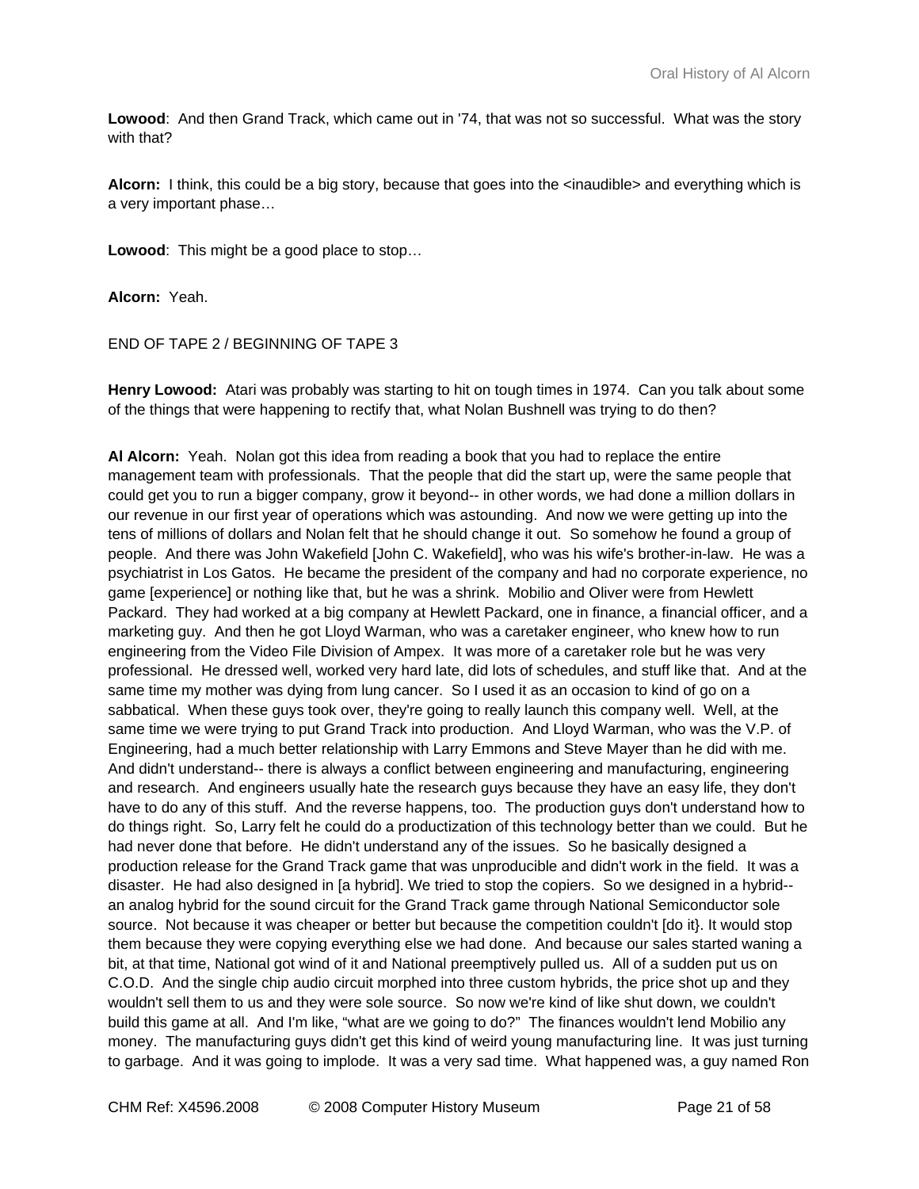**Lowood**: And then Grand Track, which came out in '74, that was not so successful. What was the story with that?

**Alcorn:** I think, this could be a big story, because that goes into the <inaudible> and everything which is a very important phase…

**Lowood**: This might be a good place to stop…

**Alcorn:** Yeah.

END OF TAPE 2 / BEGINNING OF TAPE 3

**Henry Lowood:** Atari was probably was starting to hit on tough times in 1974. Can you talk about some of the things that were happening to rectify that, what Nolan Bushnell was trying to do then?

**Al Alcorn:** Yeah. Nolan got this idea from reading a book that you had to replace the entire management team with professionals. That the people that did the start up, were the same people that could get you to run a bigger company, grow it beyond-- in other words, we had done a million dollars in our revenue in our first year of operations which was astounding. And now we were getting up into the tens of millions of dollars and Nolan felt that he should change it out. So somehow he found a group of people. And there was John Wakefield [John C. Wakefield], who was his wife's brother-in-law. He was a psychiatrist in Los Gatos. He became the president of the company and had no corporate experience, no game [experience] or nothing like that, but he was a shrink. Mobilio and Oliver were from Hewlett Packard. They had worked at a big company at Hewlett Packard, one in finance, a financial officer, and a marketing guy. And then he got Lloyd Warman, who was a caretaker engineer, who knew how to run engineering from the Video File Division of Ampex. It was more of a caretaker role but he was very professional. He dressed well, worked very hard late, did lots of schedules, and stuff like that. And at the same time my mother was dying from lung cancer. So I used it as an occasion to kind of go on a sabbatical. When these guys took over, they're going to really launch this company well. Well, at the same time we were trying to put Grand Track into production. And Lloyd Warman, who was the V.P. of Engineering, had a much better relationship with Larry Emmons and Steve Mayer than he did with me. And didn't understand-- there is always a conflict between engineering and manufacturing, engineering and research. And engineers usually hate the research guys because they have an easy life, they don't have to do any of this stuff. And the reverse happens, too. The production guys don't understand how to do things right. So, Larry felt he could do a productization of this technology better than we could. But he had never done that before. He didn't understand any of the issues. So he basically designed a production release for the Grand Track game that was unproducible and didn't work in the field. It was a disaster. He had also designed in [a hybrid]. We tried to stop the copiers. So we designed in a hybrid-- an analog hybrid for the sound circuit for the Grand Track game through National Semiconductor sole source. Not because it was cheaper or better but because the competition couldn't [do it}. It would stop them because they were copying everything else we had done. And because our sales started waning a bit, at that time, National got wind of it and National preemptively pulled us. All of a sudden put us on C.O.D. And the single chip audio circuit morphed into three custom hybrids, the price shot up and they wouldn't sell them to us and they were sole source. So now we're kind of like shut down, we couldn't build this game at all. And I'm like, "what are we going to do?" The finances wouldn't lend Mobilio any money. The manufacturing guys didn't get this kind of weird young manufacturing line. It was just turning to garbage. And it was going to implode. It was a very sad time. What happened was, a guy named Ron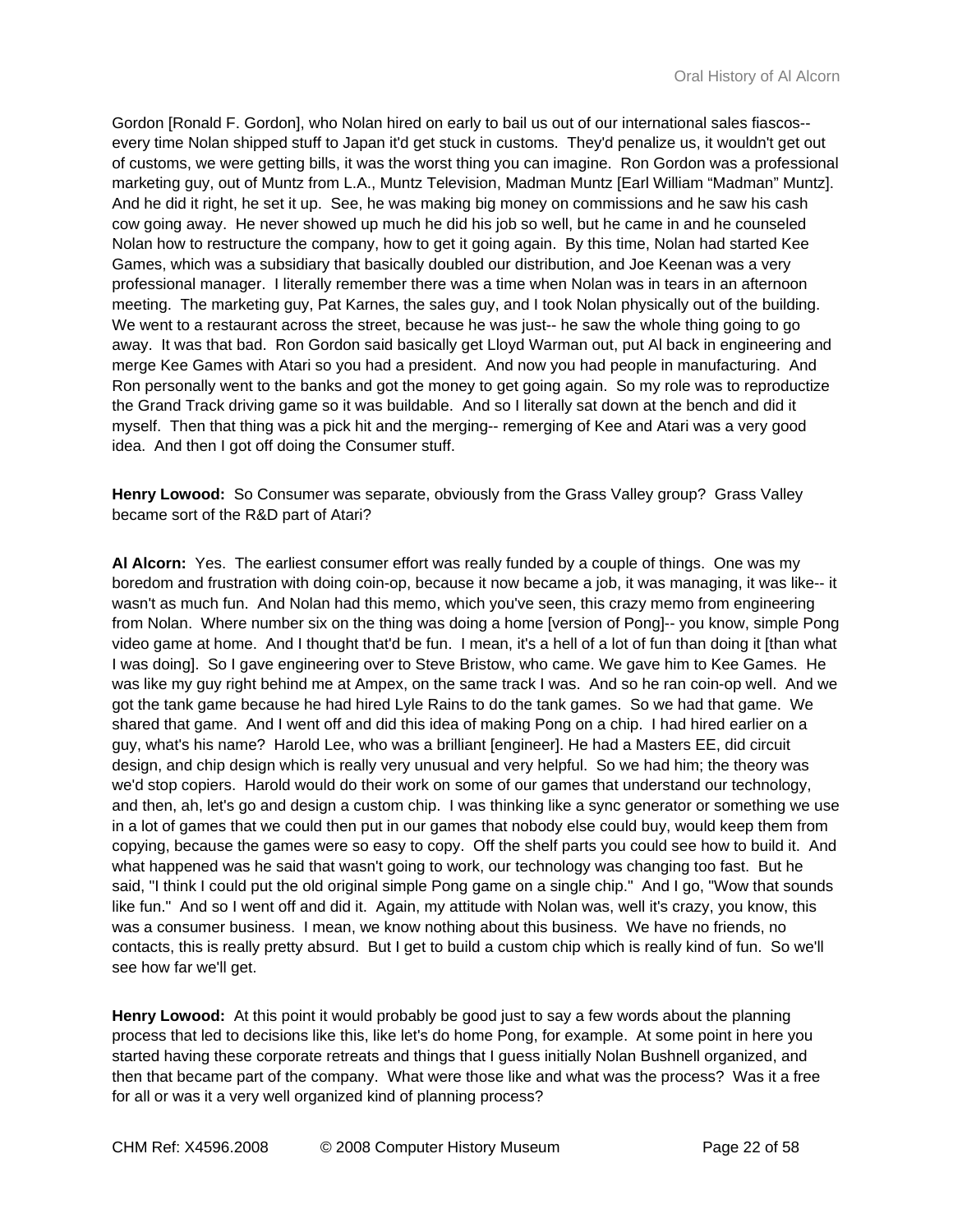Gordon [Ronald F. Gordon], who Nolan hired on early to bail us out of our international sales fiascos-- every time Nolan shipped stuff to Japan it'd get stuck in customs. They'd penalize us, it wouldn't get out of customs, we were getting bills, it was the worst thing you can imagine. Ron Gordon was a professional marketing guy, out of Muntz from L.A., Muntz Television, Madman Muntz [Earl William "Madman" Muntz]. And he did it right, he set it up. See, he was making big money on commissions and he saw his cash cow going away. He never showed up much he did his job so well, but he came in and he counseled Nolan how to restructure the company, how to get it going again. By this time, Nolan had started Kee Games, which was a subsidiary that basically doubled our distribution, and Joe Keenan was a very professional manager. I literally remember there was a time when Nolan was in tears in an afternoon meeting. The marketing guy, Pat Karnes, the sales guy, and I took Nolan physically out of the building. We went to a restaurant across the street, because he was just-- he saw the whole thing going to go away. It was that bad. Ron Gordon said basically get Lloyd Warman out, put Al back in engineering and merge Kee Games with Atari so you had a president. And now you had people in manufacturing. And Ron personally went to the banks and got the money to get going again. So my role was to reproductize the Grand Track driving game so it was buildable. And so I literally sat down at the bench and did it myself. Then that thing was a pick hit and the merging-- remerging of Kee and Atari was a very good idea. And then I got off doing the Consumer stuff.

**Henry Lowood:** So Consumer was separate, obviously from the Grass Valley group? Grass Valley became sort of the R&D part of Atari?

**Al Alcorn:** Yes. The earliest consumer effort was really funded by a couple of things. One was my boredom and frustration with doing coin-op, because it now became a job, it was managing, it was like-- it wasn't as much fun. And Nolan had this memo, which you've seen, this crazy memo from engineering from Nolan. Where number six on the thing was doing a home [version of Pong]-- you know, simple Pong video game at home. And I thought that'd be fun. I mean, it's a hell of a lot of fun than doing it [than what I was doing]. So I gave engineering over to Steve Bristow, who came. We gave him to Kee Games. He was like my guy right behind me at Ampex, on the same track I was. And so he ran coin-op well. And we got the tank game because he had hired Lyle Rains to do the tank games. So we had that game. We shared that game. And I went off and did this idea of making Pong on a chip. I had hired earlier on a guy, what's his name? Harold Lee, who was a brilliant [engineer]. He had a Masters EE, did circuit design, and chip design which is really very unusual and very helpful. So we had him; the theory was we'd stop copiers. Harold would do their work on some of our games that understand our technology, and then, ah, let's go and design a custom chip. I was thinking like a sync generator or something we use in a lot of games that we could then put in our games that nobody else could buy, would keep them from copying, because the games were so easy to copy. Off the shelf parts you could see how to build it. And what happened was he said that wasn't going to work, our technology was changing too fast. But he said, "I think I could put the old original simple Pong game on a single chip." And I go, "Wow that sounds like fun." And so I went off and did it. Again, my attitude with Nolan was, well it's crazy, you know, this was a consumer business. I mean, we know nothing about this business. We have no friends, no contacts, this is really pretty absurd. But I get to build a custom chip which is really kind of fun. So we'll see how far we'll get.

**Henry Lowood:** At this point it would probably be good just to say a few words about the planning process that led to decisions like this, like let's do home Pong, for example. At some point in here you started having these corporate retreats and things that I guess initially Nolan Bushnell organized, and then that became part of the company. What were those like and what was the process? Was it a free for all or was it a very well organized kind of planning process?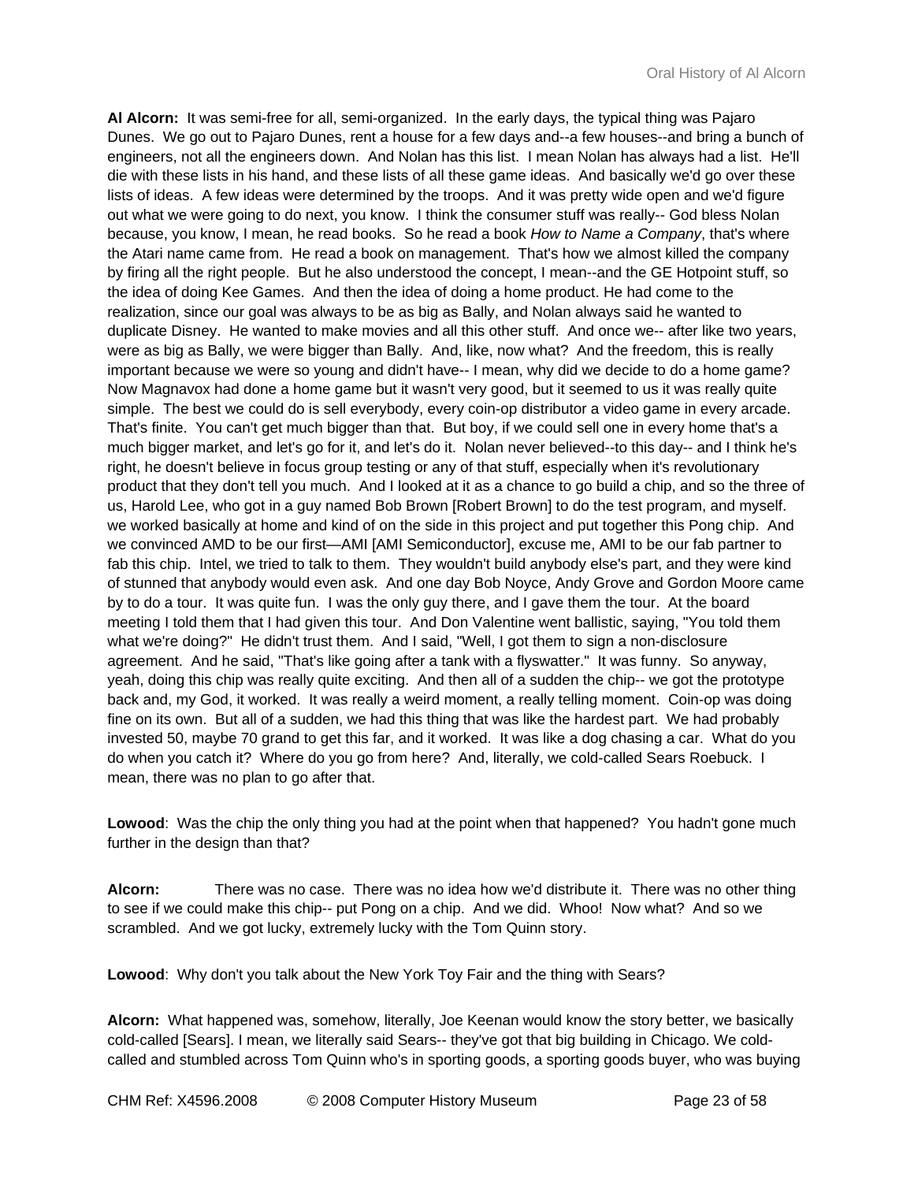**Al Alcorn:** It was semi-free for all, semi-organized. In the early days, the typical thing was Pajaro Dunes. We go out to Pajaro Dunes, rent a house for a few days and--a few houses--and bring a bunch of engineers, not all the engineers down. And Nolan has this list. I mean Nolan has always had a list. He'll die with these lists in his hand, and these lists of all these game ideas. And basically we'd go over these lists of ideas. A few ideas were determined by the troops. And it was pretty wide open and we'd figure out what we were going to do next, you know. I think the consumer stuff was really-- God bless Nolan because, you know, I mean, he read books. So he read a book *How to Name a Company*, that's where the Atari name came from. He read a book on management. That's how we almost killed the company by firing all the right people. But he also understood the concept, I mean--and the GE Hotpoint stuff, so the idea of doing Kee Games. And then the idea of doing a home product. He had come to the realization, since our goal was always to be as big as Bally, and Nolan always said he wanted to duplicate Disney. He wanted to make movies and all this other stuff. And once we-- after like two years, were as big as Bally, we were bigger than Bally. And, like, now what? And the freedom, this is really important because we were so young and didn't have-- I mean, why did we decide to do a home game? Now Magnavox had done a home game but it wasn't very good, but it seemed to us it was really quite simple. The best we could do is sell everybody, every coin-op distributor a video game in every arcade. That's finite. You can't get much bigger than that. But boy, if we could sell one in every home that's a much bigger market, and let's go for it, and let's do it. Nolan never believed--to this day-- and I think he's right, he doesn't believe in focus group testing or any of that stuff, especially when it's revolutionary product that they don't tell you much. And I looked at it as a chance to go build a chip, and so the three of us, Harold Lee, who got in a guy named Bob Brown [Robert Brown] to do the test program, and myself. we worked basically at home and kind of on the side in this project and put together this Pong chip. And we convinced AMD to be our first—AMI [AMI Semiconductor], excuse me, AMI to be our fab partner to fab this chip. Intel, we tried to talk to them. They wouldn't build anybody else's part, and they were kind of stunned that anybody would even ask. And one day Bob Noyce, Andy Grove and Gordon Moore came by to do a tour. It was quite fun. I was the only guy there, and I gave them the tour. At the board meeting I told them that I had given this tour. And Don Valentine went ballistic, saying, "You told them what we're doing?" He didn't trust them. And I said, "Well, I got them to sign a non-disclosure agreement. And he said, "That's like going after a tank with a flyswatter." It was funny. So anyway, yeah, doing this chip was really quite exciting. And then all of a sudden the chip-- we got the prototype back and, my God, it worked. It was really a weird moment, a really telling moment. Coin-op was doing fine on its own. But all of a sudden, we had this thing that was like the hardest part. We had probably invested 50, maybe 70 grand to get this far, and it worked. It was like a dog chasing a car. What do you do when you catch it? Where do you go from here? And, literally, we cold-called Sears Roebuck. I mean, there was no plan to go after that.

**Lowood**: Was the chip the only thing you had at the point when that happened? You hadn't gone much further in the design than that?

**Alcorn:** There was no case. There was no idea how we'd distribute it. There was no other thing to see if we could make this chip-- put Pong on a chip. And we did. Whoo! Now what? And so we scrambled. And we got lucky, extremely lucky with the Tom Quinn story.

**Lowood**: Why don't you talk about the New York Toy Fair and the thing with Sears?

**Alcorn:** What happened was, somehow, literally, Joe Keenan would know the story better, we basically cold-called [Sears]. I mean, we literally said Sears-- they've got that big building in Chicago. We cold-called and stumbled across Tom Quinn who's in sporting goods, a sporting goods buyer, who was buying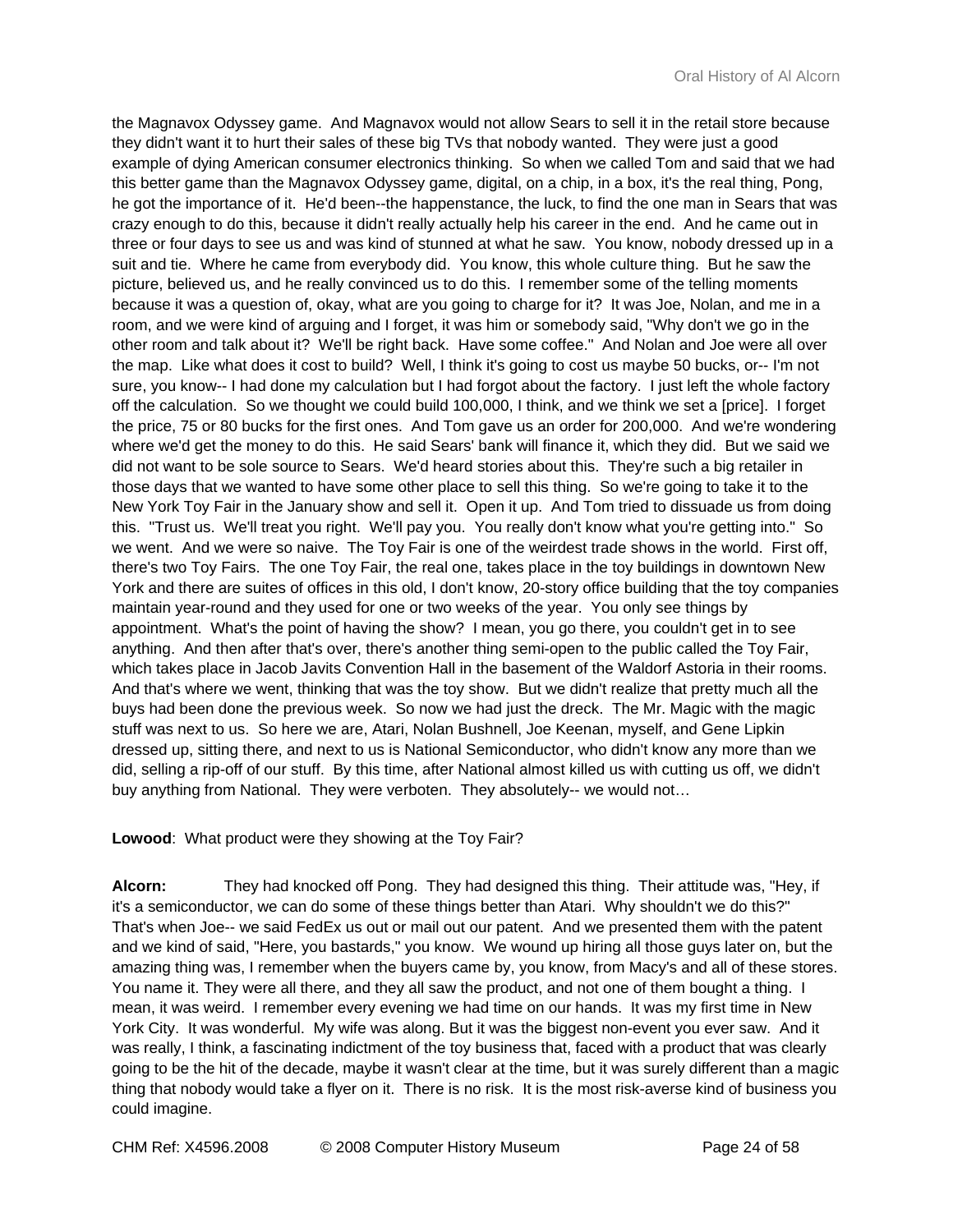the Magnavox Odyssey game. And Magnavox would not allow Sears to sell it in the retail store because they didn't want it to hurt their sales of these big TVs that nobody wanted. They were just a good example of dying American consumer electronics thinking. So when we called Tom and said that we had this better game than the Magnavox Odyssey game, digital, on a chip, in a box, it's the real thing, Pong, he got the importance of it. He'd been--the happenstance, the luck, to find the one man in Sears that was crazy enough to do this, because it didn't really actually help his career in the end. And he came out in three or four days to see us and was kind of stunned at what he saw. You know, nobody dressed up in a suit and tie. Where he came from everybody did. You know, this whole culture thing. But he saw the picture, believed us, and he really convinced us to do this. I remember some of the telling moments because it was a question of, okay, what are you going to charge for it? It was Joe, Nolan, and me in a room, and we were kind of arguing and I forget, it was him or somebody said, "Why don't we go in the other room and talk about it? We'll be right back. Have some coffee." And Nolan and Joe were all over the map. Like what does it cost to build? Well, I think it's going to cost us maybe 50 bucks, or-- I'm not sure, you know-- I had done my calculation but I had forgot about the factory. I just left the whole factory off the calculation. So we thought we could build 100,000, I think, and we think we set a [price]. I forget the price, 75 or 80 bucks for the first ones. And Tom gave us an order for 200,000. And we're wondering where we'd get the money to do this. He said Sears' bank will finance it, which they did. But we said we did not want to be sole source to Sears. We'd heard stories about this. They're such a big retailer in those days that we wanted to have some other place to sell this thing. So we're going to take it to the New York Toy Fair in the January show and sell it. Open it up. And Tom tried to dissuade us from doing this. "Trust us. We'll treat you right. We'll pay you. You really don't know what you're getting into." So we went. And we were so naive. The Toy Fair is one of the weirdest trade shows in the world. First off, there's two Toy Fairs. The one Toy Fair, the real one, takes place in the toy buildings in downtown New York and there are suites of offices in this old, I don't know, 20-story office building that the toy companies maintain year-round and they used for one or two weeks of the year. You only see things by appointment. What's the point of having the show? I mean, you go there, you couldn't get in to see anything. And then after that's over, there's another thing semi-open to the public called the Toy Fair, which takes place in Jacob Javits Convention Hall in the basement of the Waldorf Astoria in their rooms. And that's where we went, thinking that was the toy show. But we didn't realize that pretty much all the buys had been done the previous week. So now we had just the dreck. The Mr. Magic with the magic stuff was next to us. So here we are, Atari, Nolan Bushnell, Joe Keenan, myself, and Gene Lipkin dressed up, sitting there, and next to us is National Semiconductor, who didn't know any more than we did, selling a rip-off of our stuff. By this time, after National almost killed us with cutting us off, we didn't buy anything from National. They were verboten. They absolutely-- we would not…

**Lowood**: What product were they showing at the Toy Fair?

**Alcorn:** They had knocked off Pong. They had designed this thing. Their attitude was, "Hey, if it's a semiconductor, we can do some of these things better than Atari. Why shouldn't we do this?" That's when Joe-- we said FedEx us out or mail out our patent. And we presented them with the patent and we kind of said, "Here, you bastards," you know. We wound up hiring all those guys later on, but the amazing thing was, I remember when the buyers came by, you know, from Macy's and all of these stores. You name it. They were all there, and they all saw the product, and not one of them bought a thing. I mean, it was weird. I remember every evening we had time on our hands. It was my first time in New York City. It was wonderful. My wife was along. But it was the biggest non-event you ever saw. And it was really, I think, a fascinating indictment of the toy business that, faced with a product that was clearly going to be the hit of the decade, maybe it wasn't clear at the time, but it was surely different than a magic thing that nobody would take a flyer on it. There is no risk. It is the most risk-averse kind of business you could imagine.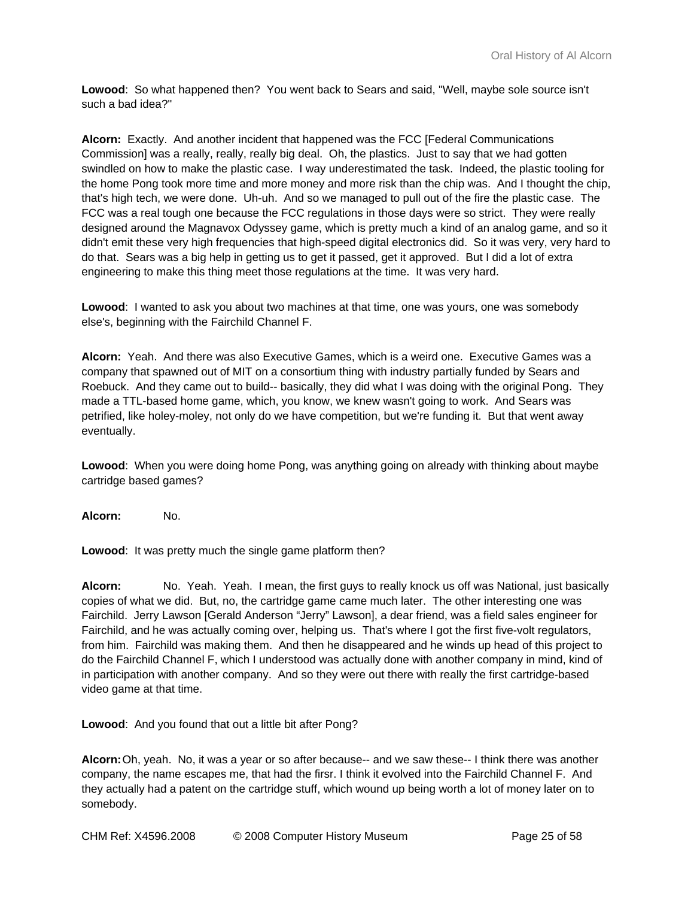**Lowood**: So what happened then? You went back to Sears and said, "Well, maybe sole source isn't such a bad idea?"

**Alcorn:** Exactly. And another incident that happened was the FCC [Federal Communications Commission] was a really, really, really big deal. Oh, the plastics. Just to say that we had gotten swindled on how to make the plastic case. I way underestimated the task. Indeed, the plastic tooling for the home Pong took more time and more money and more risk than the chip was. And I thought the chip, that's high tech, we were done. Uh-uh. And so we managed to pull out of the fire the plastic case. The FCC was a real tough one because the FCC regulations in those days were so strict. They were really designed around the Magnavox Odyssey game, which is pretty much a kind of an analog game, and so it didn't emit these very high frequencies that high-speed digital electronics did. So it was very, very hard to do that. Sears was a big help in getting us to get it passed, get it approved. But I did a lot of extra engineering to make this thing meet those regulations at the time. It was very hard.

**Lowood**: I wanted to ask you about two machines at that time, one was yours, one was somebody else's, beginning with the Fairchild Channel F.

**Alcorn:** Yeah. And there was also Executive Games, which is a weird one. Executive Games was a company that spawned out of MIT on a consortium thing with industry partially funded by Sears and Roebuck. And they came out to build-- basically, they did what I was doing with the original Pong. They made a TTL-based home game, which, you know, we knew wasn't going to work. And Sears was petrified, like holey-moley, not only do we have competition, but we're funding it. But that went away eventually.

**Lowood**: When you were doing home Pong, was anything going on already with thinking about maybe cartridge based games?

**Alcorn:** No.

**Lowood**: It was pretty much the single game platform then?

**Alcorn:** No. Yeah. Yeah. I mean, the first guys to really knock us off was National, just basically copies of what we did. But, no, the cartridge game came much later. The other interesting one was Fairchild. Jerry Lawson [Gerald Anderson "Jerry" Lawson], a dear friend, was a field sales engineer for Fairchild, and he was actually coming over, helping us. That's where I got the first five-volt regulators, from him. Fairchild was making them. And then he disappeared and he winds up head of this project to do the Fairchild Channel F, which I understood was actually done with another company in mind, kind of in participation with another company. And so they were out there with really the first cartridge-based video game at that time.

**Lowood**: And you found that out a little bit after Pong?

**Alcorn:** Oh, yeah. No, it was a year or so after because-- and we saw these-- I think there was another company, the name escapes me, that had the firsr. I think it evolved into the Fairchild Channel F. And they actually had a patent on the cartridge stuff, which wound up being worth a lot of money later on to somebody.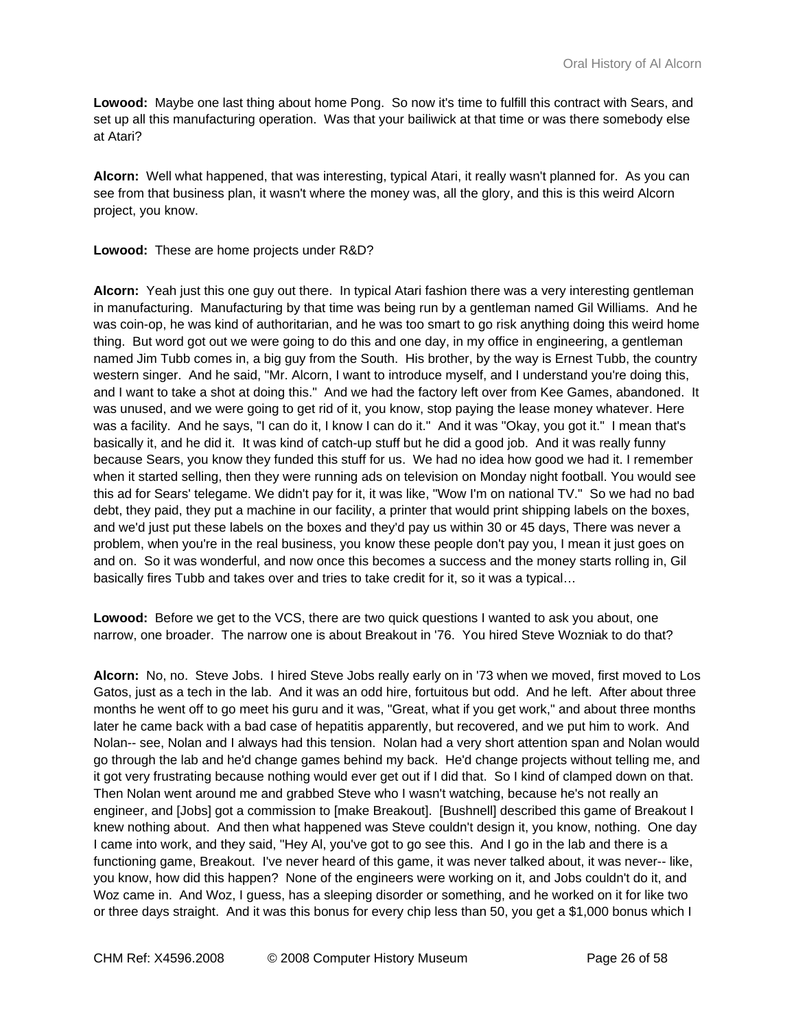**Lowood:** Maybe one last thing about home Pong. So now it's time to fulfill this contract with Sears, and set up all this manufacturing operation. Was that your bailiwick at that time or was there somebody else at Atari?

**Alcorn:** Well what happened, that was interesting, typical Atari, it really wasn't planned for. As you can see from that business plan, it wasn't where the money was, all the glory, and this is this weird Alcorn project, you know.

**Lowood:** These are home projects under R&D?

**Alcorn:** Yeah just this one guy out there. In typical Atari fashion there was a very interesting gentleman in manufacturing. Manufacturing by that time was being run by a gentleman named Gil Williams. And he was coin-op, he was kind of authoritarian, and he was too smart to go risk anything doing this weird home thing. But word got out we were going to do this and one day, in my office in engineering, a gentleman named Jim Tubb comes in, a big guy from the South. His brother, by the way is Ernest Tubb, the country western singer. And he said, "Mr. Alcorn, I want to introduce myself, and I understand you're doing this, and I want to take a shot at doing this." And we had the factory left over from Kee Games, abandoned. It was unused, and we were going to get rid of it, you know, stop paying the lease money whatever. Here was a facility. And he says, "I can do it, I know I can do it." And it was "Okay, you got it." I mean that's basically it, and he did it. It was kind of catch-up stuff but he did a good job. And it was really funny because Sears, you know they funded this stuff for us. We had no idea how good we had it. I remember when it started selling, then they were running ads on television on Monday night football. You would see this ad for Sears' telegame. We didn't pay for it, it was like, "Wow I'm on national TV." So we had no bad debt, they paid, they put a machine in our facility, a printer that would print shipping labels on the boxes, and we'd just put these labels on the boxes and they'd pay us within 30 or 45 days, There was never a problem, when you're in the real business, you know these people don't pay you, I mean it just goes on and on. So it was wonderful, and now once this becomes a success and the money starts rolling in, Gil basically fires Tubb and takes over and tries to take credit for it, so it was a typical…

**Lowood:** Before we get to the VCS, there are two quick questions I wanted to ask you about, one narrow, one broader. The narrow one is about Breakout in '76. You hired Steve Wozniak to do that?

**Alcorn:** No, no. Steve Jobs. I hired Steve Jobs really early on in '73 when we moved, first moved to Los Gatos, just as a tech in the lab. And it was an odd hire, fortuitous but odd. And he left. After about three months he went off to go meet his guru and it was, "Great, what if you get work," and about three months later he came back with a bad case of hepatitis apparently, but recovered, and we put him to work. And Nolan-- see, Nolan and I always had this tension. Nolan had a very short attention span and Nolan would go through the lab and he'd change games behind my back. He'd change projects without telling me, and it got very frustrating because nothing would ever get out if I did that. So I kind of clamped down on that. Then Nolan went around me and grabbed Steve who I wasn't watching, because he's not really an engineer, and [Jobs] got a commission to [make Breakout]. [Bushnell] described this game of Breakout I knew nothing about. And then what happened was Steve couldn't design it, you know, nothing. One day I came into work, and they said, "Hey Al, you've got to go see this. And I go in the lab and there is a functioning game, Breakout. I've never heard of this game, it was never talked about, it was never-- like, you know, how did this happen? None of the engineers were working on it, and Jobs couldn't do it, and Woz came in. And Woz, I guess, has a sleeping disorder or something, and he worked on it for like two or three days straight. And it was this bonus for every chip less than 50, you get a $1,000 bonus which I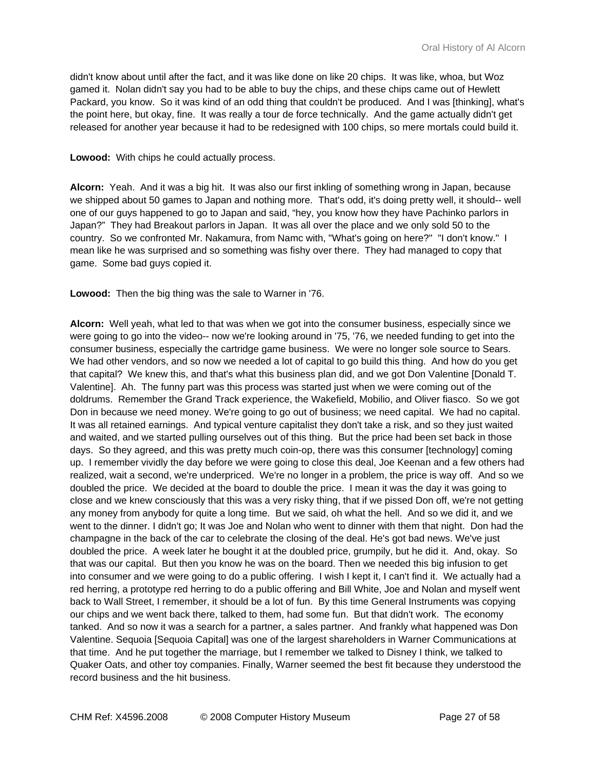didn't know about until after the fact, and it was like done on like 20 chips. It was like, whoa, but Woz gamed it. Nolan didn't say you had to be able to buy the chips, and these chips came out of Hewlett Packard, you know. So it was kind of an odd thing that couldn't be produced. And I was [thinking], what's the point here, but okay, fine. It was really a tour de force technically. And the game actually didn't get released for another year because it had to be redesigned with 100 chips, so mere mortals could build it.

**Lowood:** With chips he could actually process.

**Alcorn:** Yeah. And it was a big hit. It was also our first inkling of something wrong in Japan, because we shipped about 50 games to Japan and nothing more. That's odd, it's doing pretty well, it should-- well one of our guys happened to go to Japan and said, "hey, you know how they have Pachinko parlors in Japan?" They had Breakout parlors in Japan. It was all over the place and we only sold 50 to the country. So we confronted Mr. Nakamura, from Namc with, "What's going on here?" "I don't know." I mean like he was surprised and so something was fishy over there. They had managed to copy that game. Some bad guys copied it.

**Lowood:** Then the big thing was the sale to Warner in '76.

**Alcorn:** Well yeah, what led to that was when we got into the consumer business, especially since we were going to go into the video-- now we're looking around in '75, '76, we needed funding to get into the consumer business, especially the cartridge game business. We were no longer sole source to Sears. We had other vendors, and so now we needed a lot of capital to go build this thing. And how do you get that capital? We knew this, and that's what this business plan did, and we got Don Valentine [Donald T. Valentine]. Ah. The funny part was this process was started just when we were coming out of the doldrums. Remember the Grand Track experience, the Wakefield, Mobilio, and Oliver fiasco. So we got Don in because we need money. We're going to go out of business; we need capital. We had no capital. It was all retained earnings. And typical venture capitalist they don't take a risk, and so they just waited and waited, and we started pulling ourselves out of this thing. But the price had been set back in those days. So they agreed, and this was pretty much coin-op, there was this consumer [technology] coming up. I remember vividly the day before we were going to close this deal, Joe Keenan and a few others had realized, wait a second, we're underpriced. We're no longer in a problem, the price is way off. And so we doubled the price. We decided at the board to double the price. I mean it was the day it was going to close and we knew consciously that this was a very risky thing, that if we pissed Don off, we're not getting any money from anybody for quite a long time. But we said, oh what the hell. And so we did it, and we went to the dinner. I didn't go; It was Joe and Nolan who went to dinner with them that night. Don had the champagne in the back of the car to celebrate the closing of the deal. He's got bad news. We've just doubled the price. A week later he bought it at the doubled price, grumpily, but he did it. And, okay. So that was our capital. But then you know he was on the board. Then we needed this big infusion to get into consumer and we were going to do a public offering. I wish I kept it, I can't find it. We actually had a red herring, a prototype red herring to do a public offering and Bill White, Joe and Nolan and myself went back to Wall Street, I remember, it should be a lot of fun. By this time General Instruments was copying our chips and we went back there, talked to them, had some fun. But that didn't work. The economy tanked. And so now it was a search for a partner, a sales partner. And frankly what happened was Don Valentine. Sequoia [Sequoia Capital] was one of the largest shareholders in Warner Communications at that time. And he put together the marriage, but I remember we talked to Disney I think, we talked to Quaker Oats, and other toy companies. Finally, Warner seemed the best fit because they understood the record business and the hit business.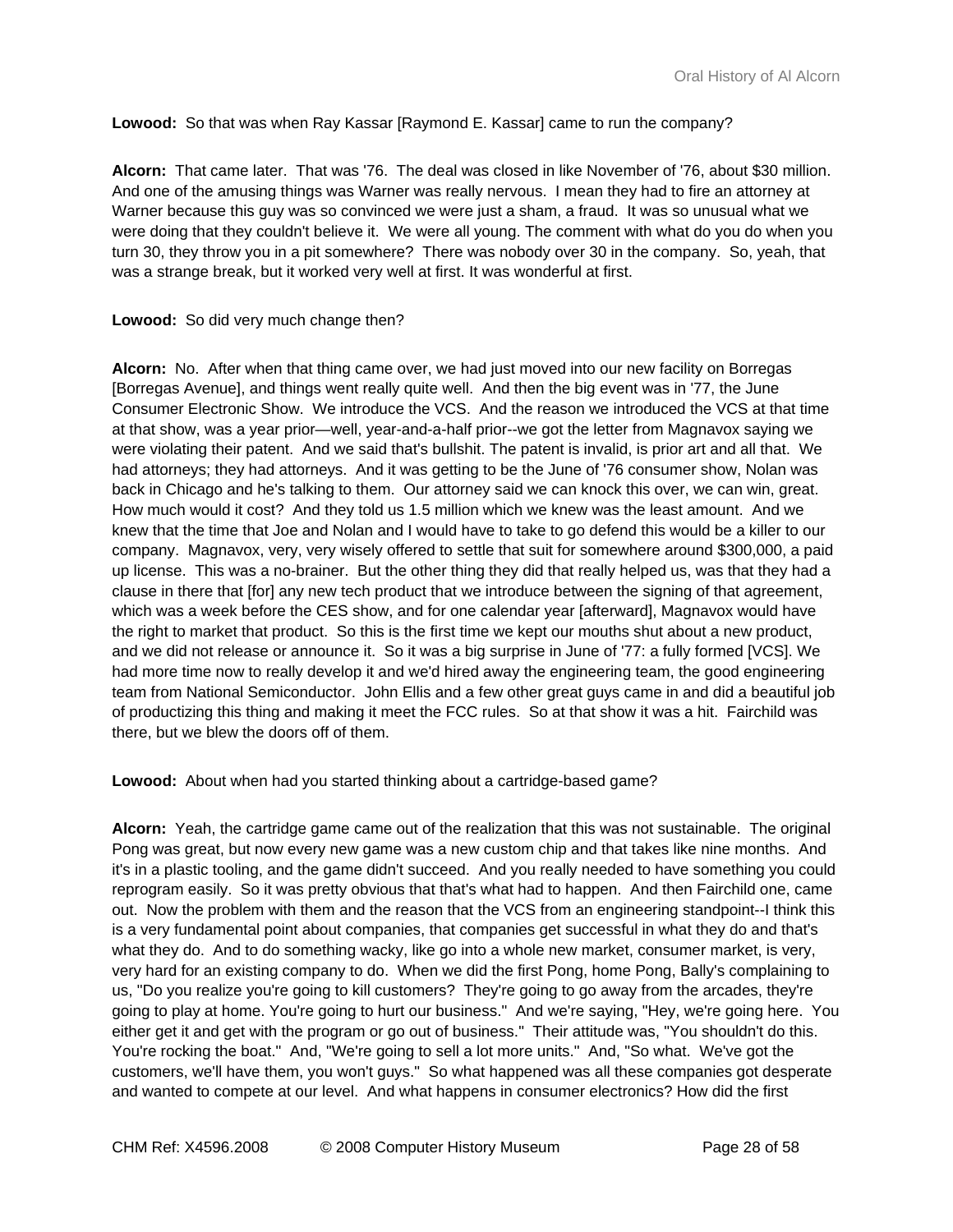**Lowood:** So that was when Ray Kassar [Raymond E. Kassar] came to run the company?

**Alcorn:** That came later. That was '76. The deal was closed in like November of '76, about $30 million. And one of the amusing things was Warner was really nervous. I mean they had to fire an attorney at Warner because this guy was so convinced we were just a sham, a fraud. It was so unusual what we were doing that they couldn't believe it. We were all young. The comment with what do you do when you turn 30, they throw you in a pit somewhere? There was nobody over 30 in the company. So, yeah, that was a strange break, but it worked very well at first. It was wonderful at first.

**Lowood:** So did very much change then?

**Alcorn:** No. After when that thing came over, we had just moved into our new facility on Borregas [Borregas Avenue], and things went really quite well. And then the big event was in '77, the June Consumer Electronic Show. We introduce the VCS. And the reason we introduced the VCS at that time at that show, was a year prior—well, year-and-a-half prior--we got the letter from Magnavox saying we were violating their patent. And we said that's bullshit. The patent is invalid, is prior art and all that. We had attorneys; they had attorneys. And it was getting to be the June of '76 consumer show, Nolan was back in Chicago and he's talking to them. Our attorney said we can knock this over, we can win, great. How much would it cost? And they told us 1.5 million which we knew was the least amount. And we knew that the time that Joe and Nolan and I would have to take to go defend this would be a killer to our company. Magnavox, very, very wisely offered to settle that suit for somewhere around $300,000, a paid up license. This was a no-brainer. But the other thing they did that really helped us, was that they had a clause in there that [for] any new tech product that we introduce between the signing of that agreement, which was a week before the CES show, and for one calendar year [afterward], Magnavox would have the right to market that product. So this is the first time we kept our mouths shut about a new product, and we did not release or announce it. So it was a big surprise in June of '77: a fully formed [VCS]. We had more time now to really develop it and we'd hired away the engineering team, the good engineering team from National Semiconductor. John Ellis and a few other great guys came in and did a beautiful job of productizing this thing and making it meet the FCC rules. So at that show it was a hit. Fairchild was there, but we blew the doors off of them.

**Lowood:** About when had you started thinking about a cartridge-based game?

**Alcorn:** Yeah, the cartridge game came out of the realization that this was not sustainable. The original Pong was great, but now every new game was a new custom chip and that takes like nine months. And it's in a plastic tooling, and the game didn't succeed. And you really needed to have something you could reprogram easily. So it was pretty obvious that that's what had to happen. And then Fairchild one, came out. Now the problem with them and the reason that the VCS from an engineering standpoint--I think this is a very fundamental point about companies, that companies get successful in what they do and that's what they do. And to do something wacky, like go into a whole new market, consumer market, is very, very hard for an existing company to do. When we did the first Pong, home Pong, Bally's complaining to us, "Do you realize you're going to kill customers? They're going to go away from the arcades, they're going to play at home. You're going to hurt our business." And we're saying, "Hey, we're going here. You either get it and get with the program or go out of business." Their attitude was, "You shouldn't do this. You're rocking the boat." And, "We're going to sell a lot more units." And, "So what. We've got the customers, we'll have them, you won't guys." So what happened was all these companies got desperate and wanted to compete at our level. And what happens in consumer electronics? How did the first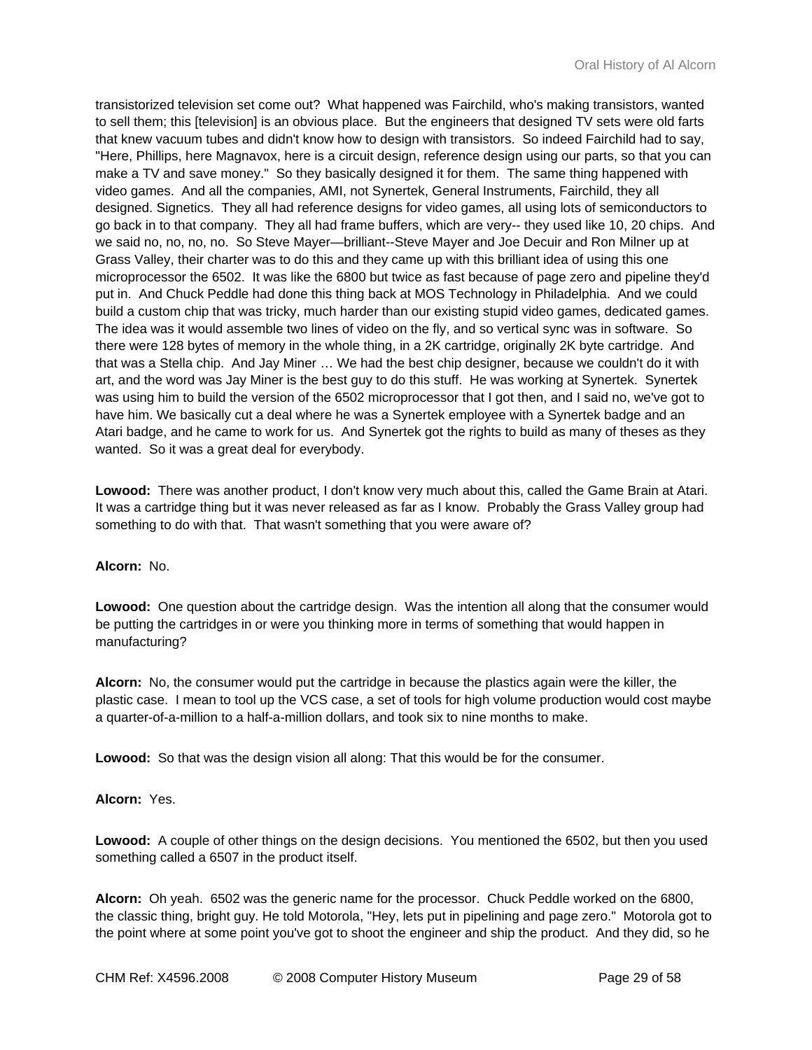transistorized television set come out? What happened was Fairchild, who's making transistors, wanted to sell them; this [television] is an obvious place. But the engineers that designed TV sets were old farts that knew vacuum tubes and didn't know how to design with transistors. So indeed Fairchild had to say, "Here, Phillips, here Magnavox, here is a circuit design, reference design using our parts, so that you can make a TV and save money." So they basically designed it for them. The same thing happened with video games. And all the companies, AMI, not Synertek, General Instruments, Fairchild, they all designed. Signetics. They all had reference designs for video games, all using lots of semiconductors to go back in to that company. They all had frame buffers, which are very-- they used like 10, 20 chips. And we said no, no, no, no. So Steve Mayer—brilliant--Steve Mayer and Joe Decuir and Ron Milner up at Grass Valley, their charter was to do this and they came up with this brilliant idea of using this one microprocessor the 6502. It was like the 6800 but twice as fast because of page zero and pipeline they'd put in. And Chuck Peddle had done this thing back at MOS Technology in Philadelphia. And we could build a custom chip that was tricky, much harder than our existing stupid video games, dedicated games. The idea was it would assemble two lines of video on the fly, and so vertical sync was in software. So there were 128 bytes of memory in the whole thing, in a 2K cartridge, originally 2K byte cartridge. And that was a Stella chip. And Jay Miner … We had the best chip designer, because we couldn't do it with art, and the word was Jay Miner is the best guy to do this stuff. He was working at Synertek. Synertek was using him to build the version of the 6502 microprocessor that I got then, and I said no, we've got to have him. We basically cut a deal where he was a Synertek employee with a Synertek badge and an Atari badge, and he came to work for us. And Synertek got the rights to build as many of theses as they wanted. So it was a great deal for everybody.

**Lowood:** There was another product, I don't know very much about this, called the Game Brain at Atari. It was a cartridge thing but it was never released as far as I know. Probably the Grass Valley group had something to do with that. That wasn't something that you were aware of?

**Alcorn:** No.

**Lowood:** One question about the cartridge design. Was the intention all along that the consumer would be putting the cartridges in or were you thinking more in terms of something that would happen in manufacturing?

**Alcorn:** No, the consumer would put the cartridge in because the plastics again were the killer, the plastic case. I mean to tool up the VCS case, a set of tools for high volume production would cost maybe a quarter-of-a-million to a half-a-million dollars, and took six to nine months to make.

**Lowood:** So that was the design vision all along: That this would be for the consumer.

**Alcorn:** Yes.

**Lowood:** A couple of other things on the design decisions. You mentioned the 6502, but then you used something called a 6507 in the product itself.

**Alcorn:** Oh yeah. 6502 was the generic name for the processor. Chuck Peddle worked on the 6800, the classic thing, bright guy. He told Motorola, "Hey, lets put in pipelining and page zero." Motorola got to the point where at some point you've got to shoot the engineer and ship the product. And they did, so he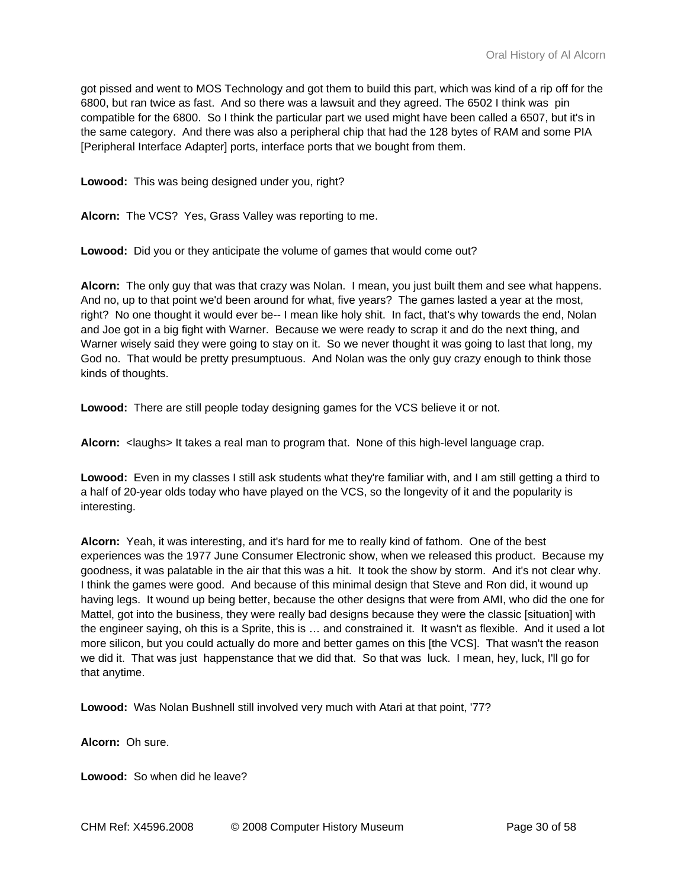got pissed and went to MOS Technology and got them to build this part, which was kind of a rip off for the 6800, but ran twice as fast. And so there was a lawsuit and they agreed. The 6502 I think was pin compatible for the 6800. So I think the particular part we used might have been called a 6507, but it's in the same category. And there was also a peripheral chip that had the 128 bytes of RAM and some PIA [Peripheral Interface Adapter] ports, interface ports that we bought from them.

**Lowood:** This was being designed under you, right?

**Alcorn:** The VCS? Yes, Grass Valley was reporting to me.

**Lowood:** Did you or they anticipate the volume of games that would come out?

**Alcorn:** The only guy that was that crazy was Nolan. I mean, you just built them and see what happens. And no, up to that point we'd been around for what, five years? The games lasted a year at the most, right? No one thought it would ever be-- I mean like holy shit. In fact, that's why towards the end, Nolan and Joe got in a big fight with Warner. Because we were ready to scrap it and do the next thing, and Warner wisely said they were going to stay on it. So we never thought it was going to last that long, my God no. That would be pretty presumptuous. And Nolan was the only guy crazy enough to think those kinds of thoughts.

**Lowood:** There are still people today designing games for the VCS believe it or not.

**Alcorn:** <laughs> It takes a real man to program that. None of this high-level language crap.

**Lowood:** Even in my classes I still ask students what they're familiar with, and I am still getting a third to a half of 20-year olds today who have played on the VCS, so the longevity of it and the popularity is interesting.

**Alcorn:** Yeah, it was interesting, and it's hard for me to really kind of fathom. One of the best experiences was the 1977 June Consumer Electronic show, when we released this product. Because my goodness, it was palatable in the air that this was a hit. It took the show by storm. And it's not clear why. I think the games were good. And because of this minimal design that Steve and Ron did, it wound up having legs. It wound up being better, because the other designs that were from AMI, who did the one for Mattel, got into the business, they were really bad designs because they were the classic [situation] with the engineer saying, oh this is a Sprite, this is … and constrained it. It wasn't as flexible. And it used a lot more silicon, but you could actually do more and better games on this [the VCS]. That wasn't the reason we did it. That was just happenstance that we did that. So that was luck. I mean, hey, luck, I'll go for that anytime.

**Lowood:** Was Nolan Bushnell still involved very much with Atari at that point, '77?

**Alcorn:** Oh sure.

**Lowood:** So when did he leave?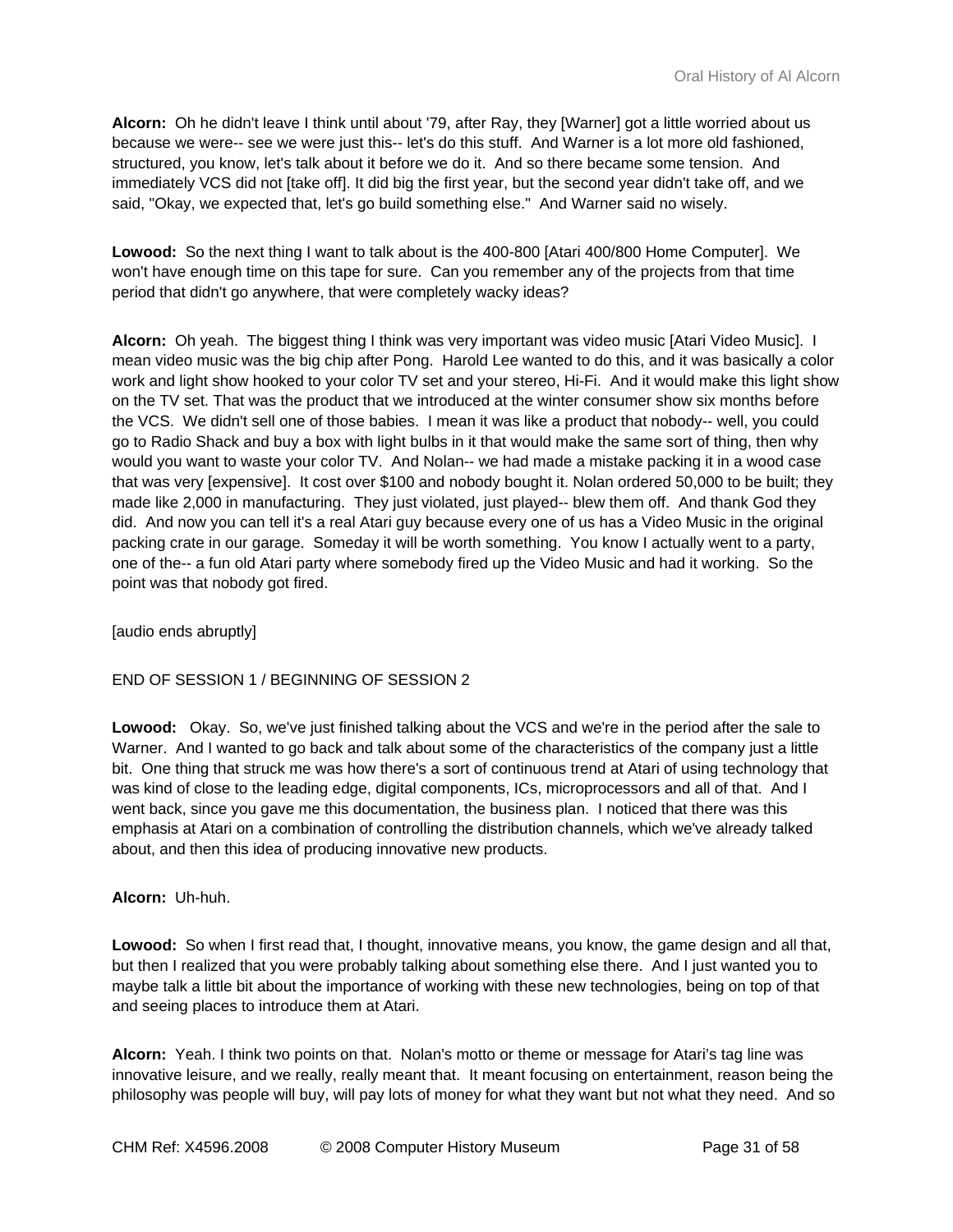**Alcorn:** Oh he didn't leave I think until about '79, after Ray, they [Warner] got a little worried about us because we were-- see we were just this-- let's do this stuff. And Warner is a lot more old fashioned, structured, you know, let's talk about it before we do it. And so there became some tension. And immediately VCS did not [take off]. It did big the first year, but the second year didn't take off, and we said, "Okay, we expected that, let's go build something else." And Warner said no wisely.

**Lowood:** So the next thing I want to talk about is the 400-800 [Atari 400/800 Home Computer]. We won't have enough time on this tape for sure. Can you remember any of the projects from that time period that didn't go anywhere, that were completely wacky ideas?

**Alcorn:** Oh yeah. The biggest thing I think was very important was video music [Atari Video Music]. I mean video music was the big chip after Pong. Harold Lee wanted to do this, and it was basically a color work and light show hooked to your color TV set and your stereo, Hi-Fi. And it would make this light show on the TV set. That was the product that we introduced at the winter consumer show six months before the VCS. We didn't sell one of those babies. I mean it was like a product that nobody-- well, you could go to Radio Shack and buy a box with light bulbs in it that would make the same sort of thing, then why would you want to waste your color TV. And Nolan-- we had made a mistake packing it in a wood case that was very [expensive]. It cost over $100 and nobody bought it. Nolan ordered 50,000 to be built; they made like 2,000 in manufacturing. They just violated, just played-- blew them off. And thank God they did. And now you can tell it's a real Atari guy because every one of us has a Video Music in the original packing crate in our garage. Someday it will be worth something. You know I actually went to a party, one of the-- a fun old Atari party where somebody fired up the Video Music and had it working. So the point was that nobody got fired.

[audio ends abruptly]

END OF SESSION 1 / BEGINNING OF SESSION 2

**Lowood:** Okay. So, we've just finished talking about the VCS and we're in the period after the sale to Warner. And I wanted to go back and talk about some of the characteristics of the company just a little bit. One thing that struck me was how there's a sort of continuous trend at Atari of using technology that was kind of close to the leading edge, digital components, ICs, microprocessors and all of that. And I went back, since you gave me this documentation, the business plan. I noticed that there was this emphasis at Atari on a combination of controlling the distribution channels, which we've already talked about, and then this idea of producing innovative new products.

**Alcorn:** Uh-huh.

**Lowood:** So when I first read that, I thought, innovative means, you know, the game design and all that, but then I realized that you were probably talking about something else there. And I just wanted you to maybe talk a little bit about the importance of working with these new technologies, being on top of that and seeing places to introduce them at Atari.

**Alcorn:** Yeah. I think two points on that. Nolan's motto or theme or message for Atari's tag line was innovative leisure, and we really, really meant that. It meant focusing on entertainment, reason being the philosophy was people will buy, will pay lots of money for what they want but not what they need. And so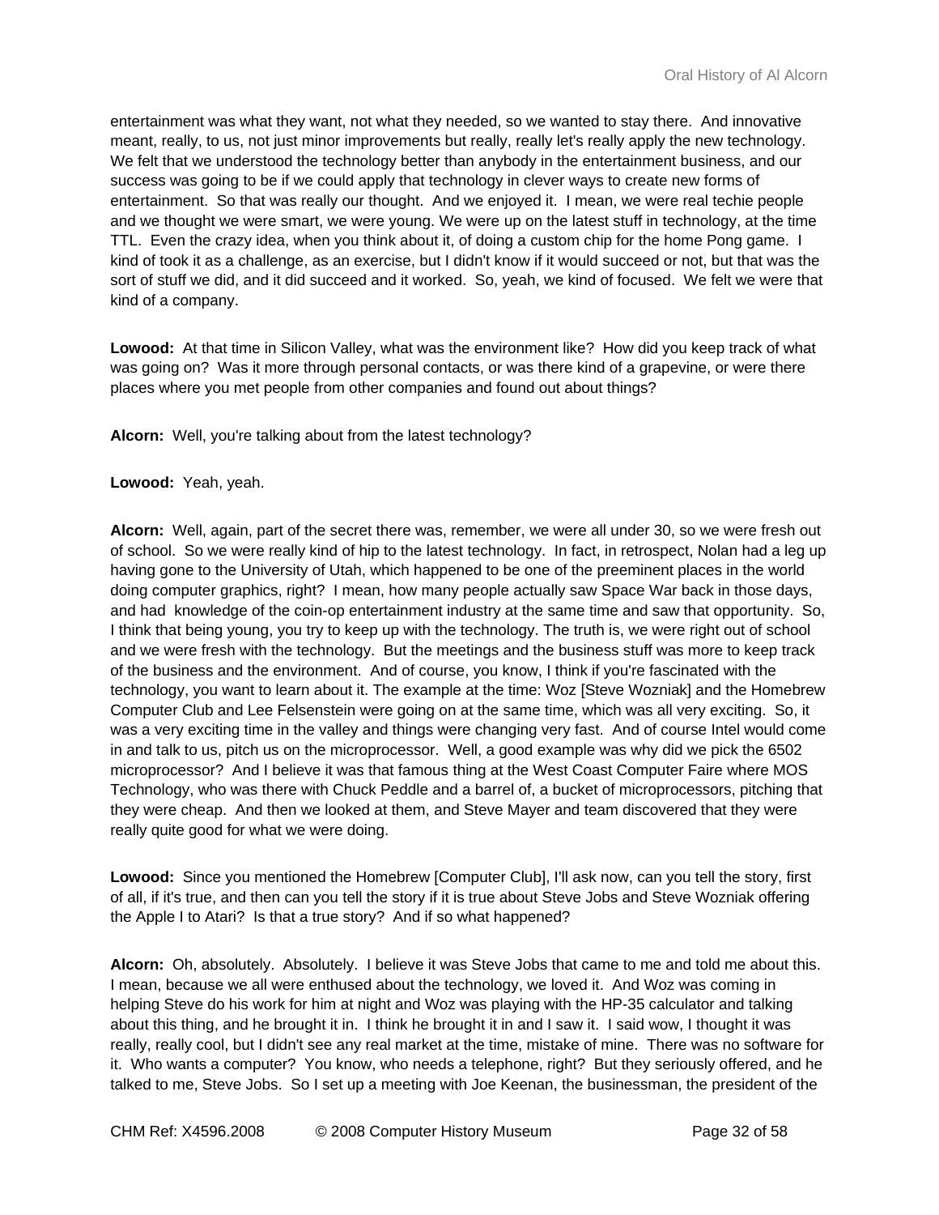entertainment was what they want, not what they needed, so we wanted to stay there. And innovative meant, really, to us, not just minor improvements but really, really let's really apply the new technology. We felt that we understood the technology better than anybody in the entertainment business, and our success was going to be if we could apply that technology in clever ways to create new forms of entertainment. So that was really our thought. And we enjoyed it. I mean, we were real techie people and we thought we were smart, we were young. We were up on the latest stuff in technology, at the time TTL. Even the crazy idea, when you think about it, of doing a custom chip for the home Pong game. I kind of took it as a challenge, as an exercise, but I didn't know if it would succeed or not, but that was the sort of stuff we did, and it did succeed and it worked. So, yeah, we kind of focused. We felt we were that kind of a company.

**Lowood:** At that time in Silicon Valley, what was the environment like? How did you keep track of what was going on? Was it more through personal contacts, or was there kind of a grapevine, or were there places where you met people from other companies and found out about things?

**Alcorn:** Well, you're talking about from the latest technology?

**Lowood:** Yeah, yeah.

**Alcorn:** Well, again, part of the secret there was, remember, we were all under 30, so we were fresh out of school. So we were really kind of hip to the latest technology. In fact, in retrospect, Nolan had a leg up having gone to the University of Utah, which happened to be one of the preeminent places in the world doing computer graphics, right? I mean, how many people actually saw Space War back in those days, and had knowledge of the coin-op entertainment industry at the same time and saw that opportunity. So, I think that being young, you try to keep up with the technology. The truth is, we were right out of school and we were fresh with the technology. But the meetings and the business stuff was more to keep track of the business and the environment. And of course, you know, I think if you're fascinated with the technology, you want to learn about it. The example at the time: Woz [Steve Wozniak] and the Homebrew Computer Club and Lee Felsenstein were going on at the same time, which was all very exciting. So, it was a very exciting time in the valley and things were changing very fast. And of course Intel would come in and talk to us, pitch us on the microprocessor. Well, a good example was why did we pick the 6502 microprocessor? And I believe it was that famous thing at the West Coast Computer Faire where MOS Technology, who was there with Chuck Peddle and a barrel of, a bucket of microprocessors, pitching that they were cheap. And then we looked at them, and Steve Mayer and team discovered that they were really quite good for what we were doing.

**Lowood:** Since you mentioned the Homebrew [Computer Club], I'll ask now, can you tell the story, first of all, if it's true, and then can you tell the story if it is true about Steve Jobs and Steve Wozniak offering the Apple I to Atari? Is that a true story? And if so what happened?

**Alcorn:** Oh, absolutely. Absolutely. I believe it was Steve Jobs that came to me and told me about this. I mean, because we all were enthused about the technology, we loved it. And Woz was coming in helping Steve do his work for him at night and Woz was playing with the HP-35 calculator and talking about this thing, and he brought it in. I think he brought it in and I saw it. I said wow, I thought it was really, really cool, but I didn't see any real market at the time, mistake of mine. There was no software for it. Who wants a computer? You know, who needs a telephone, right? But they seriously offered, and he talked to me, Steve Jobs. So I set up a meeting with Joe Keenan, the businessman, the president of the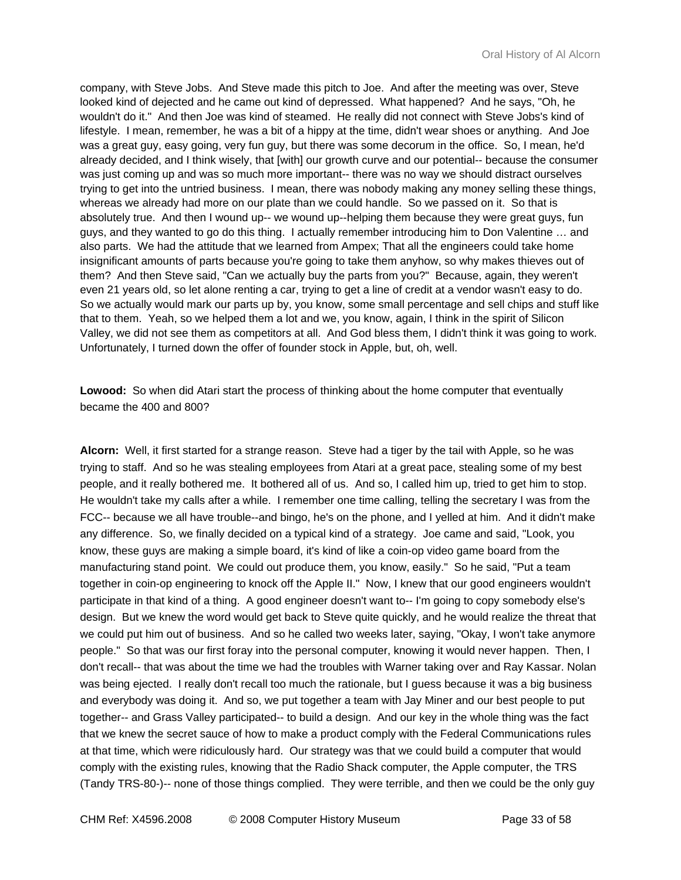company, with Steve Jobs. And Steve made this pitch to Joe. And after the meeting was over, Steve looked kind of dejected and he came out kind of depressed. What happened? And he says, "Oh, he wouldn't do it." And then Joe was kind of steamed. He really did not connect with Steve Jobs's kind of lifestyle. I mean, remember, he was a bit of a hippy at the time, didn't wear shoes or anything. And Joe was a great guy, easy going, very fun guy, but there was some decorum in the office. So, I mean, he'd already decided, and I think wisely, that [with] our growth curve and our potential-- because the consumer was just coming up and was so much more important-- there was no way we should distract ourselves trying to get into the untried business. I mean, there was nobody making any money selling these things, whereas we already had more on our plate than we could handle. So we passed on it. So that is absolutely true. And then I wound up-- we wound up--helping them because they were great guys, fun guys, and they wanted to go do this thing. I actually remember introducing him to Don Valentine … and also parts. We had the attitude that we learned from Ampex; That all the engineers could take home insignificant amounts of parts because you're going to take them anyhow, so why makes thieves out of them? And then Steve said, "Can we actually buy the parts from you?" Because, again, they weren't even 21 years old, so let alone renting a car, trying to get a line of credit at a vendor wasn't easy to do. So we actually would mark our parts up by, you know, some small percentage and sell chips and stuff like that to them. Yeah, so we helped them a lot and we, you know, again, I think in the spirit of Silicon Valley, we did not see them as competitors at all. And God bless them, I didn't think it was going to work. Unfortunately, I turned down the offer of founder stock in Apple, but, oh, well.

**Lowood:** So when did Atari start the process of thinking about the home computer that eventually became the 400 and 800?

**Alcorn:** Well, it first started for a strange reason. Steve had a tiger by the tail with Apple, so he was trying to staff. And so he was stealing employees from Atari at a great pace, stealing some of my best people, and it really bothered me. It bothered all of us. And so, I called him up, tried to get him to stop. He wouldn't take my calls after a while. I remember one time calling, telling the secretary I was from the FCC-- because we all have trouble--and bingo, he's on the phone, and I yelled at him. And it didn't make any difference. So, we finally decided on a typical kind of a strategy. Joe came and said, "Look, you know, these guys are making a simple board, it's kind of like a coin-op video game board from the manufacturing stand point. We could out produce them, you know, easily." So he said, "Put a team together in coin-op engineering to knock off the Apple II." Now, I knew that our good engineers wouldn't participate in that kind of a thing. A good engineer doesn't want to-- I'm going to copy somebody else's design. But we knew the word would get back to Steve quite quickly, and he would realize the threat that we could put him out of business. And so he called two weeks later, saying, "Okay, I won't take anymore people." So that was our first foray into the personal computer, knowing it would never happen. Then, I don't recall-- that was about the time we had the troubles with Warner taking over and Ray Kassar. Nolan was being ejected. I really don't recall too much the rationale, but I guess because it was a big business and everybody was doing it. And so, we put together a team with Jay Miner and our best people to put together-- and Grass Valley participated-- to build a design. And our key in the whole thing was the fact that we knew the secret sauce of how to make a product comply with the Federal Communications rules at that time, which were ridiculously hard. Our strategy was that we could build a computer that would comply with the existing rules, knowing that the Radio Shack computer, the Apple computer, the TRS (Tandy TRS-80-)-- none of those things complied. They were terrible, and then we could be the only guy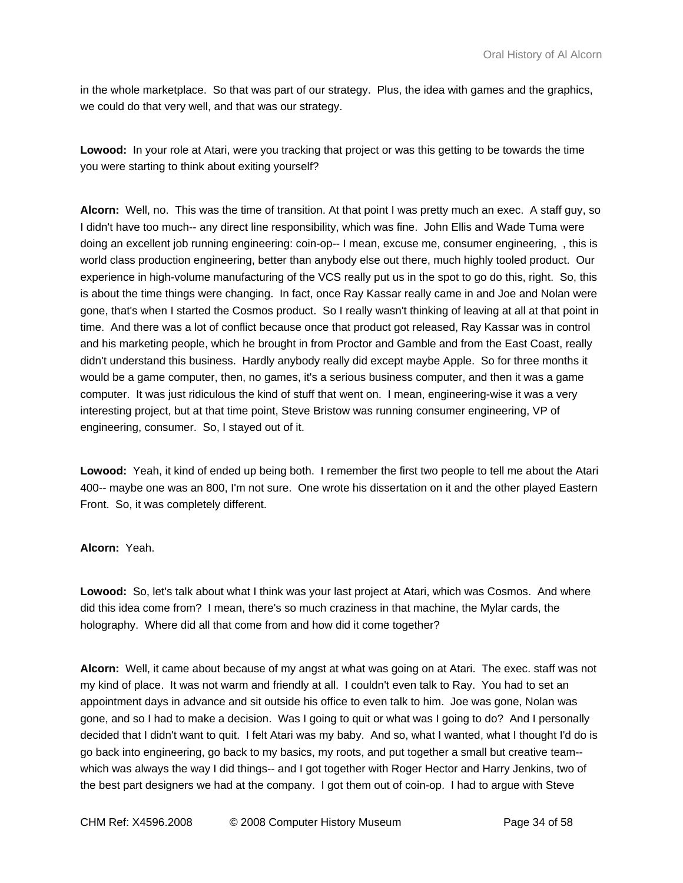in the whole marketplace. So that was part of our strategy. Plus, the idea with games and the graphics, we could do that very well, and that was our strategy.

**Lowood:** In your role at Atari, were you tracking that project or was this getting to be towards the time you were starting to think about exiting yourself?

**Alcorn:** Well, no. This was the time of transition. At that point I was pretty much an exec. A staff guy, so I didn't have too much-- any direct line responsibility, which was fine. John Ellis and Wade Tuma were doing an excellent job running engineering: coin-op-- I mean, excuse me, consumer engineering, , this is world class production engineering, better than anybody else out there, much highly tooled product. Our experience in high-volume manufacturing of the VCS really put us in the spot to go do this, right. So, this is about the time things were changing. In fact, once Ray Kassar really came in and Joe and Nolan were gone, that's when I started the Cosmos product. So I really wasn't thinking of leaving at all at that point in time. And there was a lot of conflict because once that product got released, Ray Kassar was in control and his marketing people, which he brought in from Proctor and Gamble and from the East Coast, really didn't understand this business. Hardly anybody really did except maybe Apple. So for three months it would be a game computer, then, no games, it's a serious business computer, and then it was a game computer. It was just ridiculous the kind of stuff that went on. I mean, engineering-wise it was a very interesting project, but at that time point, Steve Bristow was running consumer engineering, VP of engineering, consumer. So, I stayed out of it.

**Lowood:** Yeah, it kind of ended up being both. I remember the first two people to tell me about the Atari 400-- maybe one was an 800, I'm not sure. One wrote his dissertation on it and the other played Eastern Front. So, it was completely different.

**Alcorn:** Yeah.

**Lowood:** So, let's talk about what I think was your last project at Atari, which was Cosmos. And where did this idea come from? I mean, there's so much craziness in that machine, the Mylar cards, the holography. Where did all that come from and how did it come together?

**Alcorn:** Well, it came about because of my angst at what was going on at Atari. The exec. staff was not my kind of place. It was not warm and friendly at all. I couldn't even talk to Ray. You had to set an appointment days in advance and sit outside his office to even talk to him. Joe was gone, Nolan was gone, and so I had to make a decision. Was I going to quit or what was I going to do? And I personally decided that I didn't want to quit. I felt Atari was my baby. And so, what I wanted, what I thought I'd do is go back into engineering, go back to my basics, my roots, and put together a small but creative team-- which was always the way I did things-- and I got together with Roger Hector and Harry Jenkins, two of the best part designers we had at the company. I got them out of coin-op. I had to argue with Steve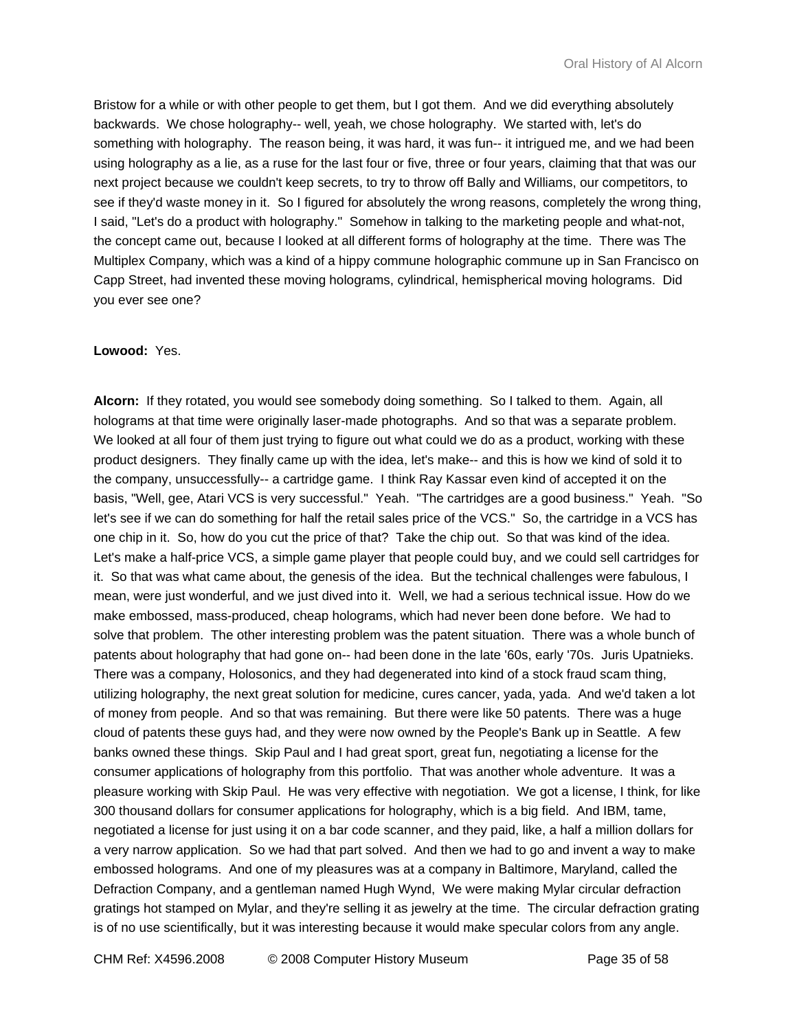Bristow for a while or with other people to get them, but I got them. And we did everything absolutely backwards. We chose holography-- well, yeah, we chose holography. We started with, let's do something with holography. The reason being, it was hard, it was fun-- it intrigued me, and we had been using holography as a lie, as a ruse for the last four or five, three or four years, claiming that that was our next project because we couldn't keep secrets, to try to throw off Bally and Williams, our competitors, to see if they'd waste money in it. So I figured for absolutely the wrong reasons, completely the wrong thing, I said, "Let's do a product with holography." Somehow in talking to the marketing people and what-not, the concept came out, because I looked at all different forms of holography at the time. There was The Multiplex Company, which was a kind of a hippy commune holographic commune up in San Francisco on Capp Street, had invented these moving holograms, cylindrical, hemispherical moving holograms. Did you ever see one?

**Lowood:** Yes.

**Alcorn:** If they rotated, you would see somebody doing something. So I talked to them. Again, all holograms at that time were originally laser-made photographs. And so that was a separate problem. We looked at all four of them just trying to figure out what could we do as a product, working with these product designers. They finally came up with the idea, let's make-- and this is how we kind of sold it to the company, unsuccessfully-- a cartridge game. I think Ray Kassar even kind of accepted it on the basis, "Well, gee, Atari VCS is very successful." Yeah. "The cartridges are a good business." Yeah. "So let's see if we can do something for half the retail sales price of the VCS." So, the cartridge in a VCS has one chip in it. So, how do you cut the price of that? Take the chip out. So that was kind of the idea. Let's make a half-price VCS, a simple game player that people could buy, and we could sell cartridges for it. So that was what came about, the genesis of the idea. But the technical challenges were fabulous, I mean, were just wonderful, and we just dived into it. Well, we had a serious technical issue. How do we make embossed, mass-produced, cheap holograms, which had never been done before. We had to solve that problem. The other interesting problem was the patent situation. There was a whole bunch of patents about holography that had gone on-- had been done in the late '60s, early '70s. Juris Upatnieks. There was a company, Holosonics, and they had degenerated into kind of a stock fraud scam thing, utilizing holography, the next great solution for medicine, cures cancer, yada, yada. And we'd taken a lot of money from people. And so that was remaining. But there were like 50 patents. There was a huge cloud of patents these guys had, and they were now owned by the People's Bank up in Seattle. A few banks owned these things. Skip Paul and I had great sport, great fun, negotiating a license for the consumer applications of holography from this portfolio. That was another whole adventure. It was a pleasure working with Skip Paul. He was very effective with negotiation. We got a license, I think, for like 300 thousand dollars for consumer applications for holography, which is a big field. And IBM, tame, negotiated a license for just using it on a bar code scanner, and they paid, like, a half a million dollars for a very narrow application. So we had that part solved. And then we had to go and invent a way to make embossed holograms. And one of my pleasures was at a company in Baltimore, Maryland, called the Defraction Company, and a gentleman named Hugh Wynd, We were making Mylar circular defraction gratings hot stamped on Mylar, and they're selling it as jewelry at the time. The circular defraction grating is of no use scientifically, but it was interesting because it would make specular colors from any angle.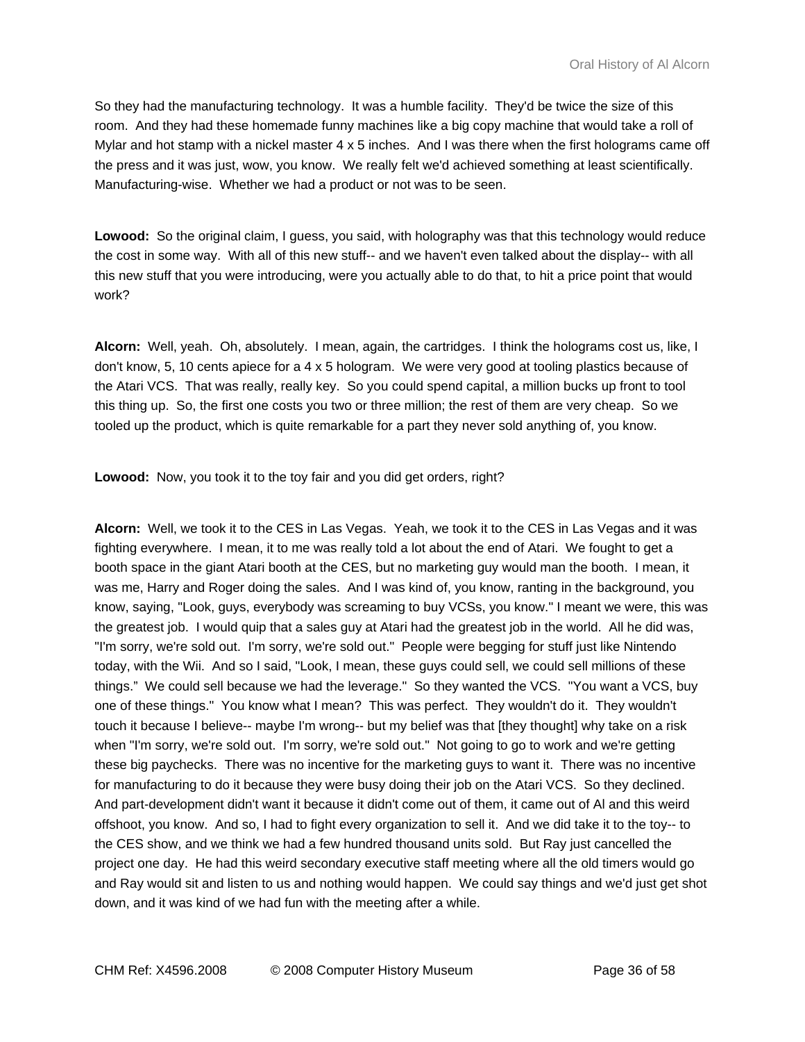So they had the manufacturing technology. It was a humble facility. They'd be twice the size of this room. And they had these homemade funny machines like a big copy machine that would take a roll of Mylar and hot stamp with a nickel master 4 x 5 inches. And I was there when the first holograms came off the press and it was just, wow, you know. We really felt we'd achieved something at least scientifically. Manufacturing-wise. Whether we had a product or not was to be seen.

**Lowood:** So the original claim, I guess, you said, with holography was that this technology would reduce the cost in some way. With all of this new stuff-- and we haven't even talked about the display-- with all this new stuff that you were introducing, were you actually able to do that, to hit a price point that would work?

**Alcorn:** Well, yeah. Oh, absolutely. I mean, again, the cartridges. I think the holograms cost us, like, I don't know, 5, 10 cents apiece for a 4 x 5 hologram. We were very good at tooling plastics because of the Atari VCS. That was really, really key. So you could spend capital, a million bucks up front to tool this thing up. So, the first one costs you two or three million; the rest of them are very cheap. So we tooled up the product, which is quite remarkable for a part they never sold anything of, you know.

**Lowood:** Now, you took it to the toy fair and you did get orders, right?

**Alcorn:** Well, we took it to the CES in Las Vegas. Yeah, we took it to the CES in Las Vegas and it was fighting everywhere. I mean, it to me was really told a lot about the end of Atari. We fought to get a booth space in the giant Atari booth at the CES, but no marketing guy would man the booth. I mean, it was me, Harry and Roger doing the sales. And I was kind of, you know, ranting in the background, you know, saying, "Look, guys, everybody was screaming to buy VCSs, you know." I meant we were, this was the greatest job. I would quip that a sales guy at Atari had the greatest job in the world. All he did was, "I'm sorry, we're sold out. I'm sorry, we're sold out." People were begging for stuff just like Nintendo today, with the Wii. And so I said, "Look, I mean, these guys could sell, we could sell millions of these things." We could sell because we had the leverage." So they wanted the VCS. "You want a VCS, buy one of these things." You know what I mean? This was perfect. They wouldn't do it. They wouldn't touch it because I believe-- maybe I'm wrong-- but my belief was that [they thought] why take on a risk when "I'm sorry, we're sold out. I'm sorry, we're sold out." Not going to go to work and we're getting these big paychecks. There was no incentive for the marketing guys to want it. There was no incentive for manufacturing to do it because they were busy doing their job on the Atari VCS. So they declined. And part-development didn't want it because it didn't come out of them, it came out of Al and this weird offshoot, you know. And so, I had to fight every organization to sell it. And we did take it to the toy-- to the CES show, and we think we had a few hundred thousand units sold. But Ray just cancelled the project one day. He had this weird secondary executive staff meeting where all the old timers would go and Ray would sit and listen to us and nothing would happen. We could say things and we'd just get shot down, and it was kind of we had fun with the meeting after a while.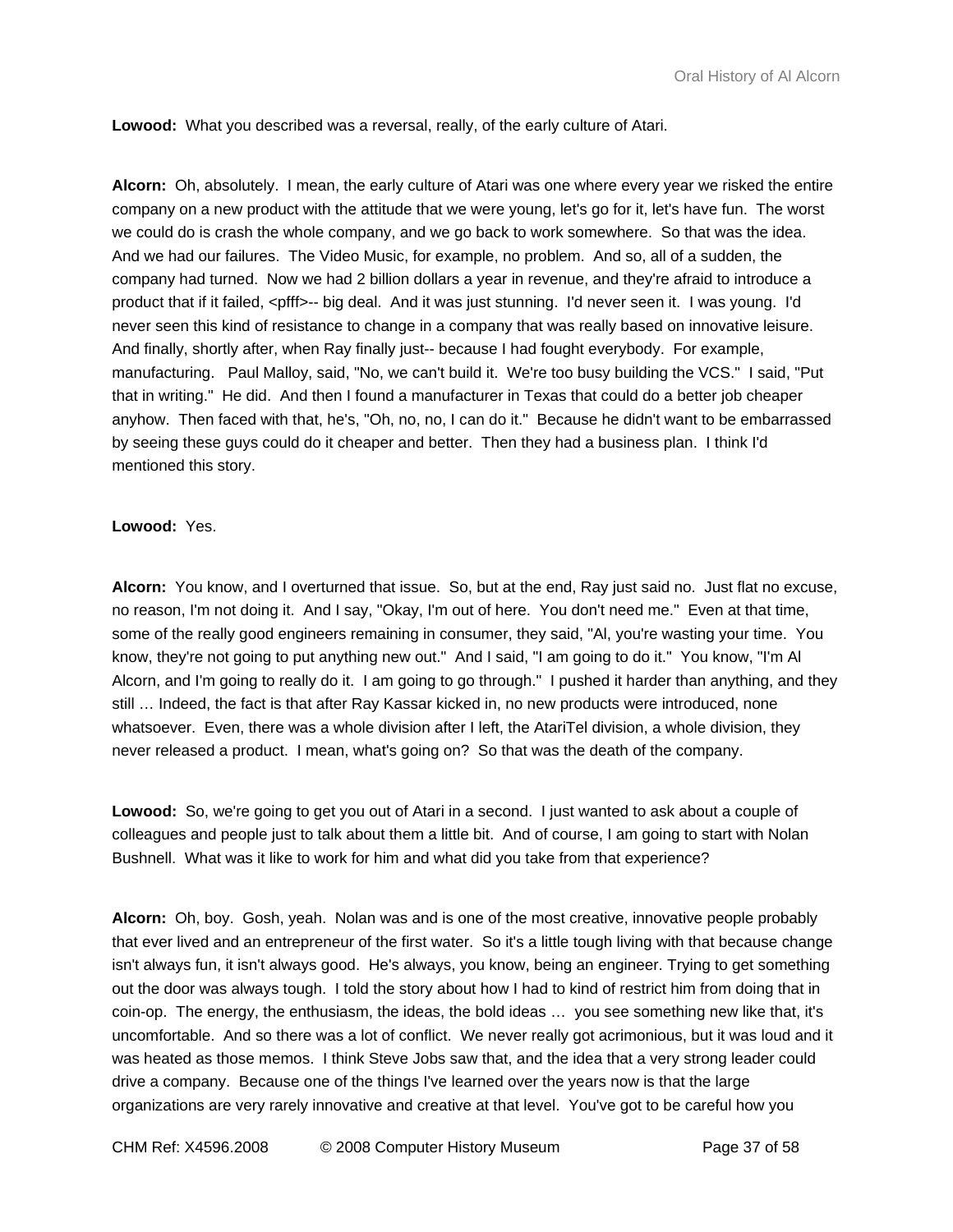**Lowood:** What you described was a reversal, really, of the early culture of Atari.

**Alcorn:** Oh, absolutely. I mean, the early culture of Atari was one where every year we risked the entire company on a new product with the attitude that we were young, let's go for it, let's have fun. The worst we could do is crash the whole company, and we go back to work somewhere. So that was the idea. And we had our failures. The Video Music, for example, no problem. And so, all of a sudden, the company had turned. Now we had 2 billion dollars a year in revenue, and they're afraid to introduce a product that if it failed, <pfff>-- big deal. And it was just stunning. I'd never seen it. I was young. I'd never seen this kind of resistance to change in a company that was really based on innovative leisure. And finally, shortly after, when Ray finally just-- because I had fought everybody. For example, manufacturing. Paul Malloy, said, "No, we can't build it. We're too busy building the VCS." I said, "Put that in writing." He did. And then I found a manufacturer in Texas that could do a better job cheaper anyhow. Then faced with that, he's, "Oh, no, no, I can do it." Because he didn't want to be embarrassed by seeing these guys could do it cheaper and better. Then they had a business plan. I think I'd mentioned this story.

**Lowood:** Yes.

**Alcorn:** You know, and I overturned that issue. So, but at the end, Ray just said no. Just flat no excuse, no reason, I'm not doing it. And I say, "Okay, I'm out of here. You don't need me." Even at that time, some of the really good engineers remaining in consumer, they said, "Al, you're wasting your time. You know, they're not going to put anything new out." And I said, "I am going to do it." You know, "I'm Al Alcorn, and I'm going to really do it. I am going to go through." I pushed it harder than anything, and they still … Indeed, the fact is that after Ray Kassar kicked in, no new products were introduced, none whatsoever. Even, there was a whole division after I left, the AtariTel division, a whole division, they never released a product. I mean, what's going on? So that was the death of the company.

**Lowood:** So, we're going to get you out of Atari in a second. I just wanted to ask about a couple of colleagues and people just to talk about them a little bit. And of course, I am going to start with Nolan Bushnell. What was it like to work for him and what did you take from that experience?

**Alcorn:** Oh, boy. Gosh, yeah. Nolan was and is one of the most creative, innovative people probably that ever lived and an entrepreneur of the first water. So it's a little tough living with that because change isn't always fun, it isn't always good. He's always, you know, being an engineer. Trying to get something out the door was always tough. I told the story about how I had to kind of restrict him from doing that in coin-op. The energy, the enthusiasm, the ideas, the bold ideas … you see something new like that, it's uncomfortable. And so there was a lot of conflict. We never really got acrimonious, but it was loud and it was heated as those memos. I think Steve Jobs saw that, and the idea that a very strong leader could drive a company. Because one of the things I've learned over the years now is that the large organizations are very rarely innovative and creative at that level. You've got to be careful how you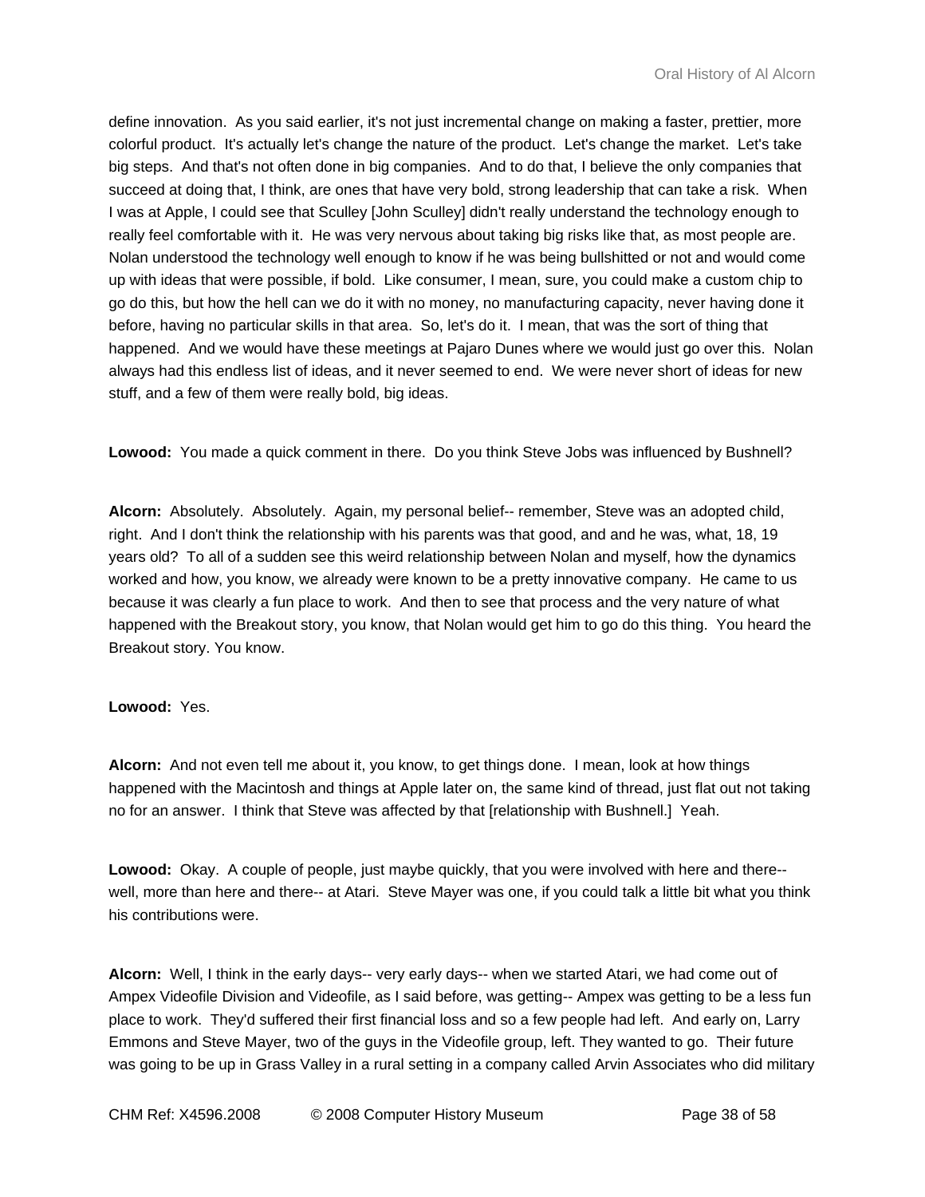define innovation. As you said earlier, it's not just incremental change on making a faster, prettier, more colorful product. It's actually let's change the nature of the product. Let's change the market. Let's take big steps. And that's not often done in big companies. And to do that, I believe the only companies that succeed at doing that, I think, are ones that have very bold, strong leadership that can take a risk. When I was at Apple, I could see that Sculley [John Sculley] didn't really understand the technology enough to really feel comfortable with it. He was very nervous about taking big risks like that, as most people are. Nolan understood the technology well enough to know if he was being bullshitted or not and would come up with ideas that were possible, if bold. Like consumer, I mean, sure, you could make a custom chip to go do this, but how the hell can we do it with no money, no manufacturing capacity, never having done it before, having no particular skills in that area. So, let's do it. I mean, that was the sort of thing that happened. And we would have these meetings at Pajaro Dunes where we would just go over this. Nolan always had this endless list of ideas, and it never seemed to end. We were never short of ideas for new stuff, and a few of them were really bold, big ideas.

**Lowood:** You made a quick comment in there. Do you think Steve Jobs was influenced by Bushnell?

**Alcorn:** Absolutely. Absolutely. Again, my personal belief-- remember, Steve was an adopted child, right. And I don't think the relationship with his parents was that good, and and he was, what, 18, 19 years old? To all of a sudden see this weird relationship between Nolan and myself, how the dynamics worked and how, you know, we already were known to be a pretty innovative company. He came to us because it was clearly a fun place to work. And then to see that process and the very nature of what happened with the Breakout story, you know, that Nolan would get him to go do this thing. You heard the Breakout story. You know.

**Lowood:** Yes.

**Alcorn:** And not even tell me about it, you know, to get things done. I mean, look at how things happened with the Macintosh and things at Apple later on, the same kind of thread, just flat out not taking no for an answer. I think that Steve was affected by that [relationship with Bushnell.] Yeah.

**Lowood:** Okay. A couple of people, just maybe quickly, that you were involved with here and there-- well, more than here and there-- at Atari. Steve Mayer was one, if you could talk a little bit what you think his contributions were.

**Alcorn:** Well, I think in the early days-- very early days-- when we started Atari, we had come out of Ampex Videofile Division and Videofile, as I said before, was getting-- Ampex was getting to be a less fun place to work. They'd suffered their first financial loss and so a few people had left. And early on, Larry Emmons and Steve Mayer, two of the guys in the Videofile group, left. They wanted to go. Their future was going to be up in Grass Valley in a rural setting in a company called Arvin Associates who did military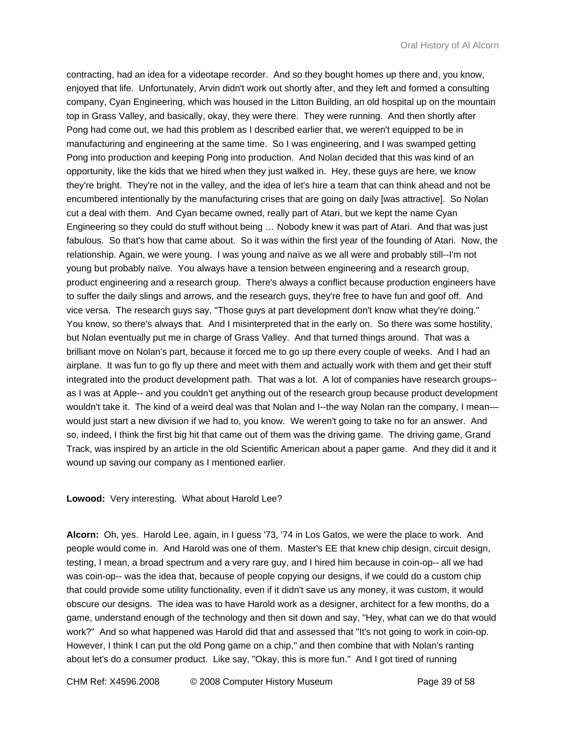contracting, had an idea for a videotape recorder. And so they bought homes up there and, you know, enjoyed that life. Unfortunately, Arvin didn't work out shortly after, and they left and formed a consulting company, Cyan Engineering, which was housed in the Litton Building, an old hospital up on the mountain top in Grass Valley, and basically, okay, they were there. They were running. And then shortly after Pong had come out, we had this problem as I described earlier that, we weren't equipped to be in manufacturing and engineering at the same time. So I was engineering, and I was swamped getting Pong into production and keeping Pong into production. And Nolan decided that this was kind of an opportunity, like the kids that we hired when they just walked in. Hey, these guys are here, we know they're bright. They're not in the valley, and the idea of let's hire a team that can think ahead and not be encumbered intentionally by the manufacturing crises that are going on daily [was attractive]. So Nolan cut a deal with them. And Cyan became owned, really part of Atari, but we kept the name Cyan Engineering so they could do stuff without being … Nobody knew it was part of Atari. And that was just fabulous. So that's how that came about. So it was within the first year of the founding of Atari. Now, the relationship. Again, we were young. I was young and naïve as we all were and probably still--I'm not young but probably naïve. You always have a tension between engineering and a research group, product engineering and a research group. There's always a conflict because production engineers have to suffer the daily slings and arrows, and the research guys, they're free to have fun and goof off. And vice versa. The research guys say, "Those guys at part development don't know what they're doing." You know, so there's always that. And I misinterpreted that in the early on. So there was some hostility, but Nolan eventually put me in charge of Grass Valley. And that turned things around. That was a brilliant move on Nolan's part, because it forced me to go up there every couple of weeks. And I had an airplane. It was fun to go fly up there and meet with them and actually work with them and get their stuff integrated into the product development path. That was a lot. A lot of companies have research groups--as I was at Apple-- and you couldn't get anything out of the research group because product development wouldn't take it. The kind of a weird deal was that Nolan and I--the way Nolan ran the company, I mean—would just start a new division if we had to, you know. We weren't going to take no for an answer. And so, indeed, I think the first big hit that came out of them was the driving game. The driving game, Grand Track, was inspired by an article in the old Scientific American about a paper game. And they did it and it wound up saving our company as I mentioned earlier.

**Lowood:** Very interesting. What about Harold Lee?

**Alcorn:** Oh, yes. Harold Lee, again, in I guess '73, '74 in Los Gatos, we were the place to work. And people would come in. And Harold was one of them. Master's EE that knew chip design, circuit design, testing, I mean, a broad spectrum and a very rare guy, and I hired him because in coin-op-- all we had was coin-op-- was the idea that, because of people copying our designs, if we could do a custom chip that could provide some utility functionality, even if it didn't save us any money, it was custom, it would obscure our designs. The idea was to have Harold work as a designer, architect for a few months, do a game, understand enough of the technology and then sit down and say, "Hey, what can we do that would work?" And so what happened was Harold did that and assessed that "It's not going to work in coin-op. However, I think I can put the old Pong game on a chip," and then combine that with Nolan's ranting about let's do a consumer product. Like say, "Okay, this is more fun." And I got tired of running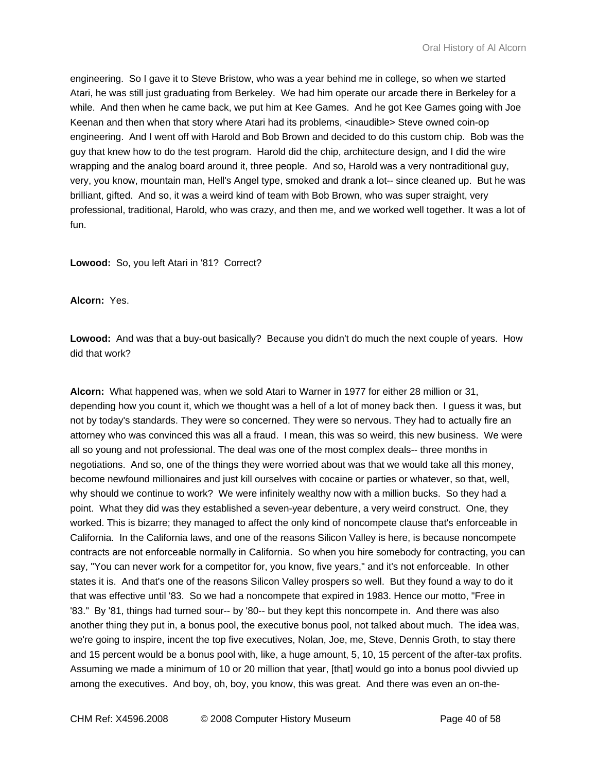engineering. So I gave it to Steve Bristow, who was a year behind me in college, so when we started Atari, he was still just graduating from Berkeley. We had him operate our arcade there in Berkeley for a while. And then when he came back, we put him at Kee Games. And he got Kee Games going with Joe Keenan and then when that story where Atari had its problems, <inaudible> Steve owned coin-op engineering. And I went off with Harold and Bob Brown and decided to do this custom chip. Bob was the guy that knew how to do the test program. Harold did the chip, architecture design, and I did the wire wrapping and the analog board around it, three people. And so, Harold was a very nontraditional guy, very, you know, mountain man, Hell's Angel type, smoked and drank a lot-- since cleaned up. But he was brilliant, gifted. And so, it was a weird kind of team with Bob Brown, who was super straight, very professional, traditional, Harold, who was crazy, and then me, and we worked well together. It was a lot of fun.

**Lowood:** So, you left Atari in '81? Correct?

**Alcorn:** Yes.

**Lowood:** And was that a buy-out basically? Because you didn't do much the next couple of years. How did that work?

**Alcorn:** What happened was, when we sold Atari to Warner in 1977 for either 28 million or 31, depending how you count it, which we thought was a hell of a lot of money back then. I guess it was, but not by today's standards. They were so concerned. They were so nervous. They had to actually fire an attorney who was convinced this was all a fraud. I mean, this was so weird, this new business. We were all so young and not professional. The deal was one of the most complex deals-- three months in negotiations. And so, one of the things they were worried about was that we would take all this money, become newfound millionaires and just kill ourselves with cocaine or parties or whatever, so that, well, why should we continue to work? We were infinitely wealthy now with a million bucks. So they had a point. What they did was they established a seven-year debenture, a very weird construct. One, they worked. This is bizarre; they managed to affect the only kind of noncompete clause that's enforceable in California. In the California laws, and one of the reasons Silicon Valley is here, is because noncompete contracts are not enforceable normally in California. So when you hire somebody for contracting, you can say, "You can never work for a competitor for, you know, five years," and it's not enforceable. In other states it is. And that's one of the reasons Silicon Valley prospers so well. But they found a way to do it that was effective until '83. So we had a noncompete that expired in 1983. Hence our motto, "Free in '83." By '81, things had turned sour-- by '80-- but they kept this noncompete in. And there was also another thing they put in, a bonus pool, the executive bonus pool, not talked about much. The idea was, we're going to inspire, incent the top five executives, Nolan, Joe, me, Steve, Dennis Groth, to stay there and 15 percent would be a bonus pool with, like, a huge amount, 5, 10, 15 percent of the after-tax profits. Assuming we made a minimum of 10 or 20 million that year, [that] would go into a bonus pool divvied up among the executives. And boy, oh, boy, you know, this was great. And there was even an on-the-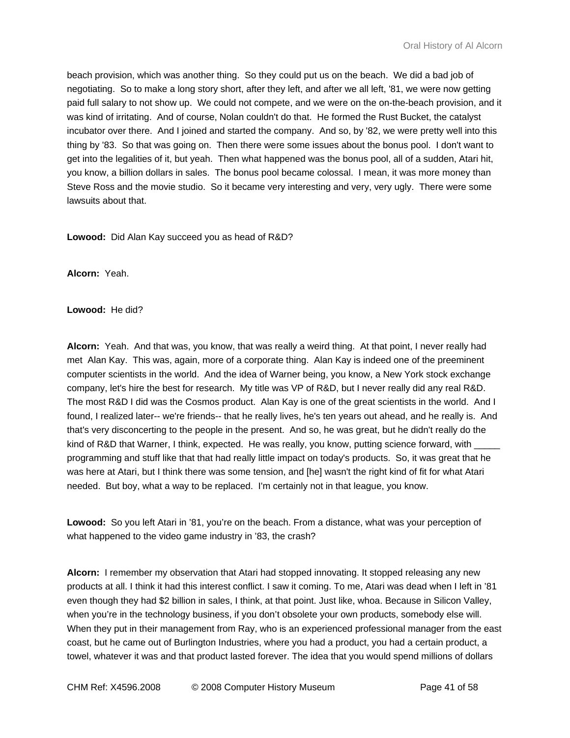beach provision, which was another thing. So they could put us on the beach. We did a bad job of negotiating. So to make a long story short, after they left, and after we all left, '81, we were now getting paid full salary to not show up. We could not compete, and we were on the on-the-beach provision, and it was kind of irritating. And of course, Nolan couldn't do that. He formed the Rust Bucket, the catalyst incubator over there. And I joined and started the company. And so, by '82, we were pretty well into this thing by '83. So that was going on. Then there were some issues about the bonus pool. I don't want to get into the legalities of it, but yeah. Then what happened was the bonus pool, all of a sudden, Atari hit, you know, a billion dollars in sales. The bonus pool became colossal. I mean, it was more money than Steve Ross and the movie studio. So it became very interesting and very, very ugly. There were some lawsuits about that.

**Lowood:** Did Alan Kay succeed you as head of R&D?

**Alcorn:** Yeah.

**Lowood:** He did?

**Alcorn:** Yeah. And that was, you know, that was really a weird thing. At that point, I never really had met Alan Kay. This was, again, more of a corporate thing. Alan Kay is indeed one of the preeminent computer scientists in the world. And the idea of Warner being, you know, a New York stock exchange company, let's hire the best for research. My title was VP of R&D, but I never really did any real R&D. The most R&D I did was the Cosmos product. Alan Kay is one of the great scientists in the world. And I found, I realized later-- we're friends-- that he really lives, he's ten years out ahead, and he really is. And that's very disconcerting to the people in the present. And so, he was great, but he didn't really do the kind of R&D that Warner, I think, expected. He was really, you know, putting science forward, with _____ programming and stuff like that that had really little impact on today's products. So, it was great that he was here at Atari, but I think there was some tension, and [he] wasn't the right kind of fit for what Atari needed. But boy, what a way to be replaced. I'm certainly not in that league, you know.

**Lowood:** So you left Atari in '81, you're on the beach. From a distance, what was your perception of what happened to the video game industry in '83, the crash?

**Alcorn:** I remember my observation that Atari had stopped innovating. It stopped releasing any new products at all. I think it had this interest conflict. I saw it coming. To me, Atari was dead when I left in '81 even though they had $2 billion in sales, I think, at that point. Just like, whoa. Because in Silicon Valley, when you're in the technology business, if you don't obsolete your own products, somebody else will. When they put in their management from Ray, who is an experienced professional manager from the east coast, but he came out of Burlington Industries, where you had a product, you had a certain product, a towel, whatever it was and that product lasted forever. The idea that you would spend millions of dollars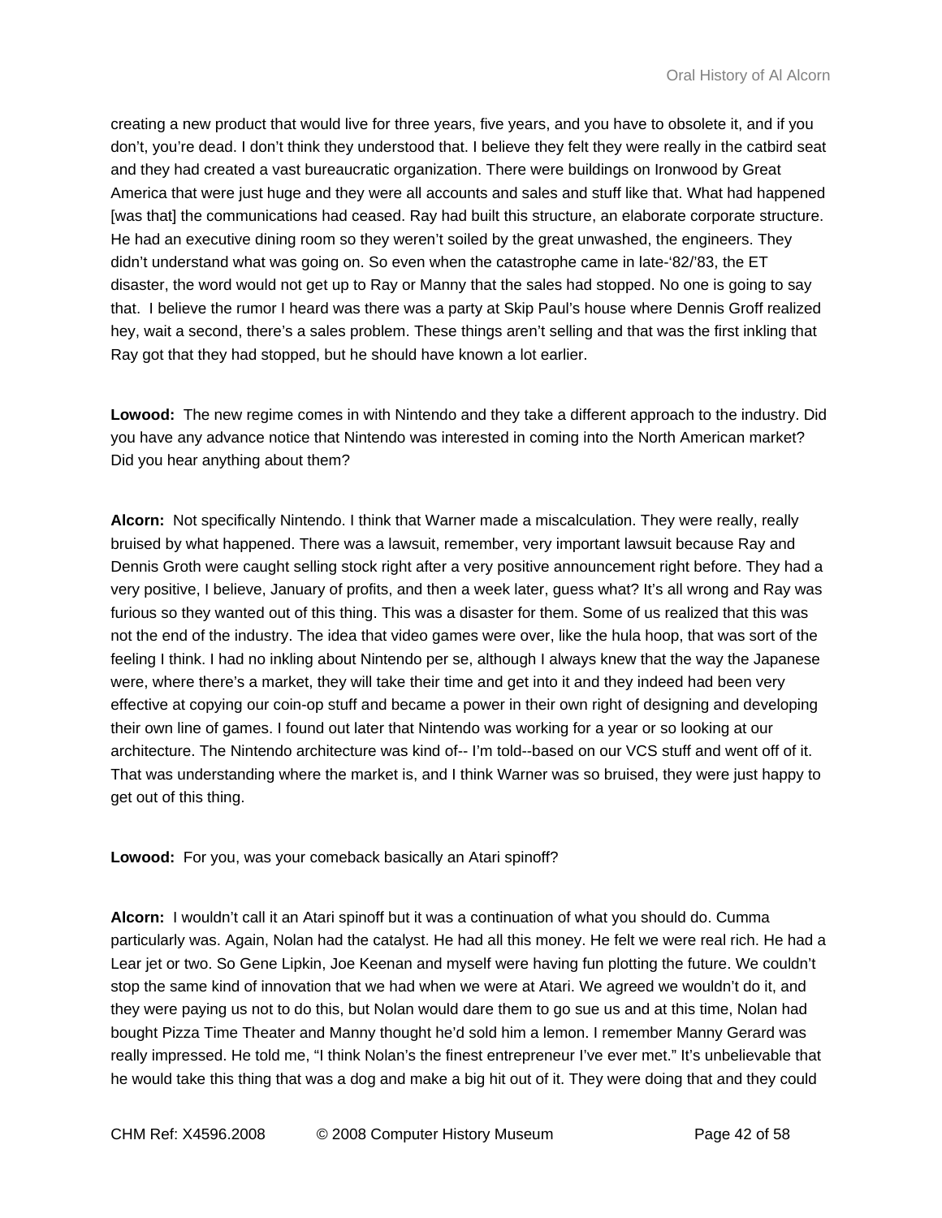creating a new product that would live for three years, five years, and you have to obsolete it, and if you don't, you're dead. I don't think they understood that. I believe they felt they were really in the catbird seat and they had created a vast bureaucratic organization. There were buildings on Ironwood by Great America that were just huge and they were all accounts and sales and stuff like that. What had happened [was that] the communications had ceased. Ray had built this structure, an elaborate corporate structure. He had an executive dining room so they weren't soiled by the great unwashed, the engineers. They didn't understand what was going on. So even when the catastrophe came in late-'82/'83, the ET disaster, the word would not get up to Ray or Manny that the sales had stopped. No one is going to say that. I believe the rumor I heard was there was a party at Skip Paul's house where Dennis Groff realized hey, wait a second, there's a sales problem. These things aren't selling and that was the first inkling that Ray got that they had stopped, but he should have known a lot earlier.

**Lowood:** The new regime comes in with Nintendo and they take a different approach to the industry. Did you have any advance notice that Nintendo was interested in coming into the North American market? Did you hear anything about them?

**Alcorn:** Not specifically Nintendo. I think that Warner made a miscalculation. They were really, really bruised by what happened. There was a lawsuit, remember, very important lawsuit because Ray and Dennis Groth were caught selling stock right after a very positive announcement right before. They had a very positive, I believe, January of profits, and then a week later, guess what? It's all wrong and Ray was furious so they wanted out of this thing. This was a disaster for them. Some of us realized that this was not the end of the industry. The idea that video games were over, like the hula hoop, that was sort of the feeling I think. I had no inkling about Nintendo per se, although I always knew that the way the Japanese were, where there's a market, they will take their time and get into it and they indeed had been very effective at copying our coin-op stuff and became a power in their own right of designing and developing their own line of games. I found out later that Nintendo was working for a year or so looking at our architecture. The Nintendo architecture was kind of-- I'm told--based on our VCS stuff and went off of it. That was understanding where the market is, and I think Warner was so bruised, they were just happy to get out of this thing.

**Lowood:** For you, was your comeback basically an Atari spinoff?

**Alcorn:** I wouldn't call it an Atari spinoff but it was a continuation of what you should do. Cumma particularly was. Again, Nolan had the catalyst. He had all this money. He felt we were real rich. He had a Lear jet or two. So Gene Lipkin, Joe Keenan and myself were having fun plotting the future. We couldn't stop the same kind of innovation that we had when we were at Atari. We agreed we wouldn't do it, and they were paying us not to do this, but Nolan would dare them to go sue us and at this time, Nolan had bought Pizza Time Theater and Manny thought he'd sold him a lemon. I remember Manny Gerard was really impressed. He told me, "I think Nolan's the finest entrepreneur I've ever met." It's unbelievable that he would take this thing that was a dog and make a big hit out of it. They were doing that and they could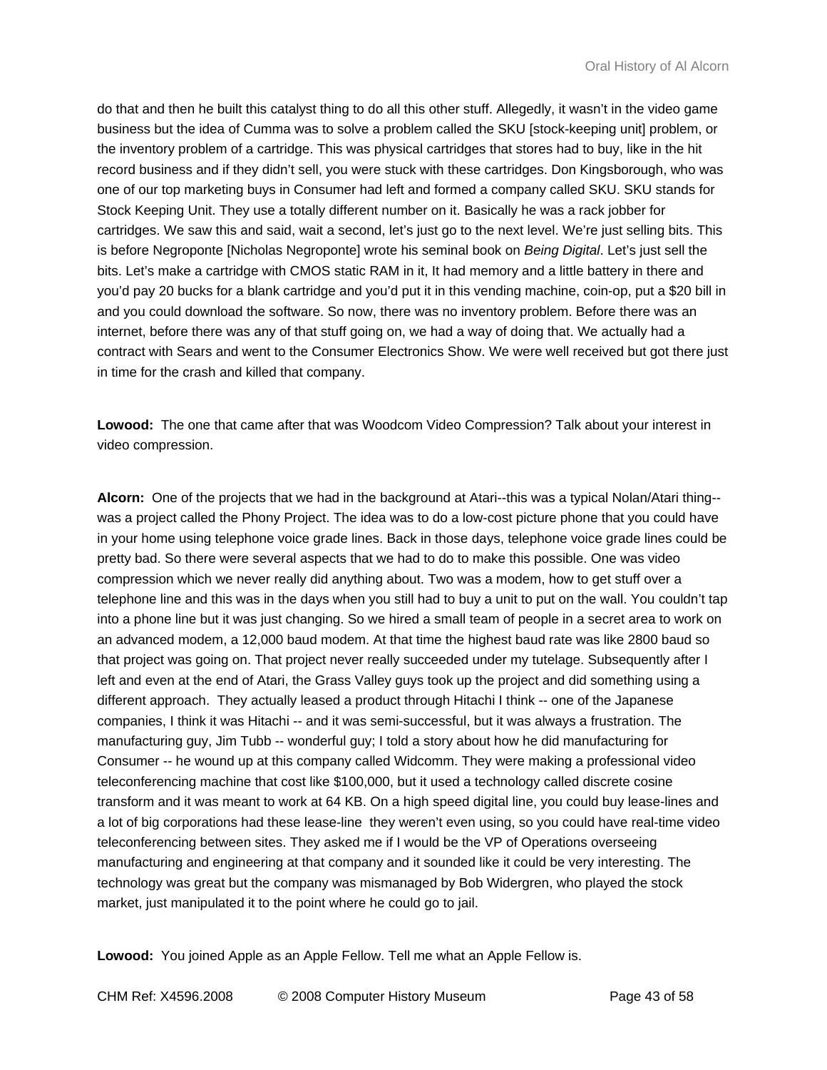do that and then he built this catalyst thing to do all this other stuff. Allegedly, it wasn't in the video game business but the idea of Cumma was to solve a problem called the SKU [stock-keeping unit] problem, or the inventory problem of a cartridge. This was physical cartridges that stores had to buy, like in the hit record business and if they didn't sell, you were stuck with these cartridges. Don Kingsborough, who was one of our top marketing buys in Consumer had left and formed a company called SKU. SKU stands for Stock Keeping Unit. They use a totally different number on it. Basically he was a rack jobber for cartridges. We saw this and said, wait a second, let's just go to the next level. We're just selling bits. This is before Negroponte [Nicholas Negroponte] wrote his seminal book on *Being Digital*. Let's just sell the bits. Let's make a cartridge with CMOS static RAM in it, It had memory and a little battery in there and you'd pay 20 bucks for a blank cartridge and you'd put it in this vending machine, coin-op, put a $20 bill in and you could download the software. So now, there was no inventory problem. Before there was an internet, before there was any of that stuff going on, we had a way of doing that. We actually had a contract with Sears and went to the Consumer Electronics Show. We were well received but got there just in time for the crash and killed that company.

**Lowood:** The one that came after that was Woodcom Video Compression? Talk about your interest in video compression.

**Alcorn:** One of the projects that we had in the background at Atari--this was a typical Nolan/Atari thing--was a project called the Phony Project. The idea was to do a low-cost picture phone that you could have in your home using telephone voice grade lines. Back in those days, telephone voice grade lines could be pretty bad. So there were several aspects that we had to do to make this possible. One was video compression which we never really did anything about. Two was a modem, how to get stuff over a telephone line and this was in the days when you still had to buy a unit to put on the wall. You couldn't tap into a phone line but it was just changing. So we hired a small team of people in a secret area to work on an advanced modem, a 12,000 baud modem. At that time the highest baud rate was like 2800 baud so that project was going on. That project never really succeeded under my tutelage. Subsequently after I left and even at the end of Atari, the Grass Valley guys took up the project and did something using a different approach. They actually leased a product through Hitachi I think -- one of the Japanese companies, I think it was Hitachi -- and it was semi-successful, but it was always a frustration. The manufacturing guy, Jim Tubb -- wonderful guy; I told a story about how he did manufacturing for Consumer -- he wound up at this company called Widcomm. They were making a professional video teleconferencing machine that cost like $100,000, but it used a technology called discrete cosine transform and it was meant to work at 64 KB. On a high speed digital line, you could buy lease-lines and a lot of big corporations had these lease-line they weren't even using, so you could have real-time video teleconferencing between sites. They asked me if I would be the VP of Operations overseeing manufacturing and engineering at that company and it sounded like it could be very interesting. The technology was great but the company was mismanaged by Bob Widergren, who played the stock market, just manipulated it to the point where he could go to jail.

**Lowood:** You joined Apple as an Apple Fellow. Tell me what an Apple Fellow is.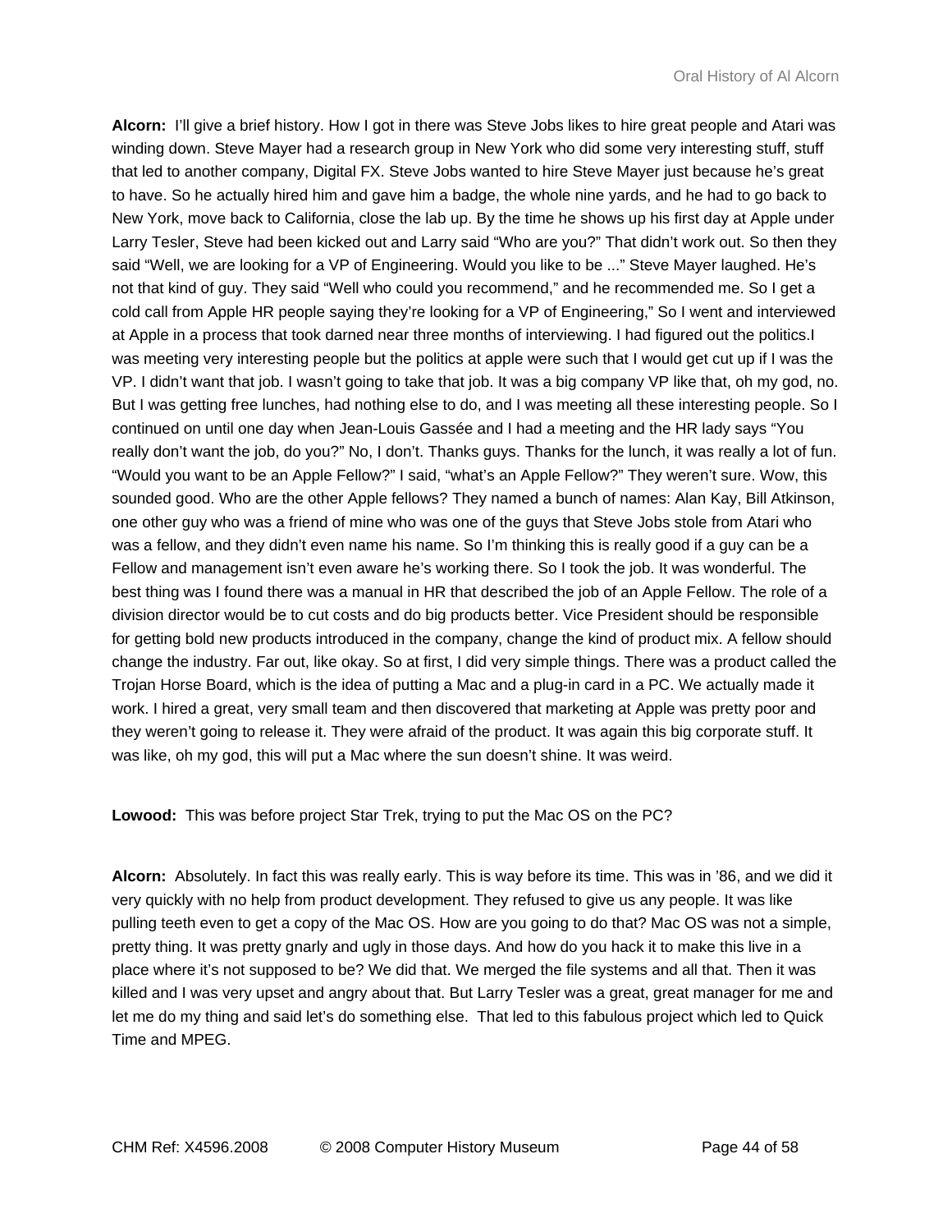**Alcorn:** I'll give a brief history. How I got in there was Steve Jobs likes to hire great people and Atari was winding down. Steve Mayer had a research group in New York who did some very interesting stuff, stuff that led to another company, Digital FX. Steve Jobs wanted to hire Steve Mayer just because he's great to have. So he actually hired him and gave him a badge, the whole nine yards, and he had to go back to New York, move back to California, close the lab up. By the time he shows up his first day at Apple under Larry Tesler, Steve had been kicked out and Larry said "Who are you?" That didn't work out. So then they said "Well, we are looking for a VP of Engineering. Would you like to be ..." Steve Mayer laughed. He's not that kind of guy. They said "Well who could you recommend," and he recommended me. So I get a cold call from Apple HR people saying they're looking for a VP of Engineering," So I went and interviewed at Apple in a process that took darned near three months of interviewing. I had figured out the politics.I was meeting very interesting people but the politics at apple were such that I would get cut up if I was the VP. I didn't want that job. I wasn't going to take that job. It was a big company VP like that, oh my god, no. But I was getting free lunches, had nothing else to do, and I was meeting all these interesting people. So I continued on until one day when Jean-Louis Gassée and I had a meeting and the HR lady says "You really don't want the job, do you?" No, I don't. Thanks guys. Thanks for the lunch, it was really a lot of fun. "Would you want to be an Apple Fellow?" I said, "what's an Apple Fellow?" They weren't sure. Wow, this sounded good. Who are the other Apple fellows? They named a bunch of names: Alan Kay, Bill Atkinson, one other guy who was a friend of mine who was one of the guys that Steve Jobs stole from Atari who was a fellow, and they didn't even name his name. So I'm thinking this is really good if a guy can be a Fellow and management isn't even aware he's working there. So I took the job. It was wonderful. The best thing was I found there was a manual in HR that described the job of an Apple Fellow. The role of a division director would be to cut costs and do big products better. Vice President should be responsible for getting bold new products introduced in the company, change the kind of product mix. A fellow should change the industry. Far out, like okay. So at first, I did very simple things. There was a product called the Trojan Horse Board, which is the idea of putting a Mac and a plug-in card in a PC. We actually made it work. I hired a great, very small team and then discovered that marketing at Apple was pretty poor and they weren't going to release it. They were afraid of the product. It was again this big corporate stuff. It was like, oh my god, this will put a Mac where the sun doesn't shine. It was weird.

**Lowood:** This was before project Star Trek, trying to put the Mac OS on the PC?

**Alcorn:** Absolutely. In fact this was really early. This is way before its time. This was in '86, and we did it very quickly with no help from product development. They refused to give us any people. It was like pulling teeth even to get a copy of the Mac OS. How are you going to do that? Mac OS was not a simple, pretty thing. It was pretty gnarly and ugly in those days. And how do you hack it to make this live in a place where it's not supposed to be? We did that. We merged the file systems and all that. Then it was killed and I was very upset and angry about that. But Larry Tesler was a great, great manager for me and let me do my thing and said let's do something else. That led to this fabulous project which led to Quick Time and MPEG.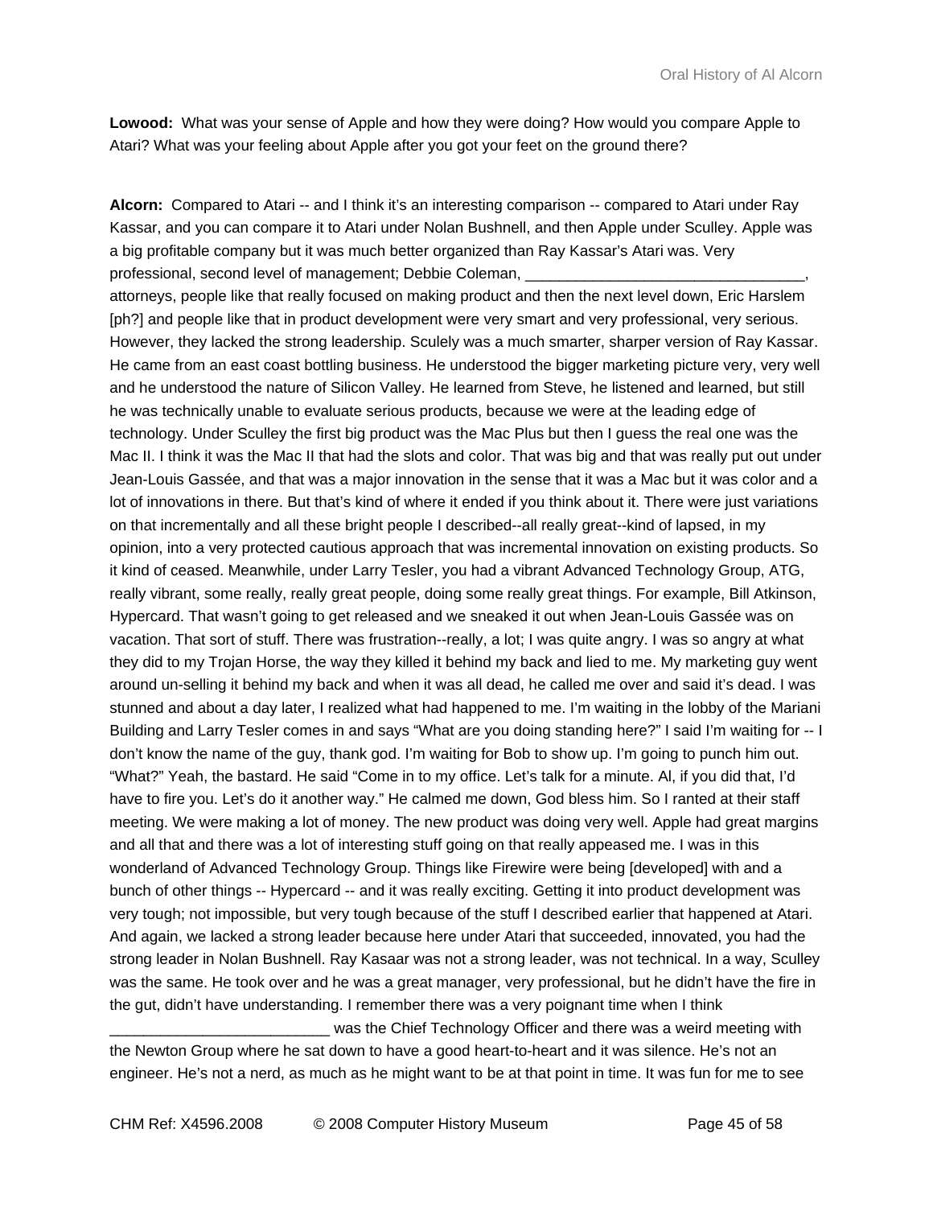**Lowood:** What was your sense of Apple and how they were doing? How would you compare Apple to Atari? What was your feeling about Apple after you got your feet on the ground there?

**Alcorn:** Compared to Atari -- and I think it's an interesting comparison -- compared to Atari under Ray Kassar, and you can compare it to Atari under Nolan Bushnell, and then Apple under Sculley. Apple was a big profitable company but it was much better organized than Ray Kassar's Atari was. Very professional, second level of management; Debbie Coleman, _________________________________, attorneys, people like that really focused on making product and then the next level down, Eric Harslem [ph?] and people like that in product development were very smart and very professional, very serious. However, they lacked the strong leadership. Sculely was a much smarter, sharper version of Ray Kassar. He came from an east coast bottling business. He understood the bigger marketing picture very, very well and he understood the nature of Silicon Valley. He learned from Steve, he listened and learned, but still he was technically unable to evaluate serious products, because we were at the leading edge of technology. Under Sculley the first big product was the Mac Plus but then I guess the real one was the Mac II. I think it was the Mac II that had the slots and color. That was big and that was really put out under Jean-Louis Gassée, and that was a major innovation in the sense that it was a Mac but it was color and a lot of innovations in there. But that's kind of where it ended if you think about it. There were just variations on that incrementally and all these bright people I described--all really great--kind of lapsed, in my opinion, into a very protected cautious approach that was incremental innovation on existing products. So it kind of ceased. Meanwhile, under Larry Tesler, you had a vibrant Advanced Technology Group, ATG, really vibrant, some really, really great people, doing some really great things. For example, Bill Atkinson, Hypercard. That wasn't going to get released and we sneaked it out when Jean-Louis Gassée was on vacation. That sort of stuff. There was frustration--really, a lot; I was quite angry. I was so angry at what they did to my Trojan Horse, the way they killed it behind my back and lied to me. My marketing guy went around un-selling it behind my back and when it was all dead, he called me over and said it's dead. I was stunned and about a day later, I realized what had happened to me. I'm waiting in the lobby of the Mariani Building and Larry Tesler comes in and says "What are you doing standing here?" I said I'm waiting for -- I don't know the name of the guy, thank god. I'm waiting for Bob to show up. I'm going to punch him out. "What?" Yeah, the bastard. He said "Come in to my office. Let's talk for a minute. Al, if you did that, I'd have to fire you. Let's do it another way." He calmed me down, God bless him. So I ranted at their staff meeting. We were making a lot of money. The new product was doing very well. Apple had great margins and all that and there was a lot of interesting stuff going on that really appeased me. I was in this wonderland of Advanced Technology Group. Things like Firewire were being [developed] with and a bunch of other things -- Hypercard -- and it was really exciting. Getting it into product development was very tough; not impossible, but very tough because of the stuff I described earlier that happened at Atari. And again, we lacked a strong leader because here under Atari that succeeded, innovated, you had the strong leader in Nolan Bushnell. Ray Kasaar was not a strong leader, was not technical. In a way, Sculley was the same. He took over and he was a great manager, very professional, but he didn't have the fire in the gut, didn't have understanding. I remember there was a very poignant time when I think __________________________ was the Chief Technology Officer and there was a weird meeting with the Newton Group where he sat down to have a good heart-to-heart and it was silence. He's not an engineer. He's not a nerd, as much as he might want to be at that point in time. It was fun for me to see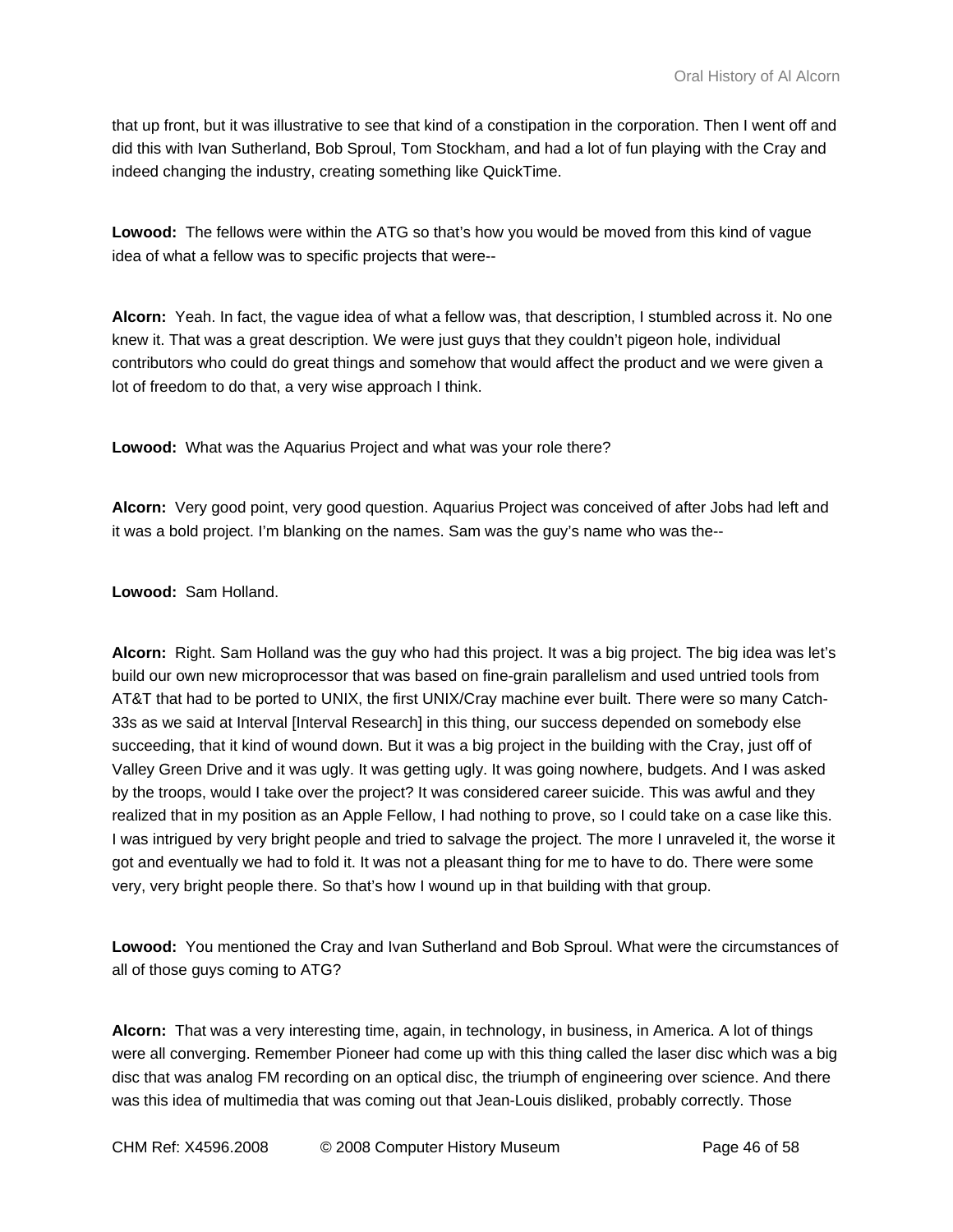that up front, but it was illustrative to see that kind of a constipation in the corporation. Then I went off and did this with Ivan Sutherland, Bob Sproul, Tom Stockham, and had a lot of fun playing with the Cray and indeed changing the industry, creating something like QuickTime.

**Lowood:** The fellows were within the ATG so that's how you would be moved from this kind of vague idea of what a fellow was to specific projects that were--

**Alcorn:** Yeah. In fact, the vague idea of what a fellow was, that description, I stumbled across it. No one knew it. That was a great description. We were just guys that they couldn't pigeon hole, individual contributors who could do great things and somehow that would affect the product and we were given a lot of freedom to do that, a very wise approach I think.

**Lowood:** What was the Aquarius Project and what was your role there?

**Alcorn:** Very good point, very good question. Aquarius Project was conceived of after Jobs had left and it was a bold project. I'm blanking on the names. Sam was the guy's name who was the--

**Lowood:** Sam Holland.

**Alcorn:** Right. Sam Holland was the guy who had this project. It was a big project. The big idea was let's build our own new microprocessor that was based on fine-grain parallelism and used untried tools from AT&T that had to be ported to UNIX, the first UNIX/Cray machine ever built. There were so many Catch-33s as we said at Interval [Interval Research] in this thing, our success depended on somebody else succeeding, that it kind of wound down. But it was a big project in the building with the Cray, just off of Valley Green Drive and it was ugly. It was getting ugly. It was going nowhere, budgets. And I was asked by the troops, would I take over the project? It was considered career suicide. This was awful and they realized that in my position as an Apple Fellow, I had nothing to prove, so I could take on a case like this. I was intrigued by very bright people and tried to salvage the project. The more I unraveled it, the worse it got and eventually we had to fold it. It was not a pleasant thing for me to have to do. There were some very, very bright people there. So that's how I wound up in that building with that group.

**Lowood:** You mentioned the Cray and Ivan Sutherland and Bob Sproul. What were the circumstances of all of those guys coming to ATG?

**Alcorn:** That was a very interesting time, again, in technology, in business, in America. A lot of things were all converging. Remember Pioneer had come up with this thing called the laser disc which was a big disc that was analog FM recording on an optical disc, the triumph of engineering over science. And there was this idea of multimedia that was coming out that Jean-Louis disliked, probably correctly. Those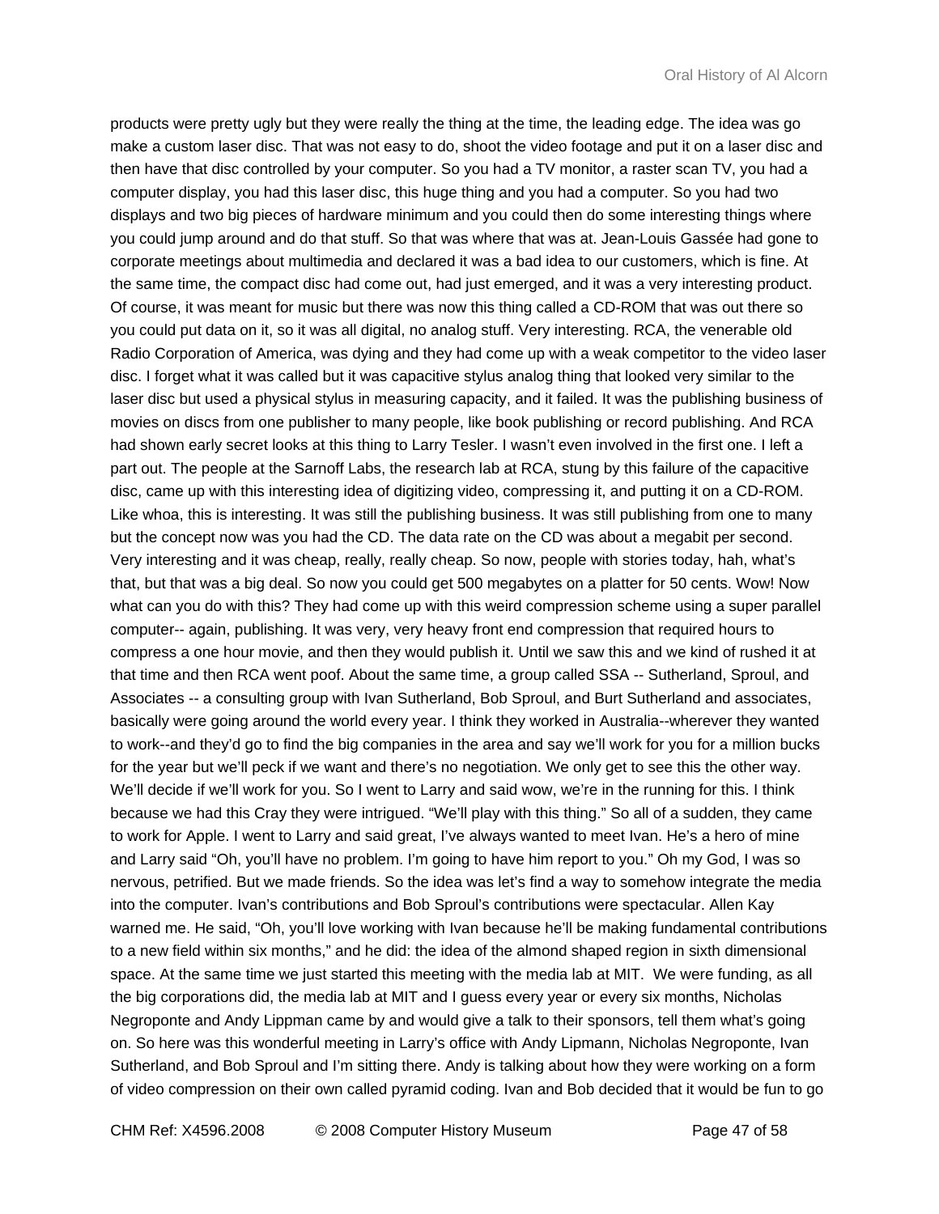products were pretty ugly but they were really the thing at the time, the leading edge. The idea was go make a custom laser disc. That was not easy to do, shoot the video footage and put it on a laser disc and then have that disc controlled by your computer. So you had a TV monitor, a raster scan TV, you had a computer display, you had this laser disc, this huge thing and you had a computer. So you had two displays and two big pieces of hardware minimum and you could then do some interesting things where you could jump around and do that stuff. So that was where that was at. Jean-Louis Gassée had gone to corporate meetings about multimedia and declared it was a bad idea to our customers, which is fine. At the same time, the compact disc had come out, had just emerged, and it was a very interesting product. Of course, it was meant for music but there was now this thing called a CD-ROM that was out there so you could put data on it, so it was all digital, no analog stuff. Very interesting. RCA, the venerable old Radio Corporation of America, was dying and they had come up with a weak competitor to the video laser disc. I forget what it was called but it was capacitive stylus analog thing that looked very similar to the laser disc but used a physical stylus in measuring capacity, and it failed. It was the publishing business of movies on discs from one publisher to many people, like book publishing or record publishing. And RCA had shown early secret looks at this thing to Larry Tesler. I wasn't even involved in the first one. I left a part out. The people at the Sarnoff Labs, the research lab at RCA, stung by this failure of the capacitive disc, came up with this interesting idea of digitizing video, compressing it, and putting it on a CD-ROM. Like whoa, this is interesting. It was still the publishing business. It was still publishing from one to many but the concept now was you had the CD. The data rate on the CD was about a megabit per second. Very interesting and it was cheap, really, really cheap. So now, people with stories today, hah, what's that, but that was a big deal. So now you could get 500 megabytes on a platter for 50 cents. Wow! Now what can you do with this? They had come up with this weird compression scheme using a super parallel computer-- again, publishing. It was very, very heavy front end compression that required hours to compress a one hour movie, and then they would publish it. Until we saw this and we kind of rushed it at that time and then RCA went poof. About the same time, a group called SSA -- Sutherland, Sproul, and Associates -- a consulting group with Ivan Sutherland, Bob Sproul, and Burt Sutherland and associates, basically were going around the world every year. I think they worked in Australia--wherever they wanted to work--and they'd go to find the big companies in the area and say we'll work for you for a million bucks for the year but we'll peck if we want and there's no negotiation. We only get to see this the other way. We'll decide if we'll work for you. So I went to Larry and said wow, we're in the running for this. I think because we had this Cray they were intrigued. "We'll play with this thing." So all of a sudden, they came to work for Apple. I went to Larry and said great, I've always wanted to meet Ivan. He's a hero of mine and Larry said "Oh, you'll have no problem. I'm going to have him report to you." Oh my God, I was so nervous, petrified. But we made friends. So the idea was let's find a way to somehow integrate the media into the computer. Ivan's contributions and Bob Sproul's contributions were spectacular. Allen Kay warned me. He said, "Oh, you'll love working with Ivan because he'll be making fundamental contributions to a new field within six months," and he did: the idea of the almond shaped region in sixth dimensional space. At the same time we just started this meeting with the media lab at MIT. We were funding, as all the big corporations did, the media lab at MIT and I guess every year or every six months, Nicholas Negroponte and Andy Lippman came by and would give a talk to their sponsors, tell them what's going on. So here was this wonderful meeting in Larry's office with Andy Lipmann, Nicholas Negroponte, Ivan Sutherland, and Bob Sproul and I'm sitting there. Andy is talking about how they were working on a form of video compression on their own called pyramid coding. Ivan and Bob decided that it would be fun to go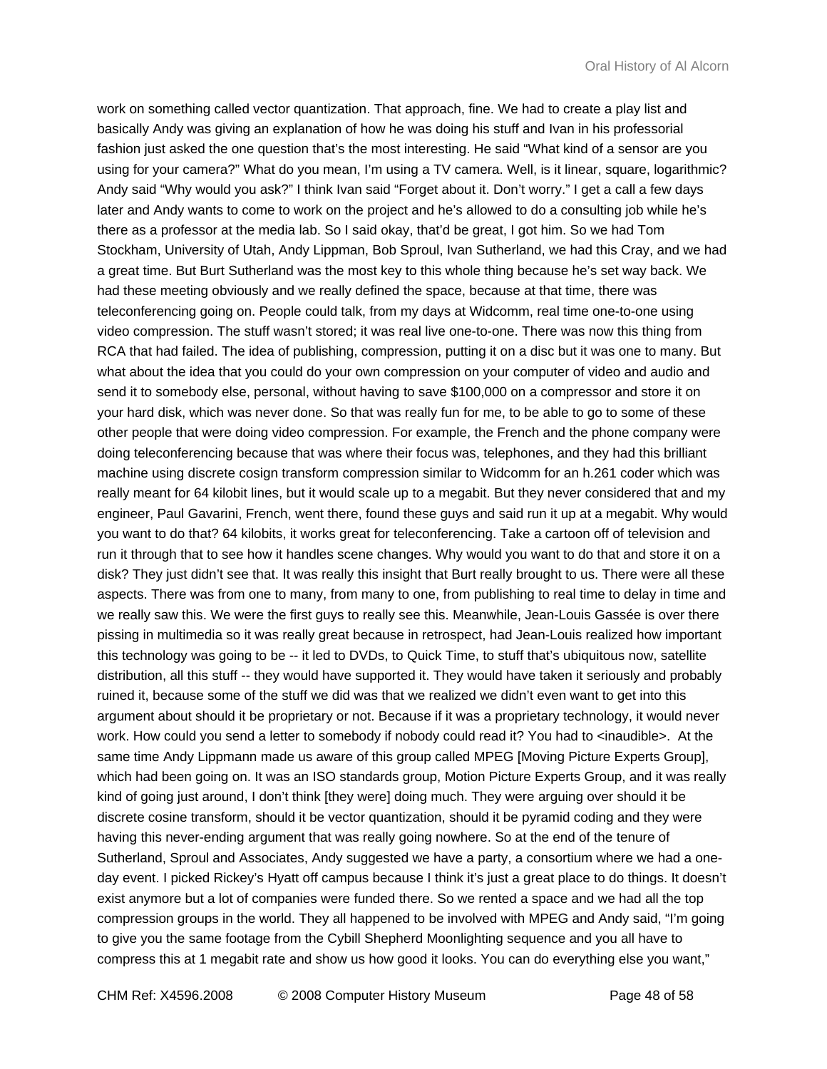work on something called vector quantization. That approach, fine. We had to create a play list and basically Andy was giving an explanation of how he was doing his stuff and Ivan in his professorial fashion just asked the one question that's the most interesting. He said "What kind of a sensor are you using for your camera?" What do you mean, I'm using a TV camera. Well, is it linear, square, logarithmic? Andy said "Why would you ask?" I think Ivan said "Forget about it. Don't worry." I get a call a few days later and Andy wants to come to work on the project and he's allowed to do a consulting job while he's there as a professor at the media lab. So I said okay, that'd be great, I got him. So we had Tom Stockham, University of Utah, Andy Lippman, Bob Sproul, Ivan Sutherland, we had this Cray, and we had a great time. But Burt Sutherland was the most key to this whole thing because he's set way back. We had these meeting obviously and we really defined the space, because at that time, there was teleconferencing going on. People could talk, from my days at Widcomm, real time one-to-one using video compression. The stuff wasn't stored; it was real live one-to-one. There was now this thing from RCA that had failed. The idea of publishing, compression, putting it on a disc but it was one to many. But what about the idea that you could do your own compression on your computer of video and audio and send it to somebody else, personal, without having to save $100,000 on a compressor and store it on your hard disk, which was never done. So that was really fun for me, to be able to go to some of these other people that were doing video compression. For example, the French and the phone company were doing teleconferencing because that was where their focus was, telephones, and they had this brilliant machine using discrete cosign transform compression similar to Widcomm for an h.261 coder which was really meant for 64 kilobit lines, but it would scale up to a megabit. But they never considered that and my engineer, Paul Gavarini, French, went there, found these guys and said run it up at a megabit. Why would you want to do that? 64 kilobits, it works great for teleconferencing. Take a cartoon off of television and run it through that to see how it handles scene changes. Why would you want to do that and store it on a disk? They just didn't see that. It was really this insight that Burt really brought to us. There were all these aspects. There was from one to many, from many to one, from publishing to real time to delay in time and we really saw this. We were the first guys to really see this. Meanwhile, Jean-Louis Gassée is over there pissing in multimedia so it was really great because in retrospect, had Jean-Louis realized how important this technology was going to be -- it led to DVDs, to Quick Time, to stuff that's ubiquitous now, satellite distribution, all this stuff -- they would have supported it. They would have taken it seriously and probably ruined it, because some of the stuff we did was that we realized we didn't even want to get into this argument about should it be proprietary or not. Because if it was a proprietary technology, it would never work. How could you send a letter to somebody if nobody could read it? You had to <inaudible>. At the same time Andy Lippmann made us aware of this group called MPEG [Moving Picture Experts Group], which had been going on. It was an ISO standards group, Motion Picture Experts Group, and it was really kind of going just around, I don't think [they were] doing much. They were arguing over should it be discrete cosine transform, should it be vector quantization, should it be pyramid coding and they were having this never-ending argument that was really going nowhere. So at the end of the tenure of Sutherland, Sproul and Associates, Andy suggested we have a party, a consortium where we had a one-day event. I picked Rickey's Hyatt off campus because I think it's just a great place to do things. It doesn't exist anymore but a lot of companies were funded there. So we rented a space and we had all the top compression groups in the world. They all happened to be involved with MPEG and Andy said, "I'm going to give you the same footage from the Cybill Shepherd Moonlighting sequence and you all have to compress this at 1 megabit rate and show us how good it looks. You can do everything else you want,"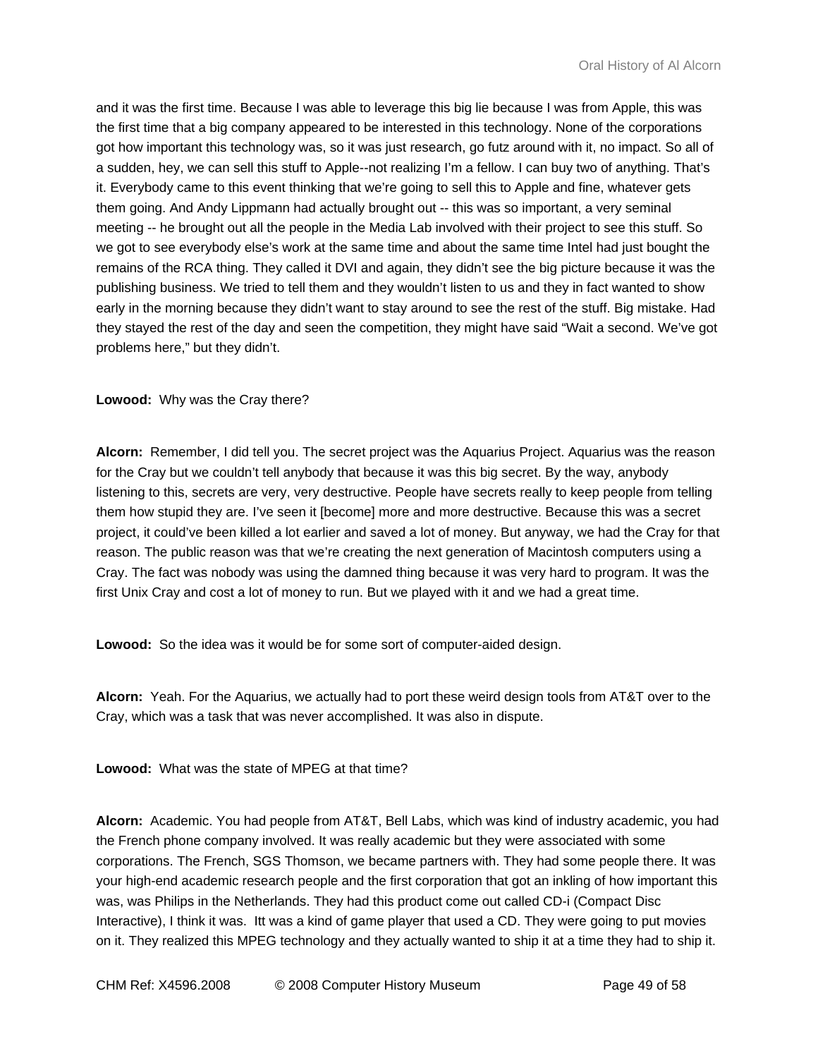and it was the first time. Because I was able to leverage this big lie because I was from Apple, this was the first time that a big company appeared to be interested in this technology. None of the corporations got how important this technology was, so it was just research, go futz around with it, no impact. So all of a sudden, hey, we can sell this stuff to Apple--not realizing I'm a fellow. I can buy two of anything. That's it. Everybody came to this event thinking that we're going to sell this to Apple and fine, whatever gets them going. And Andy Lippmann had actually brought out -- this was so important, a very seminal meeting -- he brought out all the people in the Media Lab involved with their project to see this stuff. So we got to see everybody else's work at the same time and about the same time Intel had just bought the remains of the RCA thing. They called it DVI and again, they didn't see the big picture because it was the publishing business. We tried to tell them and they wouldn't listen to us and they in fact wanted to show early in the morning because they didn't want to stay around to see the rest of the stuff. Big mistake. Had they stayed the rest of the day and seen the competition, they might have said "Wait a second. We've got problems here," but they didn't.

**Lowood:** Why was the Cray there?

**Alcorn:** Remember, I did tell you. The secret project was the Aquarius Project. Aquarius was the reason for the Cray but we couldn't tell anybody that because it was this big secret. By the way, anybody listening to this, secrets are very, very destructive. People have secrets really to keep people from telling them how stupid they are. I've seen it [become] more and more destructive. Because this was a secret project, it could've been killed a lot earlier and saved a lot of money. But anyway, we had the Cray for that reason. The public reason was that we're creating the next generation of Macintosh computers using a Cray. The fact was nobody was using the damned thing because it was very hard to program. It was the first Unix Cray and cost a lot of money to run. But we played with it and we had a great time.

**Lowood:** So the idea was it would be for some sort of computer-aided design.

**Alcorn:** Yeah. For the Aquarius, we actually had to port these weird design tools from AT&T over to the Cray, which was a task that was never accomplished. It was also in dispute.

**Lowood:** What was the state of MPEG at that time?

**Alcorn:** Academic. You had people from AT&T, Bell Labs, which was kind of industry academic, you had the French phone company involved. It was really academic but they were associated with some corporations. The French, SGS Thomson, we became partners with. They had some people there. It was your high-end academic research people and the first corporation that got an inkling of how important this was, was Philips in the Netherlands. They had this product come out called CD-i (Compact Disc Interactive), I think it was. Itt was a kind of game player that used a CD. They were going to put movies on it. They realized this MPEG technology and they actually wanted to ship it at a time they had to ship it.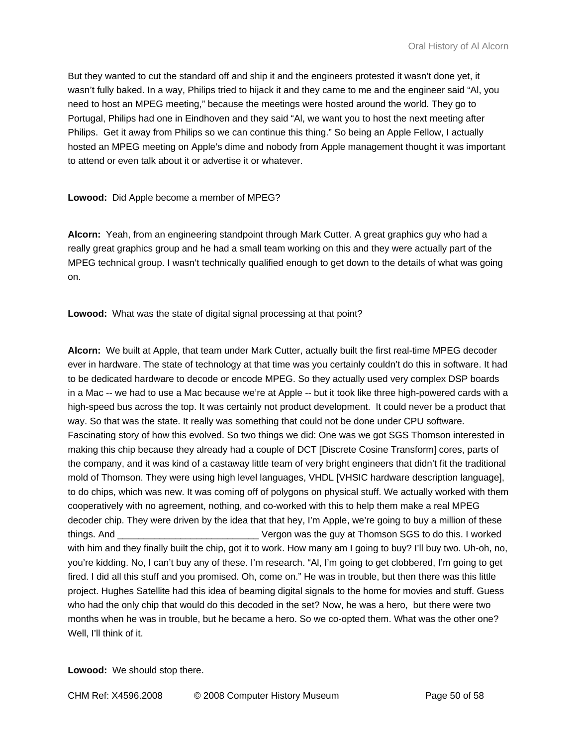But they wanted to cut the standard off and ship it and the engineers protested it wasn't done yet, it wasn't fully baked. In a way, Philips tried to hijack it and they came to me and the engineer said "Al, you need to host an MPEG meeting," because the meetings were hosted around the world. They go to Portugal, Philips had one in Eindhoven and they said "Al, we want you to host the next meeting after Philips. Get it away from Philips so we can continue this thing." So being an Apple Fellow, I actually hosted an MPEG meeting on Apple's dime and nobody from Apple management thought it was important to attend or even talk about it or advertise it or whatever.

**Lowood:** Did Apple become a member of MPEG?

**Alcorn:** Yeah, from an engineering standpoint through Mark Cutter. A great graphics guy who had a really great graphics group and he had a small team working on this and they were actually part of the MPEG technical group. I wasn't technically qualified enough to get down to the details of what was going on.

**Lowood:** What was the state of digital signal processing at that point?

**Alcorn:** We built at Apple, that team under Mark Cutter, actually built the first real-time MPEG decoder ever in hardware. The state of technology at that time was you certainly couldn't do this in software. It had to be dedicated hardware to decode or encode MPEG. So they actually used very complex DSP boards in a Mac -- we had to use a Mac because we're at Apple -- but it took like three high-powered cards with a high-speed bus across the top. It was certainly not product development. It could never be a product that way. So that was the state. It really was something that could not be done under CPU software. Fascinating story of how this evolved. So two things we did: One was we got SGS Thomson interested in making this chip because they already had a couple of DCT [Discrete Cosine Transform] cores, parts of the company, and it was kind of a castaway little team of very bright engineers that didn't fit the traditional mold of Thomson. They were using high level languages, VHDL [VHSIC hardware description language], to do chips, which was new. It was coming off of polygons on physical stuff. We actually worked with them cooperatively with no agreement, nothing, and co-worked with this to help them make a real MPEG decoder chip. They were driven by the idea that that hey, I'm Apple, we're going to buy a million of these things. And ___________________________ Vergon was the guy at Thomson SGS to do this. I worked with him and they finally built the chip, got it to work. How many am I going to buy? I'll buy two. Uh-oh, no, you're kidding. No, I can't buy any of these. I'm research. "Al, I'm going to get clobbered, I'm going to get fired. I did all this stuff and you promised. Oh, come on." He was in trouble, but then there was this little project. Hughes Satellite had this idea of beaming digital signals to the home for movies and stuff. Guess who had the only chip that would do this decoded in the set? Now, he was a hero, but there were two months when he was in trouble, but he became a hero. So we co-opted them. What was the other one? Well, I'll think of it.

**Lowood:** We should stop there.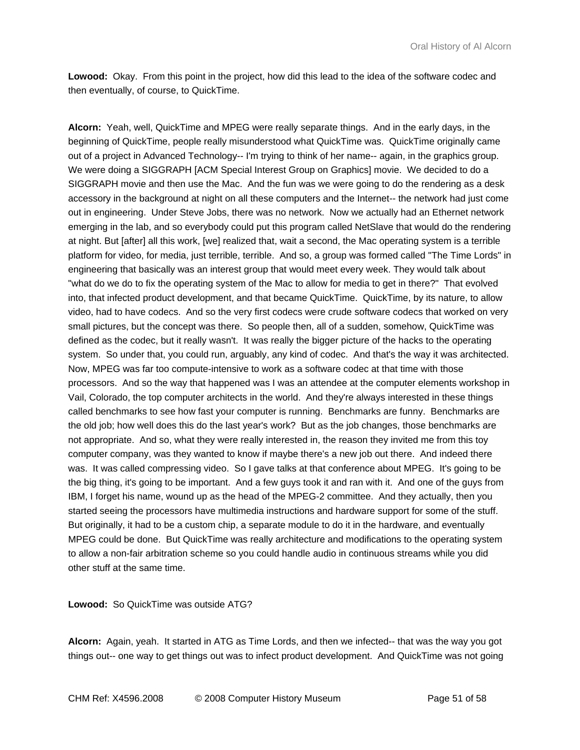**Lowood:** Okay. From this point in the project, how did this lead to the idea of the software codec and then eventually, of course, to QuickTime.

**Alcorn:** Yeah, well, QuickTime and MPEG were really separate things. And in the early days, in the beginning of QuickTime, people really misunderstood what QuickTime was. QuickTime originally came out of a project in Advanced Technology-- I'm trying to think of her name-- again, in the graphics group. We were doing a SIGGRAPH [ACM Special Interest Group on Graphics] movie. We decided to do a SIGGRAPH movie and then use the Mac. And the fun was we were going to do the rendering as a desk accessory in the background at night on all these computers and the Internet-- the network had just come out in engineering. Under Steve Jobs, there was no network. Now we actually had an Ethernet network emerging in the lab, and so everybody could put this program called NetSlave that would do the rendering at night. But [after] all this work, [we] realized that, wait a second, the Mac operating system is a terrible platform for video, for media, just terrible, terrible. And so, a group was formed called "The Time Lords" in engineering that basically was an interest group that would meet every week. They would talk about "what do we do to fix the operating system of the Mac to allow for media to get in there?" That evolved into, that infected product development, and that became QuickTime. QuickTime, by its nature, to allow video, had to have codecs. And so the very first codecs were crude software codecs that worked on very small pictures, but the concept was there. So people then, all of a sudden, somehow, QuickTime was defined as the codec, but it really wasn't. It was really the bigger picture of the hacks to the operating system. So under that, you could run, arguably, any kind of codec. And that's the way it was architected. Now, MPEG was far too compute-intensive to work as a software codec at that time with those processors. And so the way that happened was I was an attendee at the computer elements workshop in Vail, Colorado, the top computer architects in the world. And they're always interested in these things called benchmarks to see how fast your computer is running. Benchmarks are funny. Benchmarks are the old job; how well does this do the last year's work? But as the job changes, those benchmarks are not appropriate. And so, what they were really interested in, the reason they invited me from this toy computer company, was they wanted to know if maybe there's a new job out there. And indeed there was. It was called compressing video. So I gave talks at that conference about MPEG. It's going to be the big thing, it's going to be important. And a few guys took it and ran with it. And one of the guys from IBM, I forget his name, wound up as the head of the MPEG-2 committee. And they actually, then you started seeing the processors have multimedia instructions and hardware support for some of the stuff. But originally, it had to be a custom chip, a separate module to do it in the hardware, and eventually MPEG could be done. But QuickTime was really architecture and modifications to the operating system to allow a non-fair arbitration scheme so you could handle audio in continuous streams while you did other stuff at the same time.

**Lowood:** So QuickTime was outside ATG?

**Alcorn:** Again, yeah. It started in ATG as Time Lords, and then we infected-- that was the way you got things out-- one way to get things out was to infect product development. And QuickTime was not going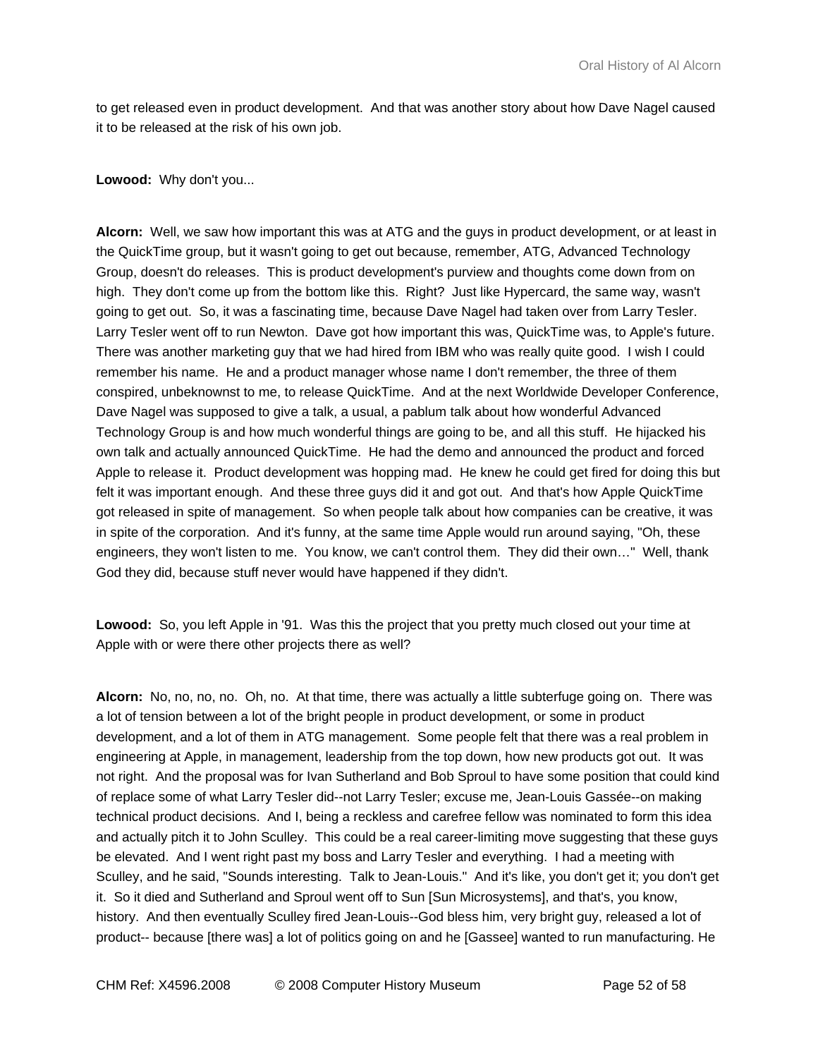to get released even in product development. And that was another story about how Dave Nagel caused it to be released at the risk of his own job.

**Lowood:** Why don't you...

**Alcorn:** Well, we saw how important this was at ATG and the guys in product development, or at least in the QuickTime group, but it wasn't going to get out because, remember, ATG, Advanced Technology Group, doesn't do releases. This is product development's purview and thoughts come down from on high. They don't come up from the bottom like this. Right? Just like Hypercard, the same way, wasn't going to get out. So, it was a fascinating time, because Dave Nagel had taken over from Larry Tesler. Larry Tesler went off to run Newton. Dave got how important this was, QuickTime was, to Apple's future. There was another marketing guy that we had hired from IBM who was really quite good. I wish I could remember his name. He and a product manager whose name I don't remember, the three of them conspired, unbeknownst to me, to release QuickTime. And at the next Worldwide Developer Conference, Dave Nagel was supposed to give a talk, a usual, a pablum talk about how wonderful Advanced Technology Group is and how much wonderful things are going to be, and all this stuff. He hijacked his own talk and actually announced QuickTime. He had the demo and announced the product and forced Apple to release it. Product development was hopping mad. He knew he could get fired for doing this but felt it was important enough. And these three guys did it and got out. And that's how Apple QuickTime got released in spite of management. So when people talk about how companies can be creative, it was in spite of the corporation. And it's funny, at the same time Apple would run around saying, "Oh, these engineers, they won't listen to me. You know, we can't control them. They did their own…" Well, thank God they did, because stuff never would have happened if they didn't.

**Lowood:** So, you left Apple in '91. Was this the project that you pretty much closed out your time at Apple with or were there other projects there as well?

**Alcorn:** No, no, no, no. Oh, no. At that time, there was actually a little subterfuge going on. There was a lot of tension between a lot of the bright people in product development, or some in product development, and a lot of them in ATG management. Some people felt that there was a real problem in engineering at Apple, in management, leadership from the top down, how new products got out. It was not right. And the proposal was for Ivan Sutherland and Bob Sproul to have some position that could kind of replace some of what Larry Tesler did--not Larry Tesler; excuse me, Jean-Louis Gassée--on making technical product decisions. And I, being a reckless and carefree fellow was nominated to form this idea and actually pitch it to John Sculley. This could be a real career-limiting move suggesting that these guys be elevated. And I went right past my boss and Larry Tesler and everything. I had a meeting with Sculley, and he said, "Sounds interesting. Talk to Jean-Louis." And it's like, you don't get it; you don't get it. So it died and Sutherland and Sproul went off to Sun [Sun Microsystems], and that's, you know, history. And then eventually Sculley fired Jean-Louis--God bless him, very bright guy, released a lot of product-- because [there was] a lot of politics going on and he [Gassee] wanted to run manufacturing. He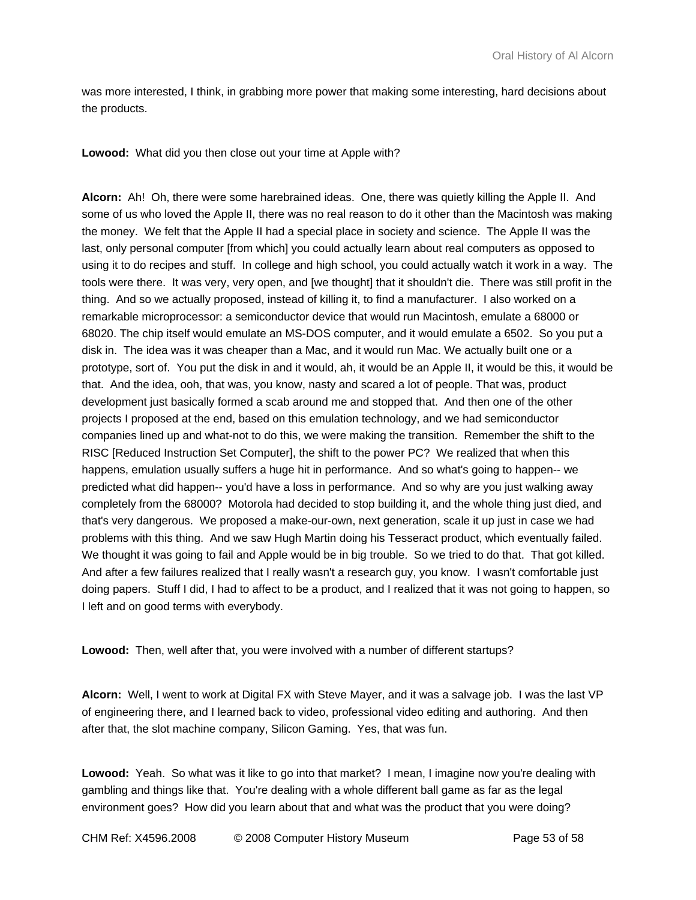was more interested, I think, in grabbing more power that making some interesting, hard decisions about the products.

**Lowood:** What did you then close out your time at Apple with?

**Alcorn:** Ah! Oh, there were some harebrained ideas. One, there was quietly killing the Apple II. And some of us who loved the Apple II, there was no real reason to do it other than the Macintosh was making the money. We felt that the Apple II had a special place in society and science. The Apple II was the last, only personal computer [from which] you could actually learn about real computers as opposed to using it to do recipes and stuff. In college and high school, you could actually watch it work in a way. The tools were there. It was very, very open, and [we thought] that it shouldn't die. There was still profit in the thing. And so we actually proposed, instead of killing it, to find a manufacturer. I also worked on a remarkable microprocessor: a semiconductor device that would run Macintosh, emulate a 68000 or 68020. The chip itself would emulate an MS-DOS computer, and it would emulate a 6502. So you put a disk in. The idea was it was cheaper than a Mac, and it would run Mac. We actually built one or a prototype, sort of. You put the disk in and it would, ah, it would be an Apple II, it would be this, it would be that. And the idea, ooh, that was, you know, nasty and scared a lot of people. That was, product development just basically formed a scab around me and stopped that. And then one of the other projects I proposed at the end, based on this emulation technology, and we had semiconductor companies lined up and what-not to do this, we were making the transition. Remember the shift to the RISC [Reduced Instruction Set Computer], the shift to the power PC? We realized that when this happens, emulation usually suffers a huge hit in performance. And so what's going to happen-- we predicted what did happen-- you'd have a loss in performance. And so why are you just walking away completely from the 68000? Motorola had decided to stop building it, and the whole thing just died, and that's very dangerous. We proposed a make-our-own, next generation, scale it up just in case we had problems with this thing. And we saw Hugh Martin doing his Tesseract product, which eventually failed. We thought it was going to fail and Apple would be in big trouble. So we tried to do that. That got killed. And after a few failures realized that I really wasn't a research guy, you know. I wasn't comfortable just doing papers. Stuff I did, I had to affect to be a product, and I realized that it was not going to happen, so I left and on good terms with everybody.

**Lowood:** Then, well after that, you were involved with a number of different startups?

**Alcorn:** Well, I went to work at Digital FX with Steve Mayer, and it was a salvage job. I was the last VP of engineering there, and I learned back to video, professional video editing and authoring. And then after that, the slot machine company, Silicon Gaming. Yes, that was fun.

**Lowood:** Yeah. So what was it like to go into that market? I mean, I imagine now you're dealing with gambling and things like that. You're dealing with a whole different ball game as far as the legal environment goes? How did you learn about that and what was the product that you were doing?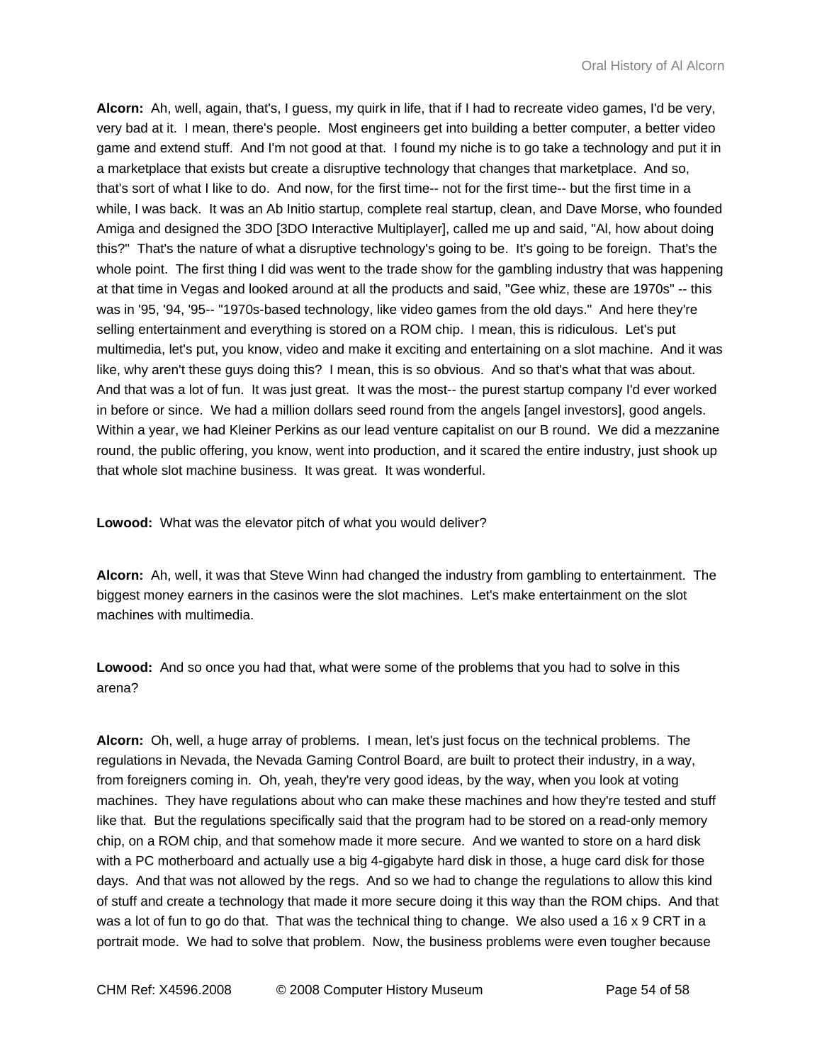**Alcorn:** Ah, well, again, that's, I guess, my quirk in life, that if I had to recreate video games, I'd be very, very bad at it. I mean, there's people. Most engineers get into building a better computer, a better video game and extend stuff. And I'm not good at that. I found my niche is to go take a technology and put it in a marketplace that exists but create a disruptive technology that changes that marketplace. And so, that's sort of what I like to do. And now, for the first time-- not for the first time-- but the first time in a while, I was back. It was an Ab Initio startup, complete real startup, clean, and Dave Morse, who founded Amiga and designed the 3DO [3DO Interactive Multiplayer], called me up and said, "Al, how about doing this?" That's the nature of what a disruptive technology's going to be. It's going to be foreign. That's the whole point. The first thing I did was went to the trade show for the gambling industry that was happening at that time in Vegas and looked around at all the products and said, "Gee whiz, these are 1970s" -- this was in '95, '94, '95-- "1970s-based technology, like video games from the old days." And here they're selling entertainment and everything is stored on a ROM chip. I mean, this is ridiculous. Let's put multimedia, let's put, you know, video and make it exciting and entertaining on a slot machine. And it was like, why aren't these guys doing this? I mean, this is so obvious. And so that's what that was about. And that was a lot of fun. It was just great. It was the most-- the purest startup company I'd ever worked in before or since. We had a million dollars seed round from the angels [angel investors], good angels. Within a year, we had Kleiner Perkins as our lead venture capitalist on our B round. We did a mezzanine round, the public offering, you know, went into production, and it scared the entire industry, just shook up that whole slot machine business. It was great. It was wonderful.

**Lowood:** What was the elevator pitch of what you would deliver?

**Alcorn:** Ah, well, it was that Steve Winn had changed the industry from gambling to entertainment. The biggest money earners in the casinos were the slot machines. Let's make entertainment on the slot machines with multimedia.

**Lowood:** And so once you had that, what were some of the problems that you had to solve in this arena?

**Alcorn:** Oh, well, a huge array of problems. I mean, let's just focus on the technical problems. The regulations in Nevada, the Nevada Gaming Control Board, are built to protect their industry, in a way, from foreigners coming in. Oh, yeah, they're very good ideas, by the way, when you look at voting machines. They have regulations about who can make these machines and how they're tested and stuff like that. But the regulations specifically said that the program had to be stored on a read-only memory chip, on a ROM chip, and that somehow made it more secure. And we wanted to store on a hard disk with a PC motherboard and actually use a big 4-gigabyte hard disk in those, a huge card disk for those days. And that was not allowed by the regs. And so we had to change the regulations to allow this kind of stuff and create a technology that made it more secure doing it this way than the ROM chips. And that was a lot of fun to go do that. That was the technical thing to change. We also used a 16 x 9 CRT in a portrait mode. We had to solve that problem. Now, the business problems were even tougher because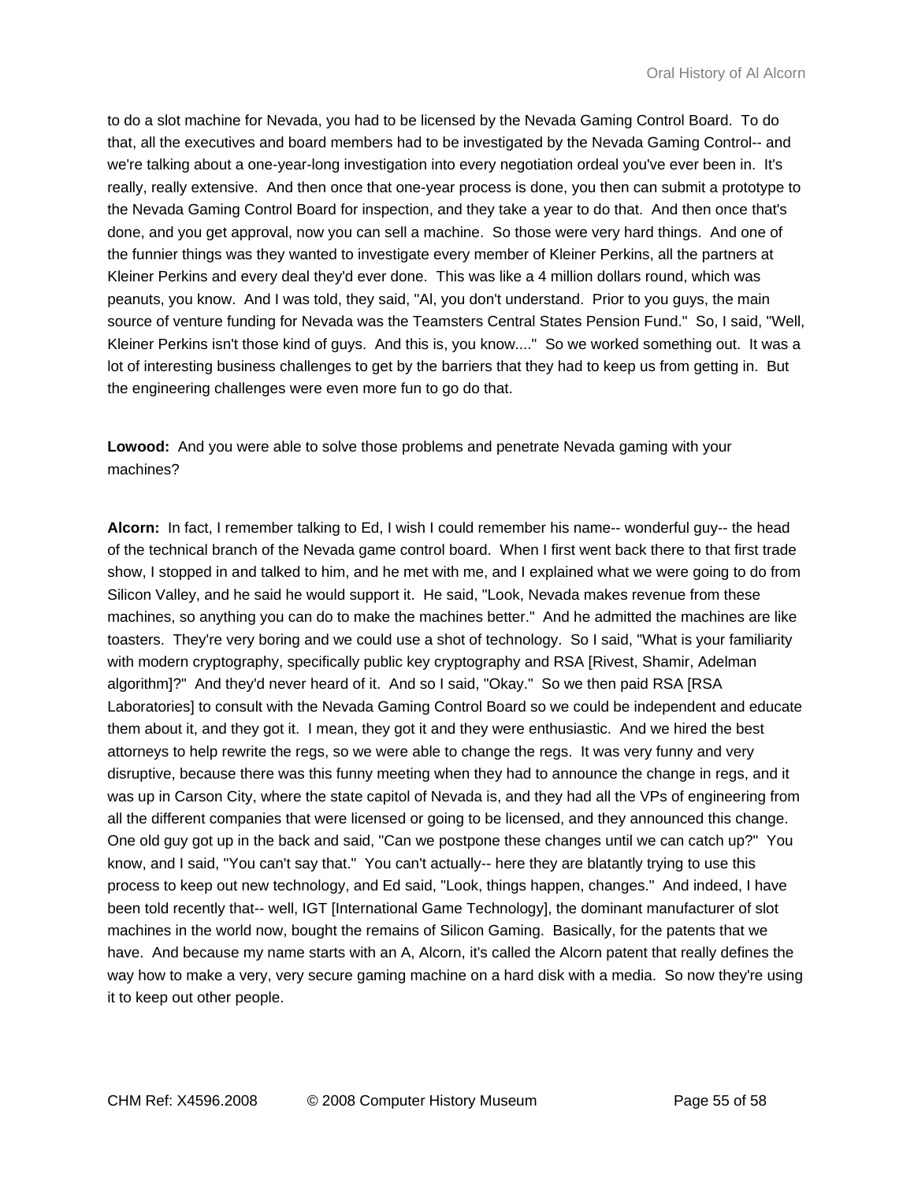to do a slot machine for Nevada, you had to be licensed by the Nevada Gaming Control Board. To do that, all the executives and board members had to be investigated by the Nevada Gaming Control-- and we're talking about a one-year-long investigation into every negotiation ordeal you've ever been in. It's really, really extensive. And then once that one-year process is done, you then can submit a prototype to the Nevada Gaming Control Board for inspection, and they take a year to do that. And then once that's done, and you get approval, now you can sell a machine. So those were very hard things. And one of the funnier things was they wanted to investigate every member of Kleiner Perkins, all the partners at Kleiner Perkins and every deal they'd ever done. This was like a 4 million dollars round, which was peanuts, you know. And I was told, they said, "Al, you don't understand. Prior to you guys, the main source of venture funding for Nevada was the Teamsters Central States Pension Fund." So, I said, "Well, Kleiner Perkins isn't those kind of guys. And this is, you know...." So we worked something out. It was a lot of interesting business challenges to get by the barriers that they had to keep us from getting in. But the engineering challenges were even more fun to go do that.

**Lowood:** And you were able to solve those problems and penetrate Nevada gaming with your machines?

**Alcorn:** In fact, I remember talking to Ed, I wish I could remember his name-- wonderful guy-- the head of the technical branch of the Nevada game control board. When I first went back there to that first trade show, I stopped in and talked to him, and he met with me, and I explained what we were going to do from Silicon Valley, and he said he would support it. He said, "Look, Nevada makes revenue from these machines, so anything you can do to make the machines better." And he admitted the machines are like toasters. They're very boring and we could use a shot of technology. So I said, "What is your familiarity with modern cryptography, specifically public key cryptography and RSA [Rivest, Shamir, Adelman algorithm]?" And they'd never heard of it. And so I said, "Okay." So we then paid RSA [RSA Laboratories] to consult with the Nevada Gaming Control Board so we could be independent and educate them about it, and they got it. I mean, they got it and they were enthusiastic. And we hired the best attorneys to help rewrite the regs, so we were able to change the regs. It was very funny and very disruptive, because there was this funny meeting when they had to announce the change in regs, and it was up in Carson City, where the state capitol of Nevada is, and they had all the VPs of engineering from all the different companies that were licensed or going to be licensed, and they announced this change. One old guy got up in the back and said, "Can we postpone these changes until we can catch up?" You know, and I said, "You can't say that." You can't actually-- here they are blatantly trying to use this process to keep out new technology, and Ed said, "Look, things happen, changes." And indeed, I have been told recently that-- well, IGT [International Game Technology], the dominant manufacturer of slot machines in the world now, bought the remains of Silicon Gaming. Basically, for the patents that we have. And because my name starts with an A, Alcorn, it's called the Alcorn patent that really defines the way how to make a very, very secure gaming machine on a hard disk with a media. So now they're using it to keep out other people.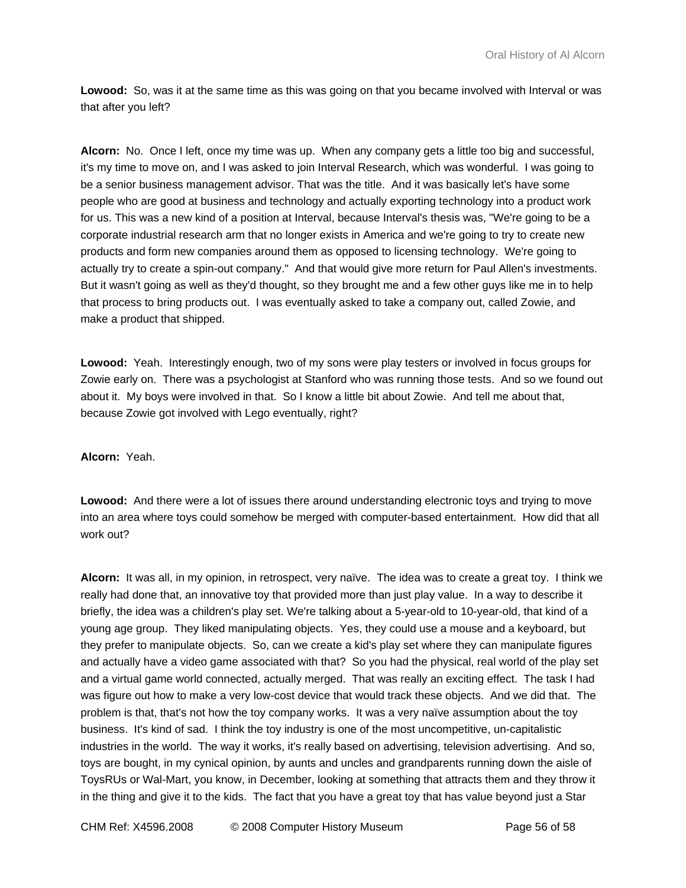**Lowood:** So, was it at the same time as this was going on that you became involved with Interval or was that after you left?

**Alcorn:** No. Once I left, once my time was up. When any company gets a little too big and successful, it's my time to move on, and I was asked to join Interval Research, which was wonderful. I was going to be a senior business management advisor. That was the title. And it was basically let's have some people who are good at business and technology and actually exporting technology into a product work for us. This was a new kind of a position at Interval, because Interval's thesis was, "We're going to be a corporate industrial research arm that no longer exists in America and we're going to try to create new products and form new companies around them as opposed to licensing technology. We're going to actually try to create a spin-out company." And that would give more return for Paul Allen's investments. But it wasn't going as well as they'd thought, so they brought me and a few other guys like me in to help that process to bring products out. I was eventually asked to take a company out, called Zowie, and make a product that shipped.

**Lowood:** Yeah. Interestingly enough, two of my sons were play testers or involved in focus groups for Zowie early on. There was a psychologist at Stanford who was running those tests. And so we found out about it. My boys were involved in that. So I know a little bit about Zowie. And tell me about that, because Zowie got involved with Lego eventually, right?

**Alcorn:** Yeah.

**Lowood:** And there were a lot of issues there around understanding electronic toys and trying to move into an area where toys could somehow be merged with computer-based entertainment. How did that all work out?

**Alcorn:** It was all, in my opinion, in retrospect, very naïve. The idea was to create a great toy. I think we really had done that, an innovative toy that provided more than just play value. In a way to describe it briefly, the idea was a children's play set. We're talking about a 5-year-old to 10-year-old, that kind of a young age group. They liked manipulating objects. Yes, they could use a mouse and a keyboard, but they prefer to manipulate objects. So, can we create a kid's play set where they can manipulate figures and actually have a video game associated with that? So you had the physical, real world of the play set and a virtual game world connected, actually merged. That was really an exciting effect. The task I had was figure out how to make a very low-cost device that would track these objects. And we did that. The problem is that, that's not how the toy company works. It was a very naïve assumption about the toy business. It's kind of sad. I think the toy industry is one of the most uncompetitive, un-capitalistic industries in the world. The way it works, it's really based on advertising, television advertising. And so, toys are bought, in my cynical opinion, by aunts and uncles and grandparents running down the aisle of ToysRUs or Wal-Mart, you know, in December, looking at something that attracts them and they throw it in the thing and give it to the kids. The fact that you have a great toy that has value beyond just a Star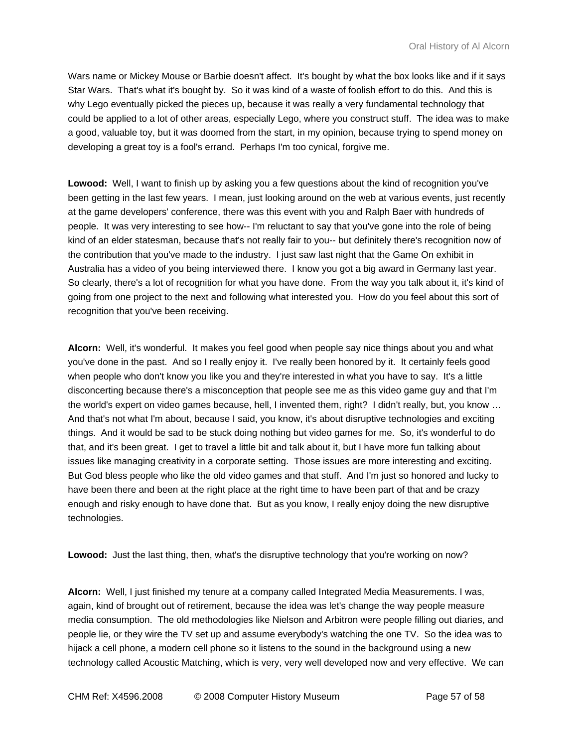Wars name or Mickey Mouse or Barbie doesn't affect. It's bought by what the box looks like and if it says Star Wars. That's what it's bought by. So it was kind of a waste of foolish effort to do this. And this is why Lego eventually picked the pieces up, because it was really a very fundamental technology that could be applied to a lot of other areas, especially Lego, where you construct stuff. The idea was to make a good, valuable toy, but it was doomed from the start, in my opinion, because trying to spend money on developing a great toy is a fool's errand. Perhaps I'm too cynical, forgive me.

**Lowood:** Well, I want to finish up by asking you a few questions about the kind of recognition you've been getting in the last few years. I mean, just looking around on the web at various events, just recently at the game developers' conference, there was this event with you and Ralph Baer with hundreds of people. It was very interesting to see how-- I'm reluctant to say that you've gone into the role of being kind of an elder statesman, because that's not really fair to you-- but definitely there's recognition now of the contribution that you've made to the industry. I just saw last night that the Game On exhibit in Australia has a video of you being interviewed there. I know you got a big award in Germany last year. So clearly, there's a lot of recognition for what you have done. From the way you talk about it, it's kind of going from one project to the next and following what interested you. How do you feel about this sort of recognition that you've been receiving.

**Alcorn:** Well, it's wonderful. It makes you feel good when people say nice things about you and what you've done in the past. And so I really enjoy it. I've really been honored by it. It certainly feels good when people who don't know you like you and they're interested in what you have to say. It's a little disconcerting because there's a misconception that people see me as this video game guy and that I'm the world's expert on video games because, hell, I invented them, right? I didn't really, but, you know … And that's not what I'm about, because I said, you know, it's about disruptive technologies and exciting things. And it would be sad to be stuck doing nothing but video games for me. So, it's wonderful to do that, and it's been great. I get to travel a little bit and talk about it, but I have more fun talking about issues like managing creativity in a corporate setting. Those issues are more interesting and exciting. But God bless people who like the old video games and that stuff. And I'm just so honored and lucky to have been there and been at the right place at the right time to have been part of that and be crazy enough and risky enough to have done that. But as you know, I really enjoy doing the new disruptive technologies.

**Lowood:** Just the last thing, then, what's the disruptive technology that you're working on now?

**Alcorn:** Well, I just finished my tenure at a company called Integrated Media Measurements. I was, again, kind of brought out of retirement, because the idea was let's change the way people measure media consumption. The old methodologies like Nielson and Arbitron were people filling out diaries, and people lie, or they wire the TV set up and assume everybody's watching the one TV. So the idea was to hijack a cell phone, a modern cell phone so it listens to the sound in the background using a new technology called Acoustic Matching, which is very, very well developed now and very effective. We can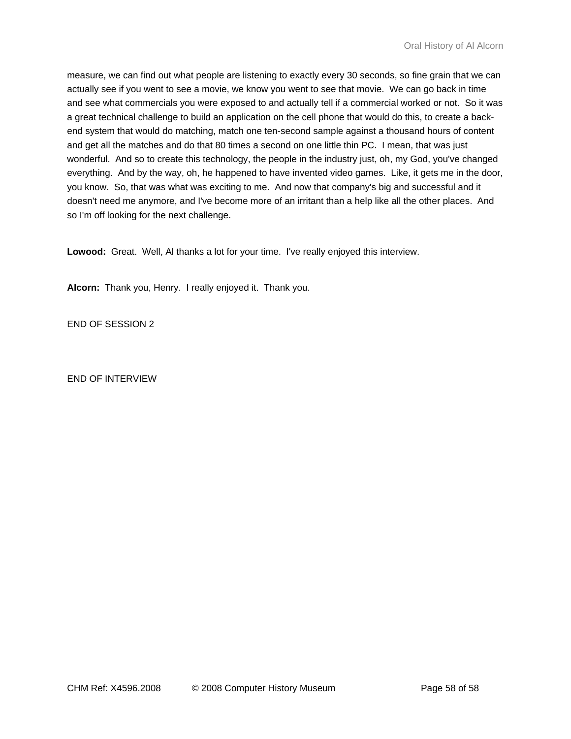measure, we can find out what people are listening to exactly every 30 seconds, so fine grain that we can actually see if you went to see a movie, we know you went to see that movie. We can go back in time and see what commercials you were exposed to and actually tell if a commercial worked or not. So it was a great technical challenge to build an application on the cell phone that would do this, to create a back-end system that would do matching, match one ten-second sample against a thousand hours of content and get all the matches and do that 80 times a second on one little thin PC. I mean, that was just wonderful. And so to create this technology, the people in the industry just, oh, my God, you've changed everything. And by the way, oh, he happened to have invented video games. Like, it gets me in the door, you know. So, that was what was exciting to me. And now that company's big and successful and it doesn't need me anymore, and I've become more of an irritant than a help like all the other places. And so I'm off looking for the next challenge.

**Lowood:** Great. Well, Al thanks a lot for your time. I've really enjoyed this interview.

**Alcorn:** Thank you, Henry. I really enjoyed it. Thank you.

END OF SESSION 2

END OF INTERVIEW